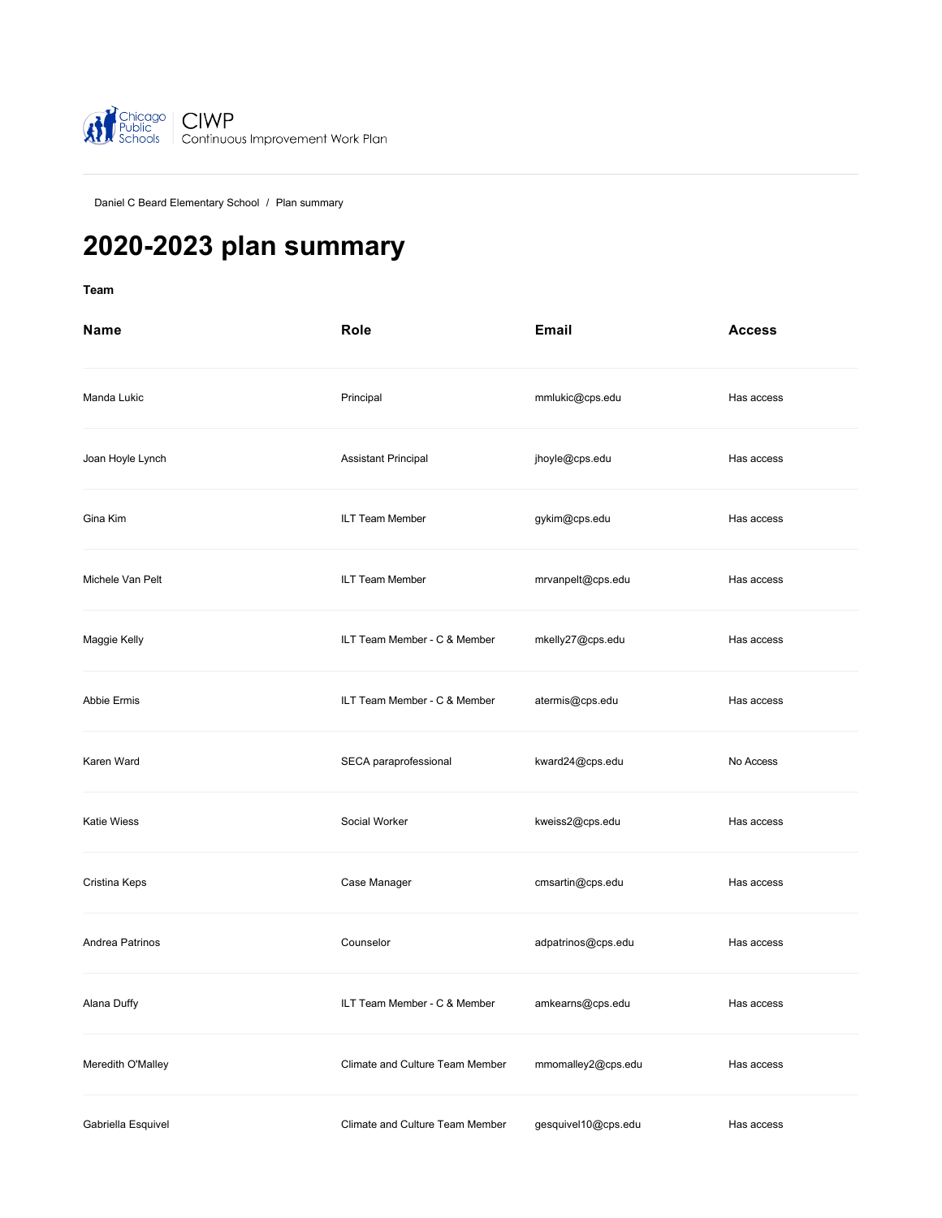Chicago Public Schools | CIWP Continuous Improvement Work Plan

Daniel C Beard Elementary School / Plan summary

# 2020-2023 plan summary

**Team**

| Name | Role | Email | Access |
|---|---|---|---|
| Manda Lukic | Principal | mmlukic@cps.edu | Has access |
| Joan Hoyle Lynch | Assistant Principal | jhoyle@cps.edu | Has access |
| Gina Kim | ILT Team Member | gykim@cps.edu | Has access |
| Michele Van Pelt | ILT Team Member | mrvanpelt@cps.edu | Has access |
| Maggie Kelly | ILT Team Member - C & Member | mkelly27@cps.edu | Has access |
| Abbie Ermis | ILT Team Member - C & Member | atermis@cps.edu | Has access |
| Karen Ward | SECA paraprofessional | kward24@cps.edu | No Access |
| Katie Wiess | Social Worker | kweiss2@cps.edu | Has access |
| Cristina Keps | Case Manager | cmsartin@cps.edu | Has access |
| Andrea Patrinos | Counselor | adpatrinos@cps.edu | Has access |
| Alana Duffy | ILT Team Member - C & Member | amkearns@cps.edu | Has access |
| Meredith O'Malley | Climate and Culture Team Member | mmomalley2@cps.edu | Has access |
| Gabriella Esquivel | Climate and Culture Team Member | gesquivel10@cps.edu | Has access |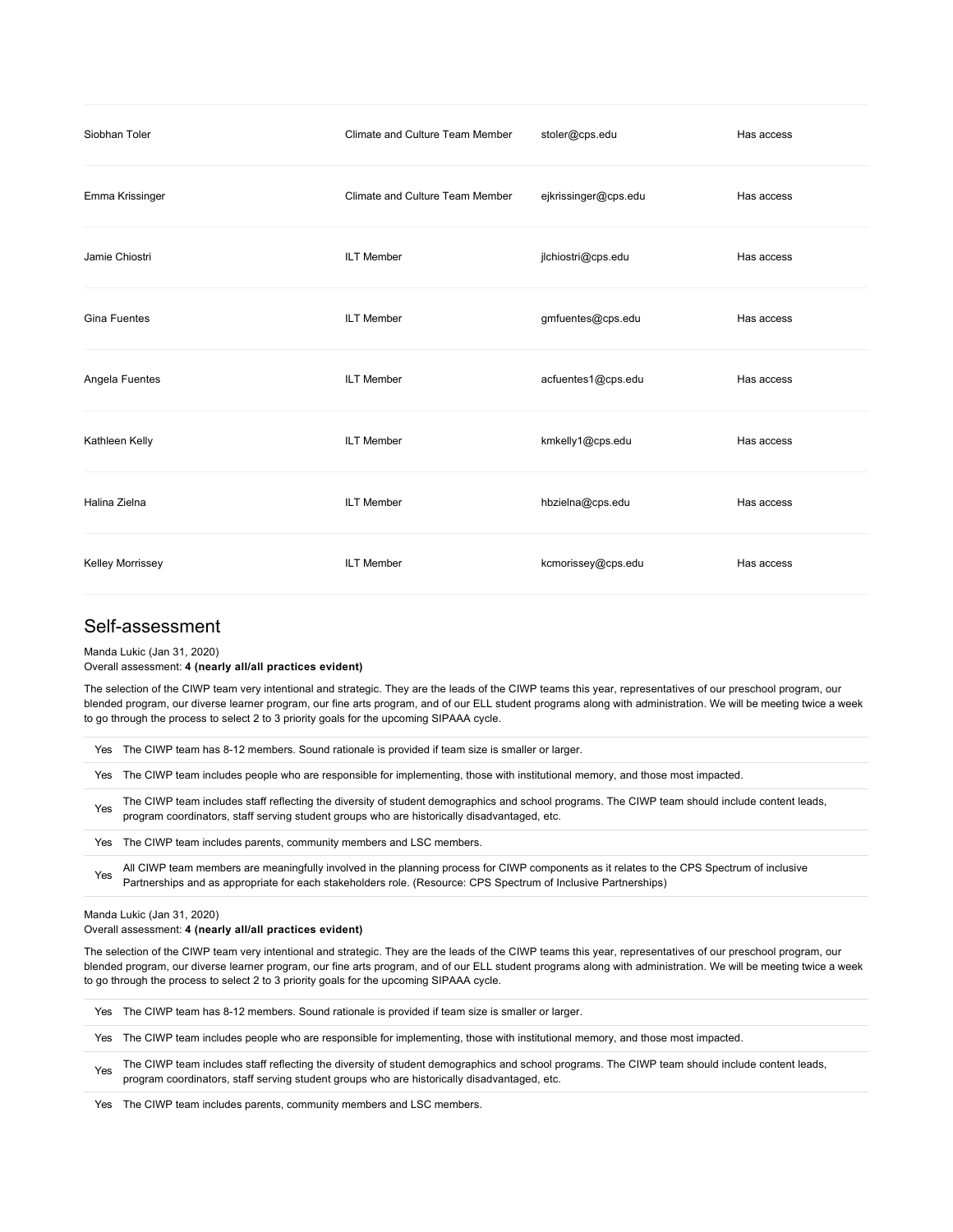| | | | |
|---|---|---|---|
| Siobhan Toler | Climate and Culture Team Member | stoler@cps.edu | Has access |
| Emma Krissinger | Climate and Culture Team Member | ejkrissinger@cps.edu | Has access |
| Jamie Chiostri | ILT Member | jlchiostri@cps.edu | Has access |
| Gina Fuentes | ILT Member | gmfuentes@cps.edu | Has access |
| Angela Fuentes | ILT Member | acfuentes1@cps.edu | Has access |
| Kathleen Kelly | ILT Member | kmkelly1@cps.edu | Has access |
| Halina Zielna | ILT Member | hbzielna@cps.edu | Has access |
| Kelley Morrissey | ILT Member | kcmorissey@cps.edu | Has access |

## Self-assessment

Manda Lukic (Jan 31, 2020)
Overall assessment: **4 (nearly all/all practices evident)**

The selection of the CIWP team very intentional and strategic. They are the leads of the CIWP teams this year, representatives of our preschool program, our blended program, our diverse learner program, our fine arts program, and of our ELL student programs along with administration. We will be meeting twice a week to go through the process to select 2 to 3 priority goals for the upcoming SIPAAA cycle.

| | |
|---|---|
| Yes | The CIWP team has 8-12 members. Sound rationale is provided if team size is smaller or larger. |
| Yes | The CIWP team includes people who are responsible for implementing, those with institutional memory, and those most impacted. |
| Yes | The CIWP team includes staff reflecting the diversity of student demographics and school programs. The CIWP team should include content leads, program coordinators, staff serving student groups who are historically disadvantaged, etc. |
| Yes | The CIWP team includes parents, community members and LSC members. |
| Yes | All CIWP team members are meaningfully involved in the planning process for CIWP components as it relates to the CPS Spectrum of inclusive Partnerships and as appropriate for each stakeholders role. (Resource: CPS Spectrum of Inclusive Partnerships) |

Manda Lukic (Jan 31, 2020)
Overall assessment: **4 (nearly all/all practices evident)**

The selection of the CIWP team very intentional and strategic. They are the leads of the CIWP teams this year, representatives of our preschool program, our blended program, our diverse learner program, our fine arts program, and of our ELL student programs along with administration. We will be meeting twice a week to go through the process to select 2 to 3 priority goals for the upcoming SIPAAA cycle.

| | |
|---|---|
| Yes | The CIWP team has 8-12 members. Sound rationale is provided if team size is smaller or larger. |
| Yes | The CIWP team includes people who are responsible for implementing, those with institutional memory, and those most impacted. |
| Yes | The CIWP team includes staff reflecting the diversity of student demographics and school programs. The CIWP team should include content leads, program coordinators, staff serving student groups who are historically disadvantaged, etc. |
| Yes | The CIWP team includes parents, community members and LSC members. |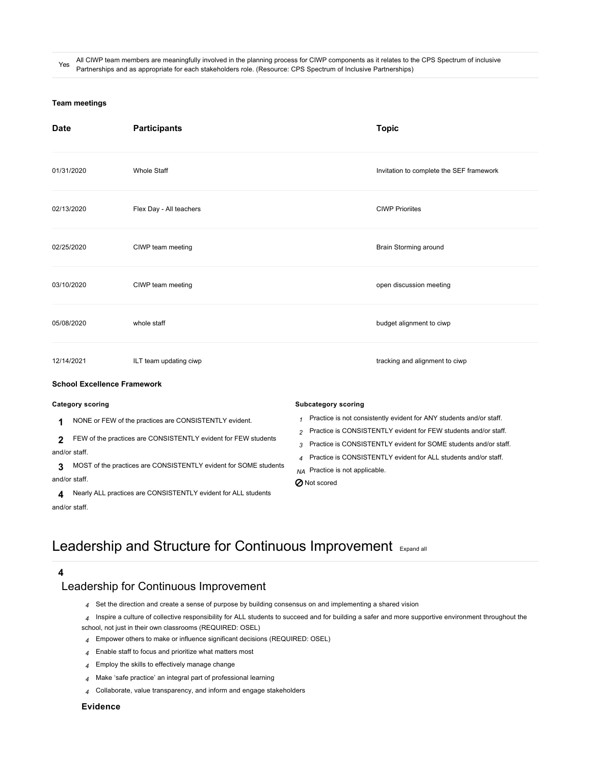| | |
|---|---|
| Yes | All CIWP team members are meaningfully involved in the planning process for CIWP components as it relates to the CPS Spectrum of inclusive Partnerships and as appropriate for each stakeholders role. (Resource: CPS Spectrum of Inclusive Partnerships) |

**Team meetings**

| Date | Participants | Topic |
|---|---|---|
| 01/31/2020 | Whole Staff | Invitation to complete the SEF framework |
| 02/13/2020 | Flex Day - All teachers | CIWP Prioriites |
| 02/25/2020 | CIWP team meeting | Brain Storming around |
| 03/10/2020 | CIWP team meeting | open discussion meeting |
| 05/08/2020 | whole staff | budget alignment to ciwp |
| 12/14/2021 | ILT team updating ciwp | tracking and alignment to ciwp |

**School Excellence Framework**

**Category scoring**

**1** NONE or FEW of the practices are CONSISTENTLY evident.

**2** FEW of the practices are CONSISTENTLY evident for FEW students and/or staff.

**3** MOST of the practices are CONSISTENTLY evident for SOME students and/or staff.

**4** Nearly ALL practices are CONSISTENTLY evident for ALL students and/or staff.

**Subcategory scoring**

*1* Practice is not consistently evident for ANY students and/or staff.

*2* Practice is CONSISTENTLY evident for FEW students and/or staff.

*3* Practice is CONSISTENTLY evident for SOME students and/or staff.

*4* Practice is CONSISTENTLY evident for ALL students and/or staff.

*NA* Practice is not applicable.

⊘ Not scored

# Leadership and Structure for Continuous Improvement

Expand all

**4**

## Leadership for Continuous Improvement

- *4* Set the direction and create a sense of purpose by building consensus on and implementing a shared vision
- *4* Inspire a culture of collective responsibility for ALL students to succeed and for building a safer and more supportive environment throughout the school, not just in their own classrooms (REQUIRED: OSEL)
- *4* Empower others to make or influence significant decisions (REQUIRED: OSEL)
- *4* Enable staff to focus and prioritize what matters most
- *4* Employ the skills to effectively manage change
- *4* Make 'safe practice' an integral part of professional learning
- *4* Collaborate, value transparency, and inform and engage stakeholders

**Evidence**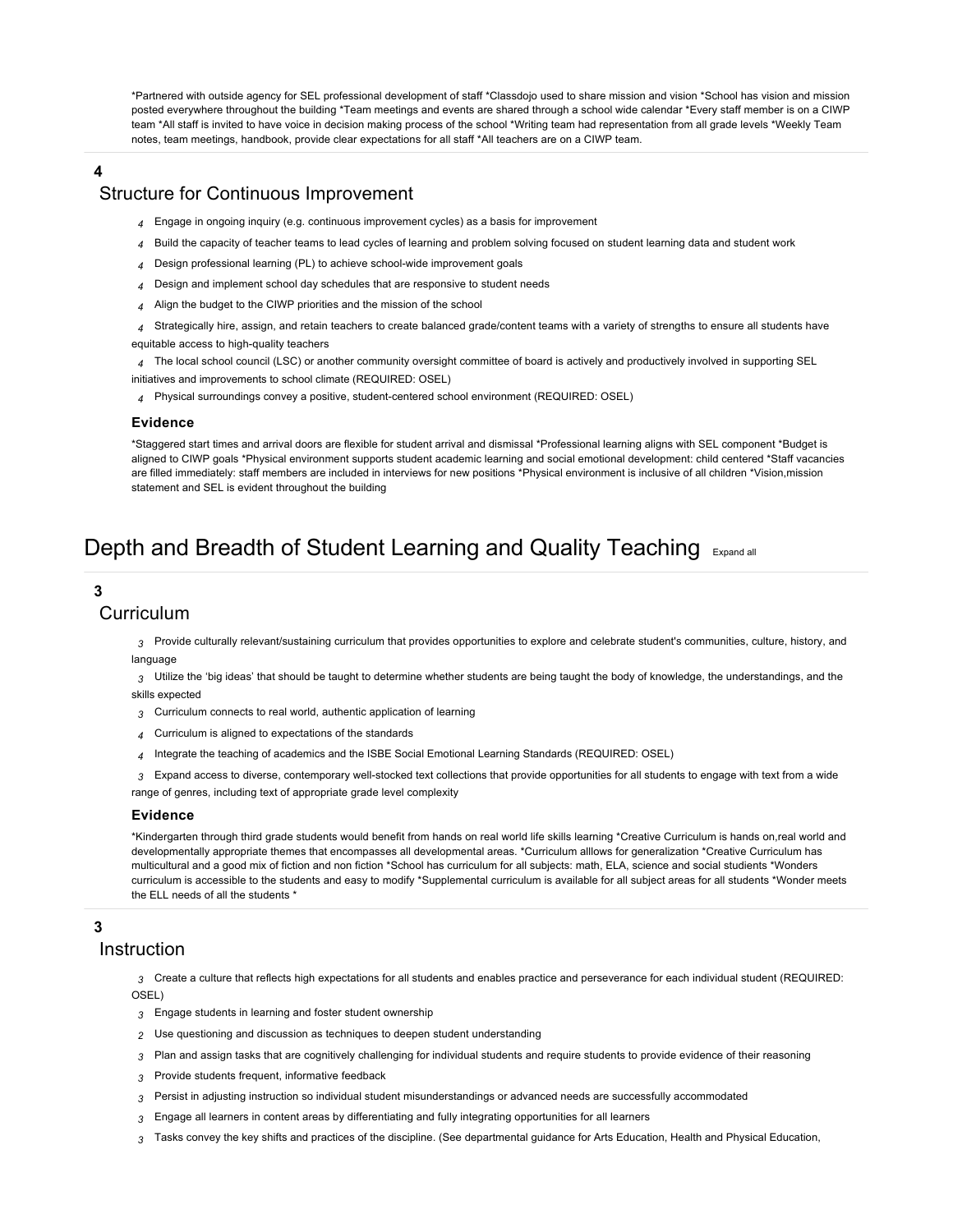*Partnered with outside agency for SEL professional development of staff *Classdojo used to share mission and vision *School has vision and mission posted everywhere throughout the building *Team meetings and events are shared through a school wide calendar *Every staff member is on a CIWP team *All staff is invited to have voice in decision making process of the school *Writing team had representation from all grade levels *Weekly Team notes, team meetings, handbook, provide clear expectations for all staff *All teachers are on a CIWP team.

**4**

## Structure for Continuous Improvement

- *4* Engage in ongoing inquiry (e.g. continuous improvement cycles) as a basis for improvement
- *4* Build the capacity of teacher teams to lead cycles of learning and problem solving focused on student learning data and student work
- *4* Design professional learning (PL) to achieve school-wide improvement goals
- *4* Design and implement school day schedules that are responsive to student needs
- *4* Align the budget to the CIWP priorities and the mission of the school
- *4* Strategically hire, assign, and retain teachers to create balanced grade/content teams with a variety of strengths to ensure all students have equitable access to high-quality teachers
- *4* The local school council (LSC) or another community oversight committee of board is actively and productively involved in supporting SEL initiatives and improvements to school climate (REQUIRED: OSEL)
- *4* Physical surroundings convey a positive, student-centered school environment (REQUIRED: OSEL)

### Evidence

*Staggered start times and arrival doors are flexible for student arrival and dismissal *Professional learning aligns with SEL component *Budget is aligned to CIWP goals *Physical environment supports student academic learning and social emotional development: child centered *Staff vacancies are filled immediately: staff members are included in interviews for new positions *Physical environment is inclusive of all children *Vision,mission statement and SEL is evident throughout the building

# Depth and Breadth of Student Learning and Quality Teaching

**3**

## Curriculum

- *3* Provide culturally relevant/sustaining curriculum that provides opportunities to explore and celebrate student's communities, culture, history, and language
- *3* Utilize the ‘big ideas’ that should be taught to determine whether students are being taught the body of knowledge, the understandings, and the skills expected
- *3* Curriculum connects to real world, authentic application of learning
- *4* Curriculum is aligned to expectations of the standards
- *4* Integrate the teaching of academics and the ISBE Social Emotional Learning Standards (REQUIRED: OSEL)
- *3* Expand access to diverse, contemporary well-stocked text collections that provide opportunities for all students to engage with text from a wide range of genres, including text of appropriate grade level complexity

### Evidence

*Kindergarten through third grade students would benefit from hands on real world life skills learning *Creative Curriculum is hands on,real world and developmentally appropriate themes that encompasses all developmental areas. *Curriculum alllows for generalization *Creative Curriculum has multicultural and a good mix of fiction and non fiction *School has curriculum for all subjects: math, ELA, science and social students *Wonders curriculum is accessible to the students and easy to modify *Supplemental curriculum is available for all subject areas for all students *Wonder meets the ELL needs of all the students *

**3**

## Instruction

- *3* Create a culture that reflects high expectations for all students and enables practice and perseverance for each individual student (REQUIRED: OSEL)
- *3* Engage students in learning and foster student ownership
- *2* Use questioning and discussion as techniques to deepen student understanding
- *3* Plan and assign tasks that are cognitively challenging for individual students and require students to provide evidence of their reasoning
- *3* Provide students frequent, informative feedback
- *3* Persist in adjusting instruction so individual student misunderstandings or advanced needs are successfully accommodated
- *3* Engage all learners in content areas by differentiating and fully integrating opportunities for all learners
- *3* Tasks convey the key shifts and practices of the discipline. (See departmental guidance for Arts Education, Health and Physical Education,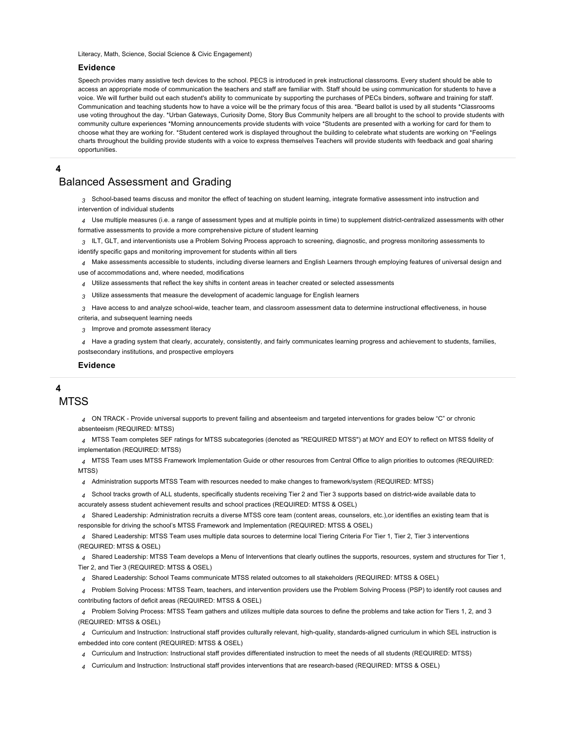Literacy, Math, Science, Social Science & Civic Engagement)

### Evidence

Speech provides many assistive tech devices to the school. PECS is introduced in prek instructional classrooms. Every student should be able to access an appropriate mode of communication the teachers and staff are familiar with. Staff should be using communication for students to have a voice. We will further build out each student's ability to communicate by supporting the purchases of PECs binders, software and training for staff. Communication and teaching students how to have a voice will be the primary focus of this area. *Beard ballot is used by all students *Classrooms use voting throughout the day. *Urban Gateways, Curiosity Dome, Story Bus Community helpers are all brought to the school to provide students with community culture experiences *Morning announcements provide students with voice *Students are presented with a working for card for them to choose what they are working for. *Student centered work is displayed throughout the building to celebrate what students are working on *Feelings charts throughout the building provide students with a voice to express themselves Teachers will provide students with feedback and goal sharing opportunities.

---

**4**

## Balanced Assessment and Grading

- *3* School-based teams discuss and monitor the effect of teaching on student learning, integrate formative assessment into instruction and intervention of individual students
- *4* Use multiple measures (i.e. a range of assessment types and at multiple points in time) to supplement district-centralized assessments with other formative assessments to provide a more comprehensive picture of student learning
- *3* ILT, GLT, and interventionists use a Problem Solving Process approach to screening, diagnostic, and progress monitoring assessments to identify specific gaps and monitoring improvement for students within all tiers
- *4* Make assessments accessible to students, including diverse learners and English Learners through employing features of universal design and use of accommodations and, where needed, modifications
- *4* Utilize assessments that reflect the key shifts in content areas in teacher created or selected assessments
- *3* Utilize assessments that measure the development of academic language for English learners
- *3* Have access to and analyze school-wide, teacher team, and classroom assessment data to determine instructional effectiveness, in house criteria, and subsequent learning needs
- *3* Improve and promote assessment literacy
- *4* Have a grading system that clearly, accurately, consistently, and fairly communicates learning progress and achievement to students, families, postsecondary institutions, and prospective employers

### Evidence

---

**4**

## MTSS

- *4* ON TRACK - Provide universal supports to prevent failing and absenteeism and targeted interventions for grades below "C" or chronic absenteeism (REQUIRED: MTSS)
- *4* MTSS Team completes SEF ratings for MTSS subcategories (denoted as "REQUIRED MTSS") at MOY and EOY to reflect on MTSS fidelity of implementation (REQUIRED: MTSS)
- *4* MTSS Team uses MTSS Framework Implementation Guide or other resources from Central Office to align priorities to outcomes (REQUIRED: MTSS)
- *4* Administration supports MTSS Team with resources needed to make changes to framework/system (REQUIRED: MTSS)
- *4* School tracks growth of ALL students, specifically students receiving Tier 2 and Tier 3 supports based on district-wide available data to accurately assess student achievement results and school practices (REQUIRED: MTSS & OSEL)
- *4* Shared Leadership: Administration recruits a diverse MTSS core team (content areas, counselors, etc.),or identifies an existing team that is responsible for driving the school's MTSS Framework and Implementation (REQUIRED: MTSS & OSEL)
- *4* Shared Leadership: MTSS Team uses multiple data sources to determine local Tiering Criteria For Tier 1, Tier 2, Tier 3 interventions (REQUIRED: MTSS & OSEL)
- *4* Shared Leadership: MTSS Team develops a Menu of Interventions that clearly outlines the supports, resources, system and structures for Tier 1, Tier 2, and Tier 3 (REQUIRED: MTSS & OSEL)
- *4* Shared Leadership: School Teams communicate MTSS related outcomes to all stakeholders (REQUIRED: MTSS & OSEL)
- *4* Problem Solving Process: MTSS Team, teachers, and intervention providers use the Problem Solving Process (PSP) to identify root causes and contributing factors of deficit areas (REQUIRED: MTSS & OSEL)
- *4* Problem Solving Process: MTSS Team gathers and utilizes multiple data sources to define the problems and take action for Tiers 1, 2, and 3 (REQUIRED: MTSS & OSEL)
- *4* Curriculum and Instruction: Instructional staff provides culturally relevant, high-quality, standards-aligned curriculum in which SEL instruction is embedded into core content (REQUIRED: MTSS & OSEL)
- *4* Curriculum and Instruction: Instructional staff provides differentiated instruction to meet the needs of all students (REQUIRED: MTSS)
- *4* Curriculum and Instruction: Instructional staff provides interventions that are research-based (REQUIRED: MTSS & OSEL)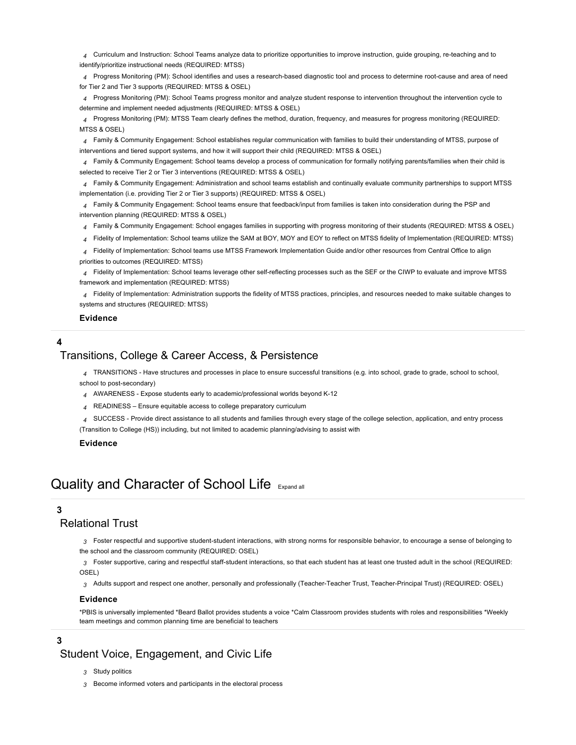*4* Curriculum and Instruction: School Teams analyze data to prioritize opportunities to improve instruction, guide grouping, re-teaching and to identify/prioritize instructional needs (REQUIRED: MTSS)

*4* Progress Monitoring (PM): School identifies and uses a research-based diagnostic tool and process to determine root-cause and area of need for Tier 2 and Tier 3 supports (REQUIRED: MTSS & OSEL)

*4* Progress Monitoring (PM): School Teams progress monitor and analyze student response to intervention throughout the intervention cycle to determine and implement needed adjustments (REQUIRED: MTSS & OSEL)

*4* Progress Monitoring (PM): MTSS Team clearly defines the method, duration, frequency, and measures for progress monitoring (REQUIRED: MTSS & OSEL)

*4* Family & Community Engagement: School establishes regular communication with families to build their understanding of MTSS, purpose of interventions and tiered support systems, and how it will support their child (REQUIRED: MTSS & OSEL)

*4* Family & Community Engagement: School teams develop a process of communication for formally notifying parents/families when their child is selected to receive Tier 2 or Tier 3 interventions (REQUIRED: MTSS & OSEL)

*4* Family & Community Engagement: Administration and school teams establish and continually evaluate community partnerships to support MTSS implementation (i.e. providing Tier 2 or Tier 3 supports) (REQUIRED: MTSS & OSEL)

*4* Family & Community Engagement: School teams ensure that feedback/input from families is taken into consideration during the PSP and intervention planning (REQUIRED: MTSS & OSEL)

*4* Family & Community Engagement: School engages families in supporting with progress monitoring of their students (REQUIRED: MTSS & OSEL)

*4* Fidelity of Implementation: School teams utilize the SAM at BOY, MOY and EOY to reflect on MTSS fidelity of Implementation (REQUIRED: MTSS)

*4* Fidelity of Implementation: School teams use MTSS Framework Implementation Guide and/or other resources from Central Office to align priorities to outcomes (REQUIRED: MTSS)

*4* Fidelity of Implementation: School teams leverage other self-reflecting processes such as the SEF or the CIWP to evaluate and improve MTSS framework and implementation (REQUIRED: MTSS)

*4* Fidelity of Implementation: Administration supports the fidelity of MTSS practices, principles, and resources needed to make suitable changes to systems and structures (REQUIRED: MTSS)

**Evidence**

---

**4**

### Transitions, College & Career Access, & Persistence

*4* TRANSITIONS - Have structures and processes in place to ensure successful transitions (e.g. into school, grade to grade, school to school, school to post-secondary)

*4* AWARENESS - Expose students early to academic/professional worlds beyond K-12

*4* READINESS – Ensure equitable access to college preparatory curriculum

*4* SUCCESS - Provide direct assistance to all students and families through every stage of the college selection, application, and entry process (Transition to College (HS)) including, but not limited to academic planning/advising to assist with

**Evidence**

## Quality and Character of School Life

Expand all

---

**3**

### Relational Trust

*3* Foster respectful and supportive student-student interactions, with strong norms for responsible behavior, to encourage a sense of belonging to the school and the classroom community (REQUIRED: OSEL)

*3* Foster supportive, caring and respectful staff-student interactions, so that each student has at least one trusted adult in the school (REQUIRED: OSEL)

*3* Adults support and respect one another, personally and professionally (Teacher-Teacher Trust, Teacher-Principal Trust) (REQUIRED: OSEL)

**Evidence**

*PBIS is universally implemented *Beard Ballot provides students a voice *Calm Classroom provides students with roles and responsibilities *Weekly team meetings and common planning time are beneficial to teachers

---

**3**

### Student Voice, Engagement, and Civic Life

*3* Study politics

*3* Become informed voters and participants in the electoral process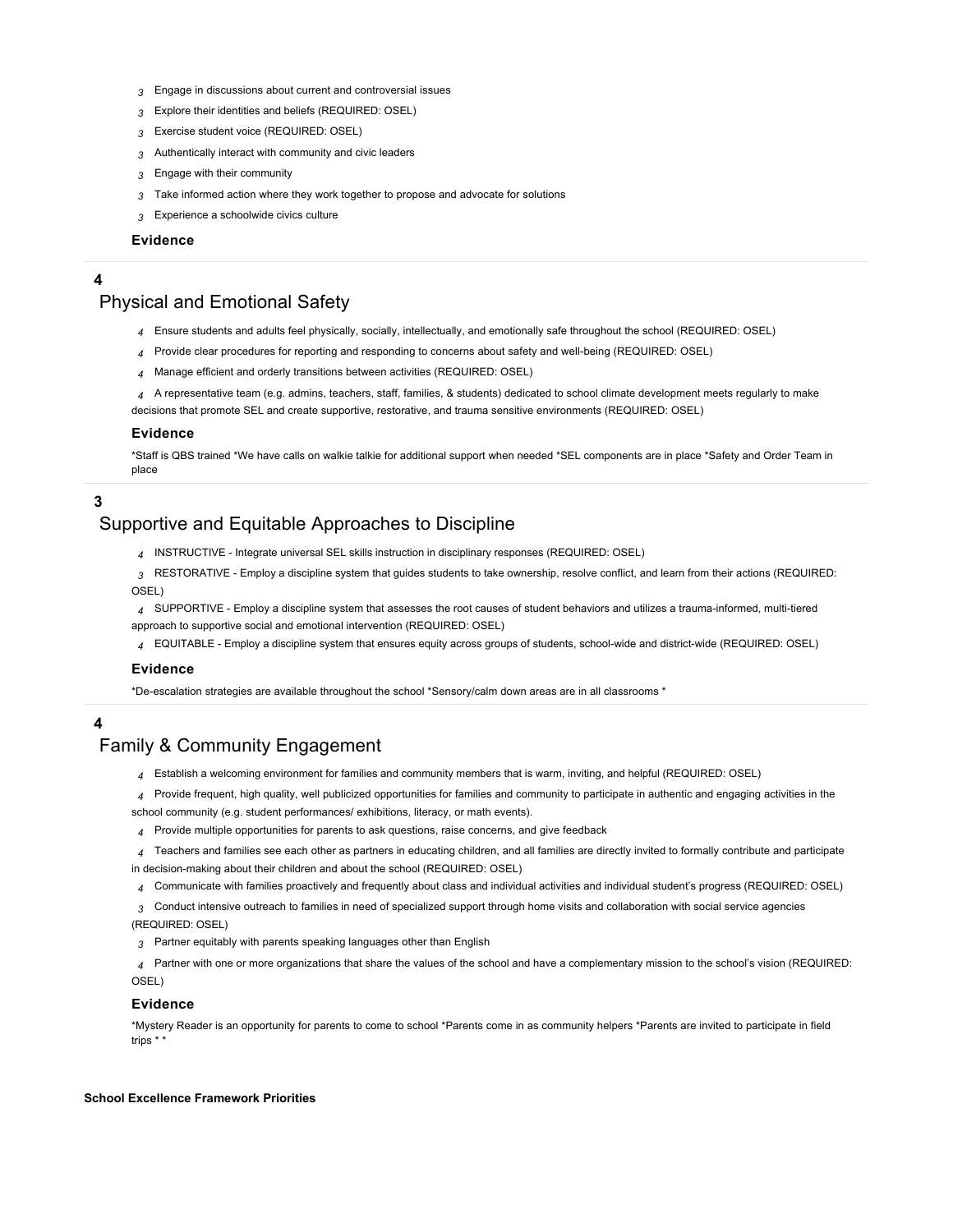- *3* Engage in discussions about current and controversial issues
- *3* Explore their identities and beliefs (REQUIRED: OSEL)
- *3* Exercise student voice (REQUIRED: OSEL)
- *3* Authentically interact with community and civic leaders
- *3* Engage with their community
- *3* Take informed action where they work together to propose and advocate for solutions
- *3* Experience a schoolwide civics culture

#### Evidence

---

**4**

## Physical and Emotional Safety

- *4* Ensure students and adults feel physically, socially, intellectually, and emotionally safe throughout the school (REQUIRED: OSEL)
- *4* Provide clear procedures for reporting and responding to concerns about safety and well-being (REQUIRED: OSEL)
- *4* Manage efficient and orderly transitions between activities (REQUIRED: OSEL)
- *4* A representative team (e.g. admins, teachers, staff, families, & students) dedicated to school climate development meets regularly to make decisions that promote SEL and create supportive, restorative, and trauma sensitive environments (REQUIRED: OSEL)

#### Evidence

*Staff is QBS trained *We have calls on walkie talkie for additional support when needed *SEL components are in place *Safety and Order Team in place

---

**3**

## Supportive and Equitable Approaches to Discipline

- *4* INSTRUCTIVE - Integrate universal SEL skills instruction in disciplinary responses (REQUIRED: OSEL)
- *3* RESTORATIVE - Employ a discipline system that guides students to take ownership, resolve conflict, and learn from their actions (REQUIRED: OSEL)
- *4* SUPPORTIVE - Employ a discipline system that assesses the root causes of student behaviors and utilizes a trauma-informed, multi-tiered approach to supportive social and emotional intervention (REQUIRED: OSEL)
- *4* EQUITABLE - Employ a discipline system that ensures equity across groups of students, school-wide and district-wide (REQUIRED: OSEL)

#### Evidence

*De-escalation strategies are available throughout the school *Sensory/calm down areas are in all classrooms *

---

**4**

## Family & Community Engagement

- *4* Establish a welcoming environment for families and community members that is warm, inviting, and helpful (REQUIRED: OSEL)
- *4* Provide frequent, high quality, well publicized opportunities for families and community to participate in authentic and engaging activities in the school community (e.g. student performances/ exhibitions, literacy, or math events).
- *4* Provide multiple opportunities for parents to ask questions, raise concerns, and give feedback
- *4* Teachers and families see each other as partners in educating children, and all families are directly invited to formally contribute and participate in decision-making about their children and about the school (REQUIRED: OSEL)
- *4* Communicate with families proactively and frequently about class and individual activities and individual student's progress (REQUIRED: OSEL)
- *3* Conduct intensive outreach to families in need of specialized support through home visits and collaboration with social service agencies (REQUIRED: OSEL)
- *3* Partner equitably with parents speaking languages other than English
- *4* Partner with one or more organizations that share the values of the school and have a complementary mission to the school's vision (REQUIRED: OSEL)

#### Evidence

*Mystery Reader is an opportunity for parents to come to school *Parents come in as community helpers *Parents are invited to participate in field trips * *

**School Excellence Framework Priorities**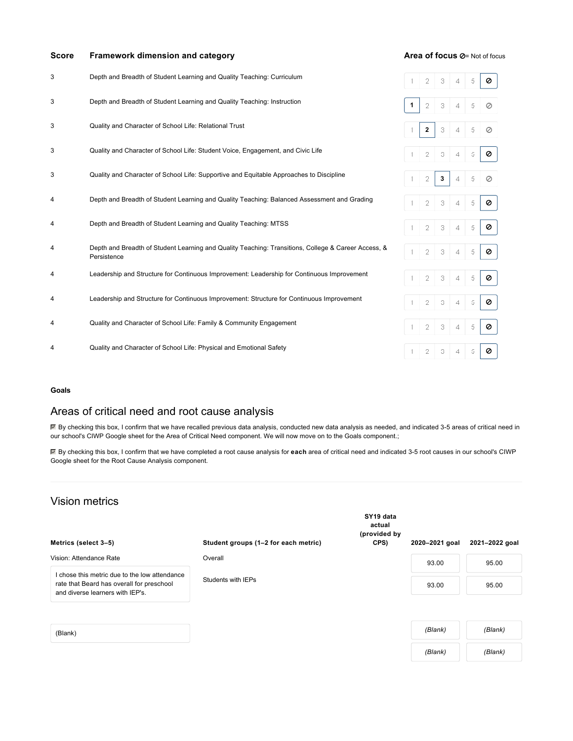| Score | Framework dimension and category | Area of focus ⊘= Not of focus |
|---|---|---|
| 3 | Depth and Breadth of Student Learning and Quality Teaching: Curriculum | ⊘ |
| 3 | Depth and Breadth of Student Learning and Quality Teaching: Instruction | 1 |
| 3 | Quality and Character of School Life: Relational Trust | 2 |
| 3 | Quality and Character of School Life: Student Voice, Engagement, and Civic Life | ⊘ |
| 3 | Quality and Character of School Life: Supportive and Equitable Approaches to Discipline | 3 |
| 4 | Depth and Breadth of Student Learning and Quality Teaching: Balanced Assessment and Grading | ⊘ |
| 4 | Depth and Breadth of Student Learning and Quality Teaching: MTSS | ⊘ |
| 4 | Depth and Breadth of Student Learning and Quality Teaching: Transitions, College & Career Access, & Persistence | ⊘ |
| 4 | Leadership and Structure for Continuous Improvement: Leadership for Continuous Improvement | ⊘ |
| 4 | Leadership and Structure for Continuous Improvement: Structure for Continuous Improvement | ⊘ |
| 4 | Quality and Character of School Life: Family & Community Engagement | ⊘ |
| 4 | Quality and Character of School Life: Physical and Emotional Safety | ⊘ |

**Goals**

## Areas of critical need and root cause analysis

☑ By checking this box, I confirm that we have recalled previous data analysis, conducted new data analysis as needed, and indicated 3-5 areas of critical need in our school's CIWP Google sheet for the Area of Critical Need component. We will now move on to the Goals component.;

☑ By checking this box, I confirm that we have completed a root cause analysis for **each** area of critical need and indicated 3-5 root causes in our school's CIWP Google sheet for the Root Cause Analysis component.

## Vision metrics

| Metrics (select 3–5) | Student groups (1–2 for each metric) | SY19 data actual (provided by CPS) | 2020–2021 goal | 2021–2022 goal |
|---|---|---|---|---|
| Vision: Attendance Rate | Overall | | 93.00 | 95.00 |
| I chose this metric due to the low attendance rate that Beard has overall for preschool and diverse learners with IEP's. | Students with IEPs | | 93.00 | 95.00 |
| (Blank) | | | *(Blank)* | *(Blank)* |
| | | | *(Blank)* | *(Blank)* |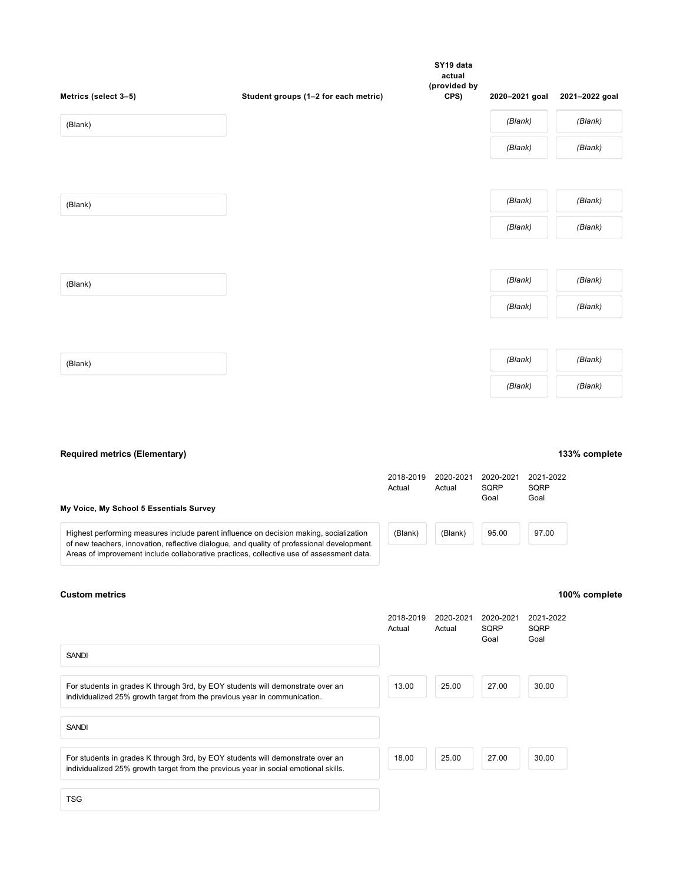| Metrics (select 3–5) | Student groups (1–2 for each metric) | SY19 data actual (provided by CPS) | 2020–2021 goal | 2021–2022 goal |
|---|---|---|---|---|
| (Blank) | | | *(Blank)* | *(Blank)* |
| | | | *(Blank)* | *(Blank)* |
| (Blank) | | | *(Blank)* | *(Blank)* |
| | | | *(Blank)* | *(Blank)* |
| (Blank) | | | *(Blank)* | *(Blank)* |
| | | | *(Blank)* | *(Blank)* |
| (Blank) | | | *(Blank)* | *(Blank)* |
| | | | *(Blank)* | *(Blank)* |

**Required metrics (Elementary)** **133% complete**

| My Voice, My School 5 Essentials Survey | 2018-2019 Actual | 2020-2021 Actual | 2020-2021 SQRP Goal | 2021-2022 SQRP Goal |
|---|---|---|---|---|
| Highest performing measures include parent influence on decision making, socialization of new teachers, innovation, reflective dialogue, and quality of professional development. Areas of improvement include collaborative practices, collective use of assessment data. | (Blank) | (Blank) | 95.00 | 97.00 |

**Custom metrics** **100% complete**

| | 2018-2019 Actual | 2020-2021 Actual | 2020-2021 SQRP Goal | 2021-2022 SQRP Goal |
|---|---|---|---|---|
| SANDI | | | | |
| For students in grades K through 3rd, by EOY students will demonstrate over an individualized 25% growth target from the previous year in communication. | 13.00 | 25.00 | 27.00 | 30.00 |
| SANDI | | | | |
| For students in grades K through 3rd, by EOY students will demonstrate over an individualized 25% growth target from the previous year in social emotional skills. | 18.00 | 25.00 | 27.00 | 30.00 |
| TSG | | | | |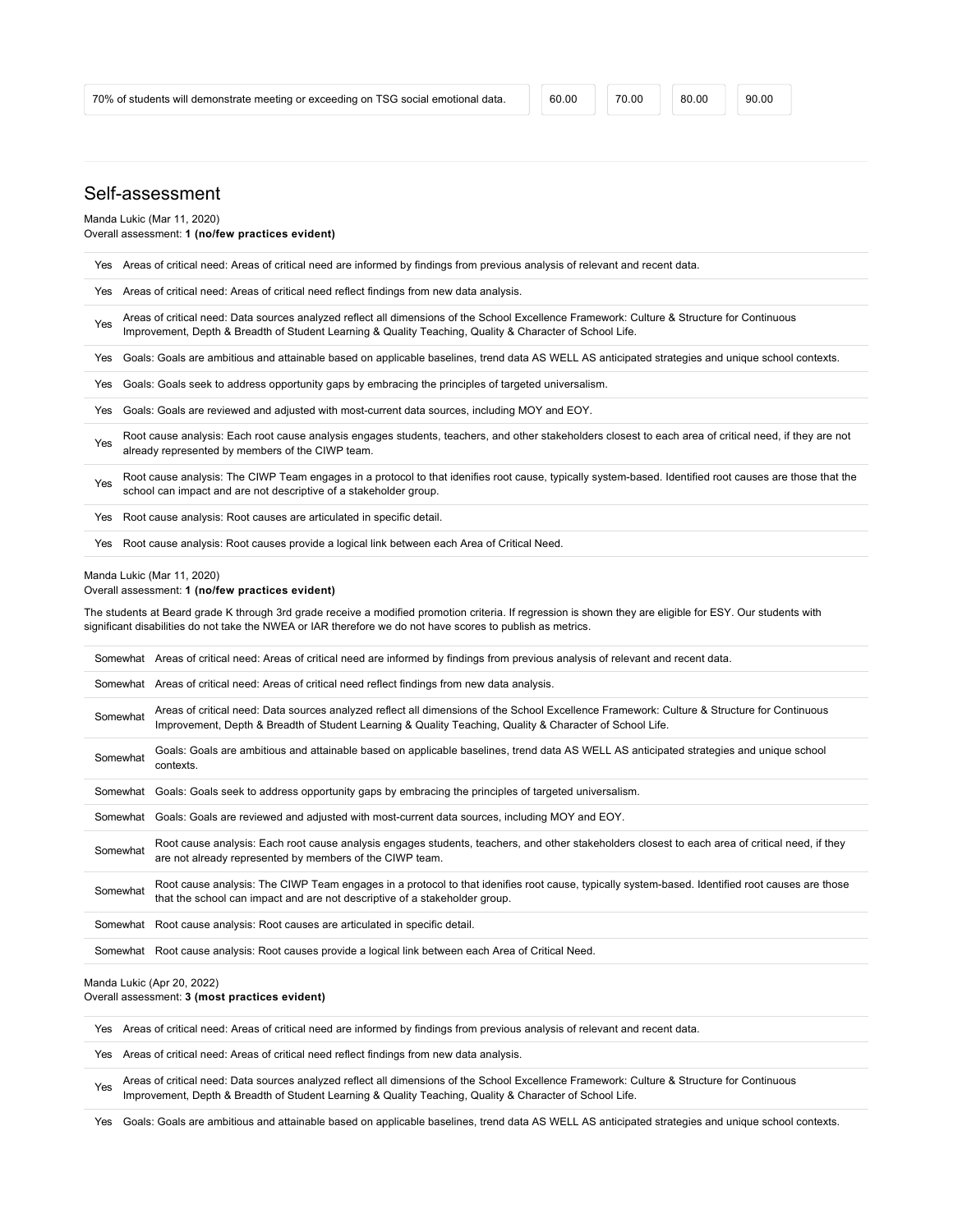| 70% of students will demonstrate meeting or exceeding on TSG social emotional data. | 60.00 | 70.00 | 80.00 | 90.00 |
|---|---|---|---|---|

## Self-assessment

Manda Lukic (Mar 11, 2020)
Overall assessment: **1 (no/few practices evident)**

| | |
|---|---|
| Yes | Areas of critical need: Areas of critical need are informed by findings from previous analysis of relevant and recent data. |
| Yes | Areas of critical need: Areas of critical need reflect findings from new data analysis. |
| Yes | Areas of critical need: Data sources analyzed reflect all dimensions of the School Excellence Framework: Culture & Structure for Continuous Improvement, Depth & Breadth of Student Learning & Quality Teaching, Quality & Character of School Life. |
| Yes | Goals: Goals are ambitious and attainable based on applicable baselines, trend data AS WELL AS anticipated strategies and unique school contexts. |
| Yes | Goals: Goals seek to address opportunity gaps by embracing the principles of targeted universalism. |
| Yes | Goals: Goals are reviewed and adjusted with most-current data sources, including MOY and EOY. |
| Yes | Root cause analysis: Each root cause analysis engages students, teachers, and other stakeholders closest to each area of critical need, if they are not already represented by members of the CIWP team. |
| Yes | Root cause analysis: The CIWP Team engages in a protocol to that idenifies root cause, typically system-based. Identified root causes are those that the school can impact and are not descriptive of a stakeholder group. |
| Yes | Root cause analysis: Root causes are articulated in specific detail. |
| Yes | Root cause analysis: Root causes provide a logical link between each Area of Critical Need. |

Manda Lukic (Mar 11, 2020)
Overall assessment: **1 (no/few practices evident)**

The students at Beard grade K through 3rd grade receive a modified promotion criteria. If regression is shown they are eligible for ESY. Our students with significant disabilities do not take the NWEA or IAR therefore we do not have scores to publish as metrics.

| | |
|---|---|
| Somewhat | Areas of critical need: Areas of critical need are informed by findings from previous analysis of relevant and recent data. |
| Somewhat | Areas of critical need: Areas of critical need reflect findings from new data analysis. |
| Somewhat | Areas of critical need: Data sources analyzed reflect all dimensions of the School Excellence Framework: Culture & Structure for Continuous Improvement, Depth & Breadth of Student Learning & Quality Teaching, Quality & Character of School Life. |
| Somewhat | Goals: Goals are ambitious and attainable based on applicable baselines, trend data AS WELL AS anticipated strategies and unique school contexts. |
| Somewhat | Goals: Goals seek to address opportunity gaps by embracing the principles of targeted universalism. |
| Somewhat | Goals: Goals are reviewed and adjusted with most-current data sources, including MOY and EOY. |
| Somewhat | Root cause analysis: Each root cause analysis engages students, teachers, and other stakeholders closest to each area of critical need, if they are not already represented by members of the CIWP team. |
| Somewhat | Root cause analysis: The CIWP Team engages in a protocol to that idenifies root cause, typically system-based. Identified root causes are those that the school can impact and are not descriptive of a stakeholder group. |
| Somewhat | Root cause analysis: Root causes are articulated in specific detail. |
| Somewhat | Root cause analysis: Root causes provide a logical link between each Area of Critical Need. |

Manda Lukic (Apr 20, 2022)
Overall assessment: **3 (most practices evident)**

| | |
|---|---|
| Yes | Areas of critical need: Areas of critical need are informed by findings from previous analysis of relevant and recent data. |
| Yes | Areas of critical need: Areas of critical need reflect findings from new data analysis. |
| Yes | Areas of critical need: Data sources analyzed reflect all dimensions of the School Excellence Framework: Culture & Structure for Continuous Improvement, Depth & Breadth of Student Learning & Quality Teaching, Quality & Character of School Life. |
| Yes | Goals: Goals are ambitious and attainable based on applicable baselines, trend data AS WELL AS anticipated strategies and unique school contexts. |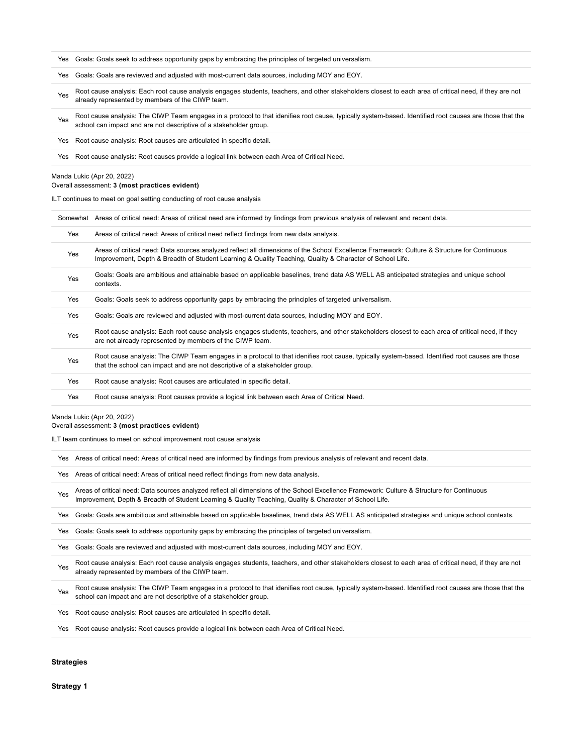| | |
|---|---|
| Yes | Goals: Goals seek to address opportunity gaps by embracing the principles of targeted universalism. |
| Yes | Goals: Goals are reviewed and adjusted with most-current data sources, including MOY and EOY. |
| Yes | Root cause analysis: Each root cause analysis engages students, teachers, and other stakeholders closest to each area of critical need, if they are not already represented by members of the CIWP team. |
| Yes | Root cause analysis: The CIWP Team engages in a protocol to that idenifies root cause, typically system-based. Identified root causes are those that the school can impact and are not descriptive of a stakeholder group. |
| Yes | Root cause analysis: Root causes are articulated in specific detail. |
| Yes | Root cause analysis: Root causes provide a logical link between each Area of Critical Need. |

Manda Lukic (Apr 20, 2022)
Overall assessment: **3 (most practices evident)**

ILT continues to meet on goal setting conducting of root cause analysis

| | |
|---|---|
| Somewhat | Areas of critical need: Areas of critical need are informed by findings from previous analysis of relevant and recent data. |
| Yes | Areas of critical need: Areas of critical need reflect findings from new data analysis. |
| Yes | Areas of critical need: Data sources analyzed reflect all dimensions of the School Excellence Framework: Culture & Structure for Continuous Improvement, Depth & Breadth of Student Learning & Quality Teaching, Quality & Character of School Life. |
| Yes | Goals: Goals are ambitious and attainable based on applicable baselines, trend data AS WELL AS anticipated strategies and unique school contexts. |
| Yes | Goals: Goals seek to address opportunity gaps by embracing the principles of targeted universalism. |
| Yes | Goals: Goals are reviewed and adjusted with most-current data sources, including MOY and EOY. |
| Yes | Root cause analysis: Each root cause analysis engages students, teachers, and other stakeholders closest to each area of critical need, if they are not already represented by members of the CIWP team. |
| Yes | Root cause analysis: The CIWP Team engages in a protocol to that idenifies root cause, typically system-based. Identified root causes are those that the school can impact and are not descriptive of a stakeholder group. |
| Yes | Root cause analysis: Root causes are articulated in specific detail. |
| Yes | Root cause analysis: Root causes provide a logical link between each Area of Critical Need. |

Manda Lukic (Apr 20, 2022)
Overall assessment: **3 (most practices evident)**

ILT team continues to meet on school improvement root cause analysis

| | |
|---|---|
| Yes | Areas of critical need: Areas of critical need are informed by findings from previous analysis of relevant and recent data. |
| Yes | Areas of critical need: Areas of critical need reflect findings from new data analysis. |
| Yes | Areas of critical need: Data sources analyzed reflect all dimensions of the School Excellence Framework: Culture & Structure for Continuous Improvement, Depth & Breadth of Student Learning & Quality Teaching, Quality & Character of School Life. |
| Yes | Goals: Goals are ambitious and attainable based on applicable baselines, trend data AS WELL AS anticipated strategies and unique school contexts. |
| Yes | Goals: Goals seek to address opportunity gaps by embracing the principles of targeted universalism. |
| Yes | Goals: Goals are reviewed and adjusted with most-current data sources, including MOY and EOY. |
| Yes | Root cause analysis: Each root cause analysis engages students, teachers, and other stakeholders closest to each area of critical need, if they are not already represented by members of the CIWP team. |
| Yes | Root cause analysis: The CIWP Team engages in a protocol to that idenifies root cause, typically system-based. Identified root causes are those that the school can impact and are not descriptive of a stakeholder group. |
| Yes | Root cause analysis: Root causes are articulated in specific detail. |
| Yes | Root cause analysis: Root causes provide a logical link between each Area of Critical Need. |

**Strategies**

**Strategy 1**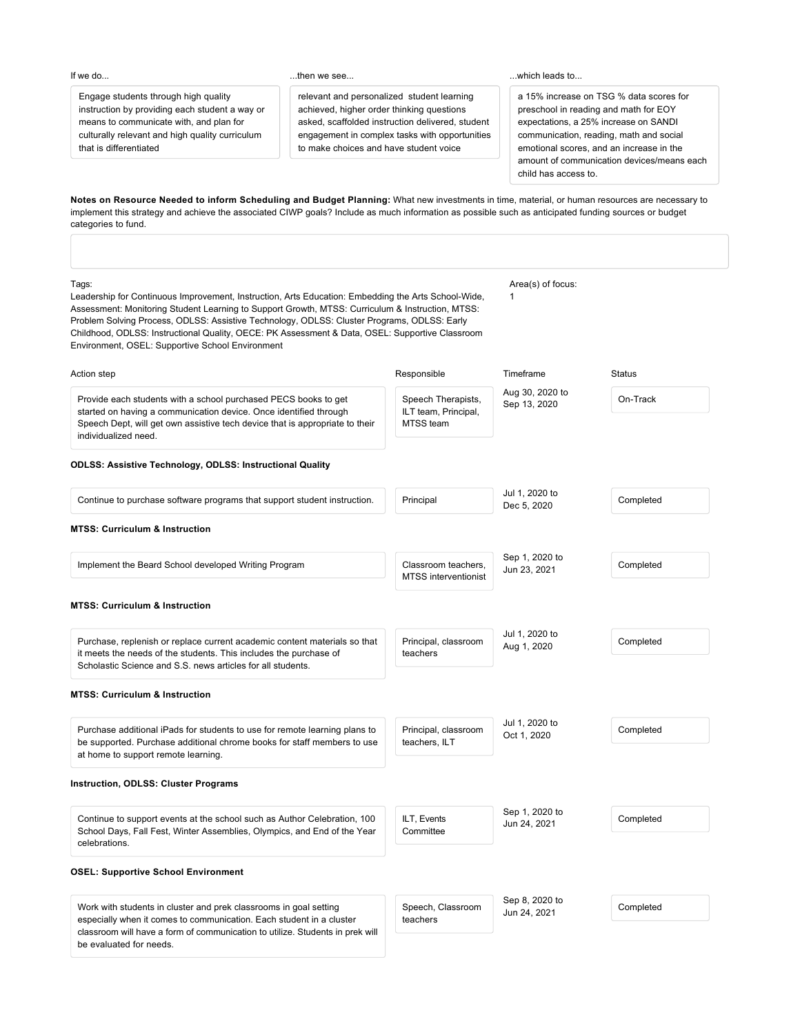| If we do... | ...then we see... | ...which leads to... |
| --- | --- | --- |
| Engage students through high quality instruction by providing each student a way or means to communicate with, and plan for culturally relevant and high quality curriculum that is differentiated | relevant and personalized student learning achieved, higher order thinking questions asked, scaffolded instruction delivered, student engagement in complex tasks with opportunities to make choices and have student voice | a 15% increase on TSG % data scores for preschool in reading and math for EOY expectations, a 25% increase on SANDI communication, reading, math and social emotional scores, and an increase in the amount of communication devices/means each child has access to. |

**Notes on Resource Needed to inform Scheduling and Budget Planning:** What new investments in time, material, or human resources are necessary to implement this strategy and achieve the associated CIWP goals? Include as much information as possible such as anticipated funding sources or budget categories to fund.

Tags:
Leadership for Continuous Improvement, Instruction, Arts Education: Embedding the Arts School-Wide, Assessment: Monitoring Student Learning to Support Growth, MTSS: Curriculum & Instruction, MTSS: Problem Solving Process, ODLSS: Assistive Technology, ODLSS: Cluster Programs, ODLSS: Early Childhood, ODLSS: Instructional Quality, OECE: PK Assessment & Data, OSEL: Supportive Classroom Environment, OSEL: Supportive School Environment

Area(s) of focus:
1

| Action step | Responsible | Timeframe | Status |
| --- | --- | --- | --- |
| Provide each students with a school purchased PECS books to get started on having a communication device. Once identified through Speech Dept, will get own assistive tech device that is appropriate to their individualized need. | Speech Therapists, ILT team, Principal, MTSS team | Aug 30, 2020 to Sep 13, 2020 | On-Track |

**ODLSS: Assistive Technology, ODLSS: Instructional Quality**

| Action step | Responsible | Timeframe | Status |
| --- | --- | --- | --- |
| Continue to purchase software programs that support student instruction. | Principal | Jul 1, 2020 to Dec 5, 2020 | Completed |

**MTSS: Curriculum & Instruction**

| Action step | Responsible | Timeframe | Status |
| --- | --- | --- | --- |
| Implement the Beard School developed Writing Program | Classroom teachers, MTSS interventionist | Sep 1, 2020 to Jun 23, 2021 | Completed |

**MTSS: Curriculum & Instruction**

| Action step | Responsible | Timeframe | Status |
| --- | --- | --- | --- |
| Purchase, replenish or replace current academic content materials so that it meets the needs of the students. This includes the purchase of Scholastic Science and S.S. news articles for all students. | Principal, classroom teachers | Jul 1, 2020 to Aug 1, 2020 | Completed |

**MTSS: Curriculum & Instruction**

| Action step | Responsible | Timeframe | Status |
| --- | --- | --- | --- |
| Purchase additional iPads for students to use for remote learning plans to be supported. Purchase additional chrome books for staff members to use at home to support remote learning. | Principal, classroom teachers, ILT | Jul 1, 2020 to Oct 1, 2020 | Completed |

**Instruction, ODLSS: Cluster Programs**

| Action step | Responsible | Timeframe | Status |
| --- | --- | --- | --- |
| Continue to support events at the school such as Author Celebration, 100 School Days, Fall Fest, Winter Assemblies, Olympics, and End of the Year celebrations. | ILT, Events Committee | Sep 1, 2020 to Jun 24, 2021 | Completed |

**OSEL: Supportive School Environment**

| Action step | Responsible | Timeframe | Status |
| --- | --- | --- | --- |
| Work with students in cluster and prek classrooms in goal setting especially when it comes to communication. Each student in a cluster classroom will have a form of communication to utilize. Students in prek will be evaluated for needs. | Speech, Classroom teachers | Sep 8, 2020 to Jun 24, 2021 | Completed |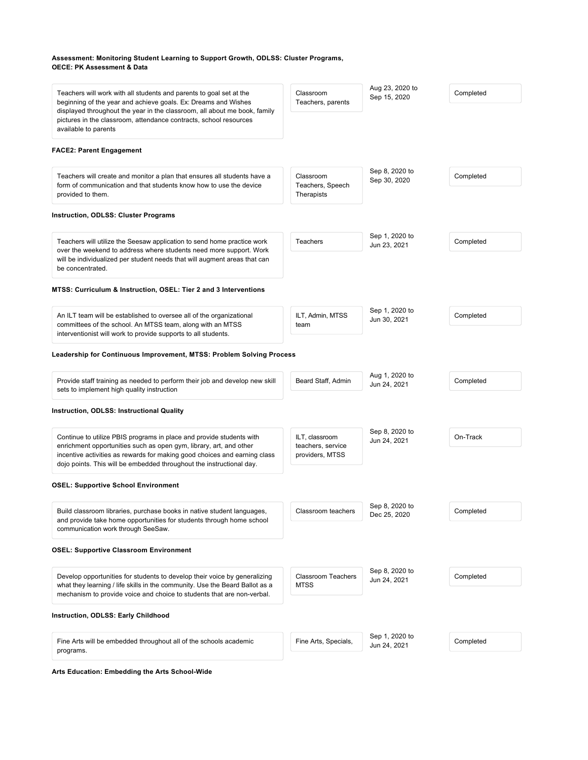**Assessment: Monitoring Student Learning to Support Growth, ODLSS: Cluster Programs, OECE: PK Assessment & Data**

| Action Step | Responsible | Timeframe | Status |
| --- | --- | --- | --- |
| Teachers will work with all students and parents to goal set at the beginning of the year and achieve goals. Ex: Dreams and Wishes displayed throughout the year in the classroom, all about me book, family pictures in the classroom, attendance contracts, school resources available to parents | Classroom Teachers, parents | Aug 23, 2020 to Sep 15, 2020 | Completed |

**FACE2: Parent Engagement**

| Action Step | Responsible | Timeframe | Status |
| --- | --- | --- | --- |
| Teachers will create and monitor a plan that ensures all students have a form of communication and that students know how to use the device provided to them. | Classroom Teachers, Speech Therapists | Sep 8, 2020 to Sep 30, 2020 | Completed |

**Instruction, ODLSS: Cluster Programs**

| Action Step | Responsible | Timeframe | Status |
| --- | --- | --- | --- |
| Teachers will utilize the Seesaw application to send home practice work over the weekend to address where students need more support. Work will be individualized per student needs that will augment areas that can be concentrated. | Teachers | Sep 1, 2020 to Jun 23, 2021 | Completed |

**MTSS: Curriculum & Instruction, OSEL: Tier 2 and 3 Interventions**

| Action Step | Responsible | Timeframe | Status |
| --- | --- | --- | --- |
| An ILT team will be established to oversee all of the organizational committees of the school. An MTSS team, along with an MTSS interventionist will work to provide supports to all students. | ILT, Admin, MTSS team | Sep 1, 2020 to Jun 30, 2021 | Completed |

**Leadership for Continuous Improvement, MTSS: Problem Solving Process**

| Action Step | Responsible | Timeframe | Status |
| --- | --- | --- | --- |
| Provide staff training as needed to perform their job and develop new skill sets to implement high quality instruction | Beard Staff, Admin | Aug 1, 2020 to Jun 24, 2021 | Completed |

**Instruction, ODLSS: Instructional Quality**

| Action Step | Responsible | Timeframe | Status |
| --- | --- | --- | --- |
| Continue to utilize PBIS programs in place and provide students with enrichment opportunities such as open gym, library, art, and other incentive activities as rewards for making good choices and earning class dojo points. This will be embedded throughout the instructional day. | ILT, classroom teachers, service providers, MTSS | Sep 8, 2020 to Jun 24, 2021 | On-Track |

**OSEL: Supportive School Environment**

| Action Step | Responsible | Timeframe | Status |
| --- | --- | --- | --- |
| Build classroom libraries, purchase books in native student languages, and provide take home opportunities for students through home school communication work through SeeSaw. | Classroom teachers | Sep 8, 2020 to Dec 25, 2020 | Completed |

**OSEL: Supportive Classroom Environment**

| Action Step | Responsible | Timeframe | Status |
| --- | --- | --- | --- |
| Develop opportunities for students to develop their voice by generalizing what they learning / life skills in the community. Use the Beard Ballot as a mechanism to provide voice and choice to students that are non-verbal. | Classroom Teachers MTSS | Sep 8, 2020 to Jun 24, 2021 | Completed |

**Instruction, ODLSS: Early Childhood**

| Action Step | Responsible | Timeframe | Status |
| --- | --- | --- | --- |
| Fine Arts will be embedded throughout all of the schools academic programs. | Fine Arts, Specials, | Sep 1, 2020 to Jun 24, 2021 | Completed |

**Arts Education: Embedding the Arts School-Wide**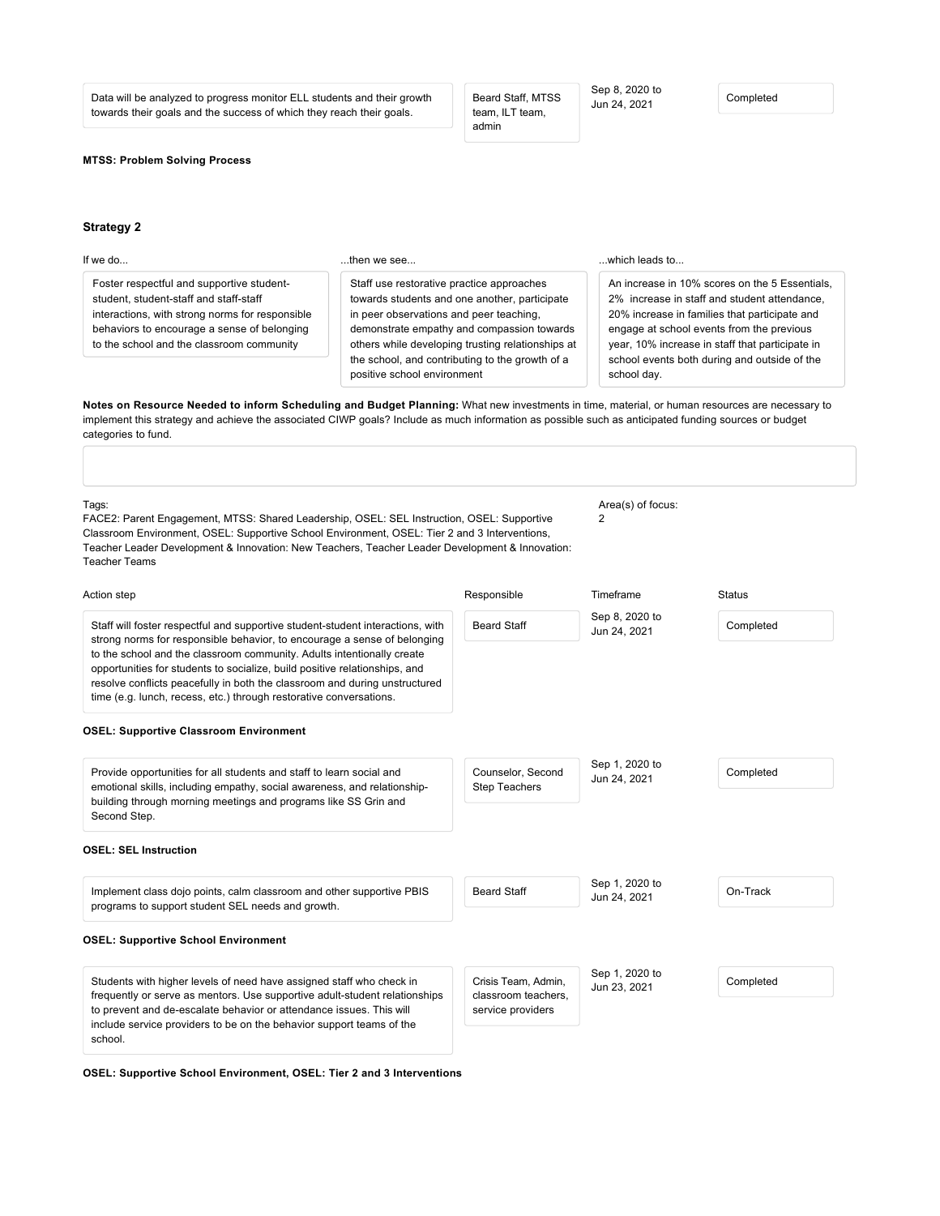| Action step | Responsible | Timeframe | Status |
|---|---|---|---|
| Data will be analyzed to progress monitor ELL students and their growth towards their goals and the success of which they reach their goals. | Beard Staff, MTSS team, ILT team, admin | Sep 8, 2020 to Jun 24, 2021 | Completed |

**MTSS: Problem Solving Process**

### Strategy 2

| If we do... | ...then we see... | ...which leads to... |
|---|---|---|
| Foster respectful and supportive student-student, student-staff and staff-staff interactions, with strong norms for responsible behaviors to encourage a sense of belonging to the school and the classroom community | Staff use restorative practice approaches towards students and one another, participate in peer observations and peer teaching, demonstrate empathy and compassion towards others while developing trusting relationships at the school, and contributing to the growth of a positive school environment | An increase in 10% scores on the 5 Essentials, 2% increase in staff and student attendance, 20% increase in families that participate and engage at school events from the previous year, 10% increase in staff that participate in school events both during and outside of the school day. |

**Notes on Resource Needed to inform Scheduling and Budget Planning:** What new investments in time, material, or human resources are necessary to implement this strategy and achieve the associated CIWP goals? Include as much information as possible such as anticipated funding sources or budget categories to fund.

Tags:
FACE2: Parent Engagement, MTSS: Shared Leadership, OSEL: SEL Instruction, OSEL: Supportive Classroom Environment, OSEL: Supportive School Environment, OSEL: Tier 2 and 3 Interventions, Teacher Leader Development & Innovation: New Teachers, Teacher Leader Development & Innovation: Teacher Teams

Area(s) of focus:
2

| Action step | Responsible | Timeframe | Status |
|---|---|---|---|
| Staff will foster respectful and supportive student-student interactions, with strong norms for responsible behavior, to encourage a sense of belonging to the school and the classroom community. Adults intentionally create opportunities for students to socialize, build positive relationships, and resolve conflicts peacefully in both the classroom and during unstructured time (e.g. lunch, recess, etc.) through restorative conversations. | Beard Staff | Sep 8, 2020 to Jun 24, 2021 | Completed |

**OSEL: Supportive Classroom Environment**

| Action step | Responsible | Timeframe | Status |
|---|---|---|---|
| Provide opportunities for all students and staff to learn social and emotional skills, including empathy, social awareness, and relationship-building through morning meetings and programs like SS Grin and Second Step. | Counselor, Second Step Teachers | Sep 1, 2020 to Jun 24, 2021 | Completed |

**OSEL: SEL Instruction**

| Action step | Responsible | Timeframe | Status |
|---|---|---|---|
| Implement class dojo points, calm classroom and other supportive PBIS programs to support student SEL needs and growth. | Beard Staff | Sep 1, 2020 to Jun 24, 2021 | On-Track |

**OSEL: Supportive School Environment**

| Action step | Responsible | Timeframe | Status |
|---|---|---|---|
| Students with higher levels of need have assigned staff who check in frequently or serve as mentors. Use supportive adult-student relationships to prevent and de-escalate behavior or attendance issues. This will include service providers to be on the behavior support teams of the school. | Crisis Team, Admin, classroom teachers, service providers | Sep 1, 2020 to Jun 23, 2021 | Completed |

**OSEL: Supportive School Environment, OSEL: Tier 2 and 3 Interventions**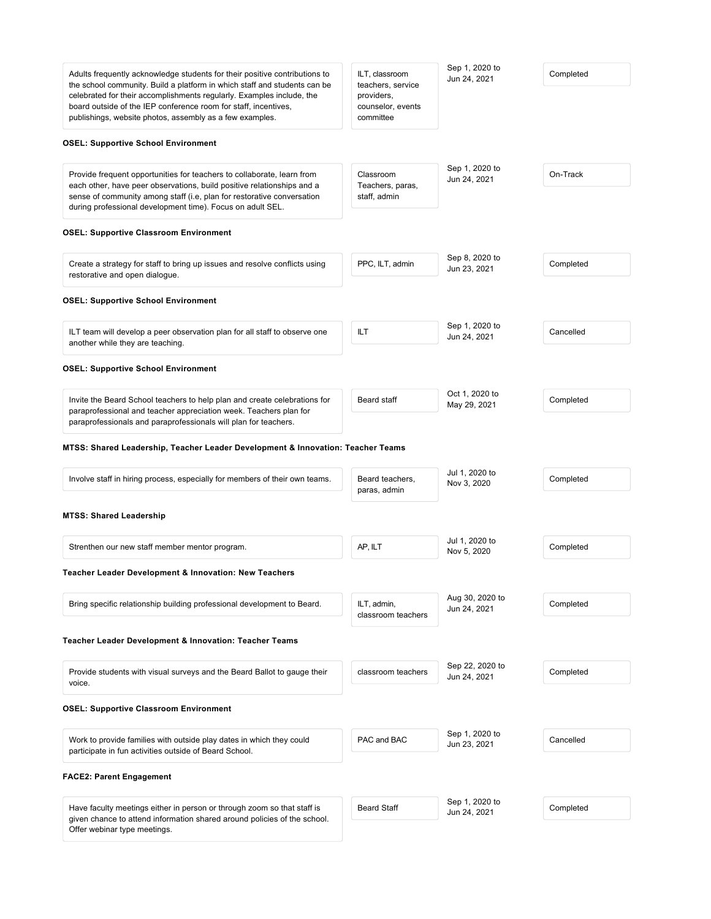| Action Step | Responsible | Timeframe | Status |
|---|---|---|---|
| Adults frequently acknowledge students for their positive contributions to the school community. Build a platform in which staff and students can be celebrated for their accomplishments regularly. Examples include, the board outside of the IEP conference room for staff, incentives, publishings, website photos, assembly as a few examples. | ILT, classroom teachers, service providers, counselor, events committee | Sep 1, 2020 to Jun 24, 2021 | Completed |

**OSEL: Supportive School Environment**

| Action Step | Responsible | Timeframe | Status |
|---|---|---|---|
| Provide frequent opportunities for teachers to collaborate, learn from each other, have peer observations, build positive relationships and a sense of community among staff (i.e, plan for restorative conversation during professional development time). Focus on adult SEL. | Classroom Teachers, paras, staff, admin | Sep 1, 2020 to Jun 24, 2021 | On-Track |

**OSEL: Supportive Classroom Environment**

| Action Step | Responsible | Timeframe | Status |
|---|---|---|---|
| Create a strategy for staff to bring up issues and resolve conflicts using restorative and open dialogue. | PPC, ILT, admin | Sep 8, 2020 to Jun 23, 2021 | Completed |

**OSEL: Supportive School Environment**

| Action Step | Responsible | Timeframe | Status |
|---|---|---|---|
| ILT team will develop a peer observation plan for all staff to observe one another while they are teaching. | ILT | Sep 1, 2020 to Jun 24, 2021 | Cancelled |

**OSEL: Supportive School Environment**

| Action Step | Responsible | Timeframe | Status |
|---|---|---|---|
| Invite the Beard School teachers to help plan and create celebrations for paraprofessional and teacher appreciation week. Teachers plan for paraprofessionals and paraprofessionals will plan for teachers. | Beard staff | Oct 1, 2020 to May 29, 2021 | Completed |

**MTSS: Shared Leadership, Teacher Leader Development & Innovation: Teacher Teams**

| Action Step | Responsible | Timeframe | Status |
|---|---|---|---|
| Involve staff in hiring process, especially for members of their own teams. | Beard teachers, paras, admin | Jul 1, 2020 to Nov 3, 2020 | Completed |

**MTSS: Shared Leadership**

| Action Step | Responsible | Timeframe | Status |
|---|---|---|---|
| Strenthen our new staff member mentor program. | AP, ILT | Jul 1, 2020 to Nov 5, 2020 | Completed |

**Teacher Leader Development & Innovation: New Teachers**

| Action Step | Responsible | Timeframe | Status |
|---|---|---|---|
| Bring specific relationship building professional development to Beard. | ILT, admin, classroom teachers | Aug 30, 2020 to Jun 24, 2021 | Completed |

**Teacher Leader Development & Innovation: Teacher Teams**

| Action Step | Responsible | Timeframe | Status |
|---|---|---|---|
| Provide students with visual surveys and the Beard Ballot to gauge their voice. | classroom teachers | Sep 22, 2020 to Jun 24, 2021 | Completed |

**OSEL: Supportive Classroom Environment**

| Action Step | Responsible | Timeframe | Status |
|---|---|---|---|
| Work to provide families with outside play dates in which they could participate in fun activities outside of Beard School. | PAC and BAC | Sep 1, 2020 to Jun 23, 2021 | Cancelled |

**FACE2: Parent Engagement**

| Action Step | Responsible | Timeframe | Status |
|---|---|---|---|
| Have faculty meetings either in person or through zoom so that staff is given chance to attend information shared around policies of the school. Offer webinar type meetings. | Beard Staff | Sep 1, 2020 to Jun 24, 2021 | Completed |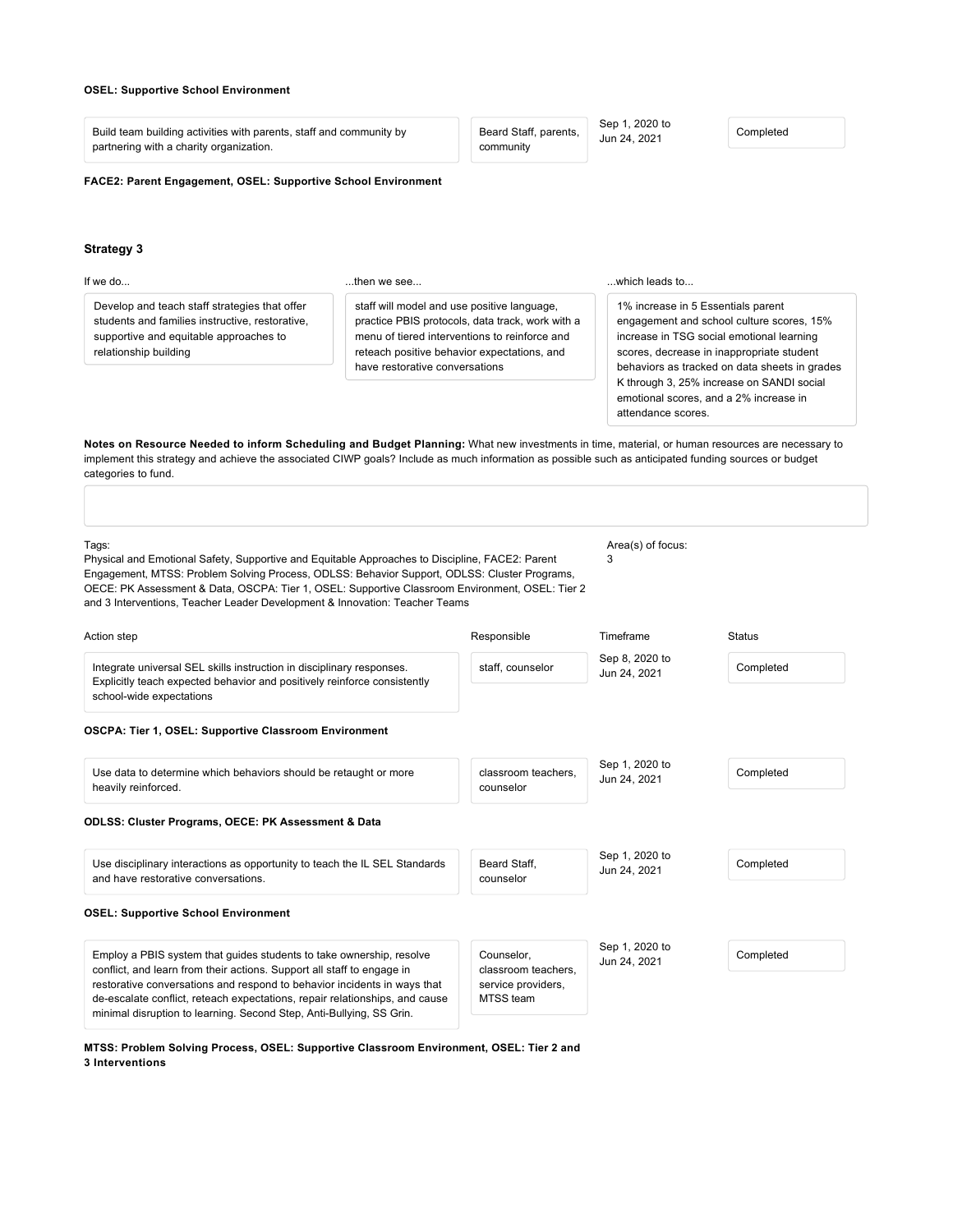**OSEL: Supportive School Environment**

| Action step | Responsible | Timeframe | Status |
|---|---|---|---|
| Build team building activities with parents, staff and community by partnering with a charity organization. | Beard Staff, parents, community | Sep 1, 2020 to Jun 24, 2021 | Completed |

**FACE2: Parent Engagement, OSEL: Supportive School Environment**

### Strategy 3

| If we do... | ...then we see... | ...which leads to... |
|---|---|---|
| Develop and teach staff strategies that offer students and families instructive, restorative, supportive and equitable approaches to relationship building | staff will model and use positive language, practice PBIS protocols, data track, work with a menu of tiered interventions to reinforce and reteach positive behavior expectations, and have restorative conversations | 1% increase in 5 Essentials parent engagement and school culture scores, 15% increase in TSG social emotional learning scores, decrease in inappropriate student behaviors as tracked on data sheets in grades K through 3, 25% increase on SANDI social emotional scores, and a 2% increase in attendance scores. |

**Notes on Resource Needed to inform Scheduling and Budget Planning:** What new investments in time, material, or human resources are necessary to implement this strategy and achieve the associated CIWP goals? Include as much information as possible such as anticipated funding sources or budget categories to fund.

Tags:
Physical and Emotional Safety, Supportive and Equitable Approaches to Discipline, FACE2: Parent Engagement, MTSS: Problem Solving Process, ODLSS: Behavior Support, ODLSS: Cluster Programs, OECE: PK Assessment & Data, OSCPA: Tier 1, OSEL: Supportive Classroom Environment, OSEL: Tier 2 and 3 Interventions, Teacher Leader Development & Innovation: Teacher Teams

Area(s) of focus:
3

| Action step | Responsible | Timeframe | Status |
|---|---|---|---|
| Integrate universal SEL skills instruction in disciplinary responses. Explicitly teach expected behavior and positively reinforce consistently school-wide expectations | staff, counselor | Sep 8, 2020 to Jun 24, 2021 | Completed |

**OSCPA: Tier 1, OSEL: Supportive Classroom Environment**

| Action step | Responsible | Timeframe | Status |
|---|---|---|---|
| Use data to determine which behaviors should be retaught or more heavily reinforced. | classroom teachers, counselor | Sep 1, 2020 to Jun 24, 2021 | Completed |

**ODLSS: Cluster Programs, OECE: PK Assessment & Data**

| Action step | Responsible | Timeframe | Status |
|---|---|---|---|
| Use disciplinary interactions as opportunity to teach the IL SEL Standards and have restorative conversations. | Beard Staff, counselor | Sep 1, 2020 to Jun 24, 2021 | Completed |

**OSEL: Supportive School Environment**

| Action step | Responsible | Timeframe | Status |
|---|---|---|---|
| Employ a PBIS system that guides students to take ownership, resolve conflict, and learn from their actions. Support all staff to engage in restorative conversations and respond to behavior incidents in ways that de-escalate conflict, reteach expectations, repair relationships, and cause minimal disruption to learning. Second Step, Anti-Bullying, SS Grin. | Counselor, classroom teachers, service providers, MTSS team | Sep 1, 2020 to Jun 24, 2021 | Completed |

**MTSS: Problem Solving Process, OSEL: Supportive Classroom Environment, OSEL: Tier 2 and 3 Interventions**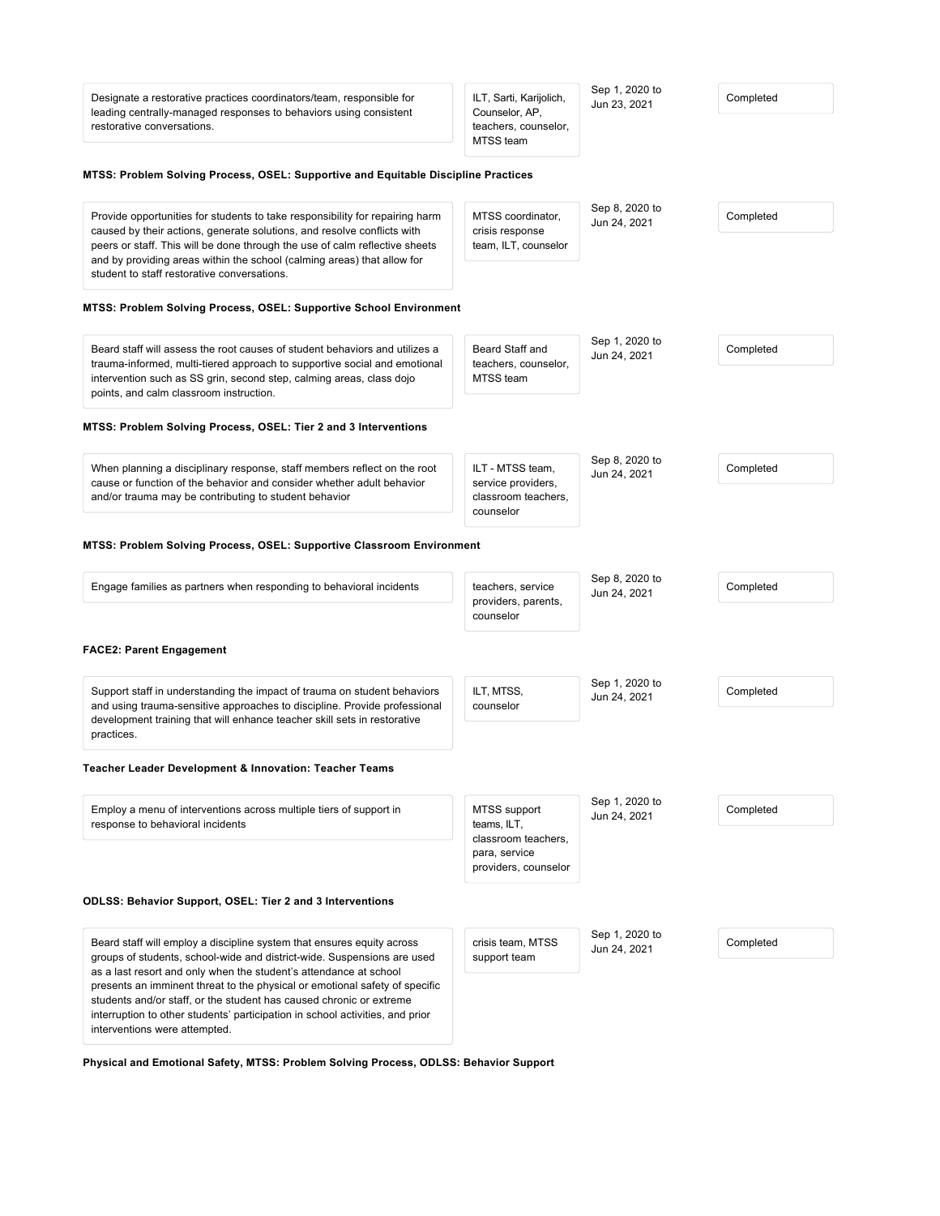| Action | Responsible | Timeframe | Status |
|---|---|---|---|
| Designate a restorative practices coordinators/team, responsible for leading centrally-managed responses to behaviors using consistent restorative conversations. | ILT, Sarti, Karijolich, Counselor, AP, teachers, counselor, MTSS team | Sep 1, 2020 to Jun 23, 2021 | Completed |

**MTSS: Problem Solving Process, OSEL: Supportive and Equitable Discipline Practices**

| Action | Responsible | Timeframe | Status |
|---|---|---|---|
| Provide opportunities for students to take responsibility for repairing harm caused by their actions, generate solutions, and resolve conflicts with peers or staff. This will be done through the use of calm reflective sheets and by providing areas within the school (calming areas) that allow for student to staff restorative conversations. | MTSS coordinator, crisis response team, ILT, counselor | Sep 8, 2020 to Jun 24, 2021 | Completed |

**MTSS: Problem Solving Process, OSEL: Supportive School Environment**

| Action | Responsible | Timeframe | Status |
|---|---|---|---|
| Beard staff will assess the root causes of student behaviors and utilizes a trauma-informed, multi-tiered approach to supportive social and emotional intervention such as SS grin, second step, calming areas, class dojo points, and calm classroom instruction. | Beard Staff and teachers, counselor, MTSS team | Sep 1, 2020 to Jun 24, 2021 | Completed |

**MTSS: Problem Solving Process, OSEL: Tier 2 and 3 Interventions**

| Action | Responsible | Timeframe | Status |
|---|---|---|---|
| When planning a disciplinary response, staff members reflect on the root cause or function of the behavior and consider whether adult behavior and/or trauma may be contributing to student behavior | ILT - MTSS team, service providers, classroom teachers, counselor | Sep 8, 2020 to Jun 24, 2021 | Completed |

**MTSS: Problem Solving Process, OSEL: Supportive Classroom Environment**

| Action | Responsible | Timeframe | Status |
|---|---|---|---|
| Engage families as partners when responding to behavioral incidents | teachers, service providers, parents, counselor | Sep 8, 2020 to Jun 24, 2021 | Completed |

**FACE2: Parent Engagement**

| Action | Responsible | Timeframe | Status |
|---|---|---|---|
| Support staff in understanding the impact of trauma on student behaviors and using trauma-sensitive approaches to discipline. Provide professional development training that will enhance teacher skill sets in restorative practices. | ILT, MTSS, counselor | Sep 1, 2020 to Jun 24, 2021 | Completed |

**Teacher Leader Development & Innovation: Teacher Teams**

| Action | Responsible | Timeframe | Status |
|---|---|---|---|
| Employ a menu of interventions across multiple tiers of support in response to behavioral incidents | MTSS support teams, ILT, classroom teachers, para, service providers, counselor | Sep 1, 2020 to Jun 24, 2021 | Completed |

**ODLSS: Behavior Support, OSEL: Tier 2 and 3 Interventions**

| Action | Responsible | Timeframe | Status |
|---|---|---|---|
| Beard staff will employ a discipline system that ensures equity across groups of students, school-wide and district-wide. Suspensions are used as a last resort and only when the student's attendance at school presents an imminent threat to the physical or emotional safety of specific students and/or staff, or the student has caused chronic or extreme interruption to other students' participation in school activities, and prior interventions were attempted. | crisis team, MTSS support team | Sep 1, 2020 to Jun 24, 2021 | Completed |

**Physical and Emotional Safety, MTSS: Problem Solving Process, ODLSS: Behavior Support**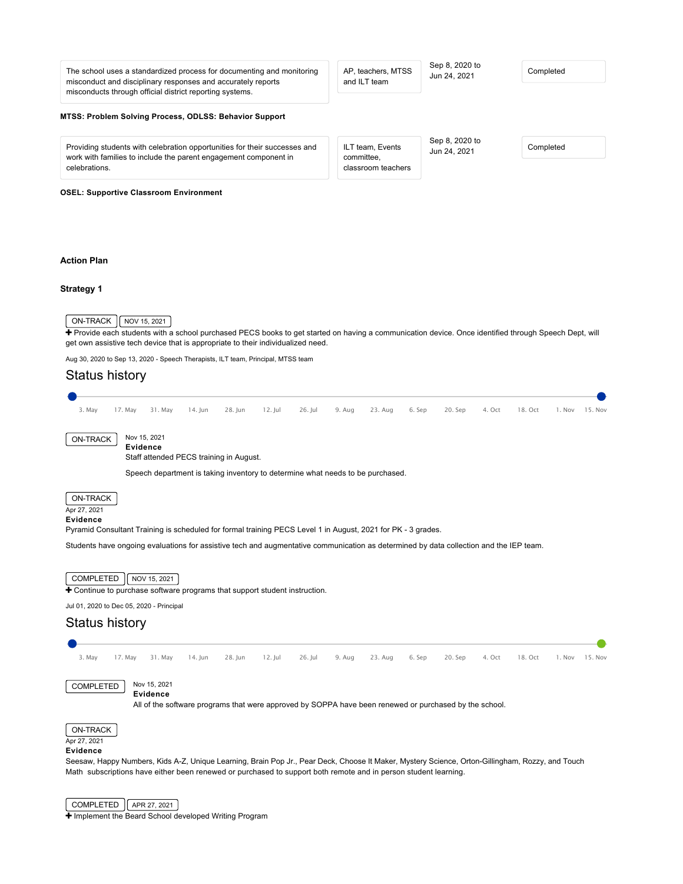| | | | |
|---|---|---|---|
| The school uses a standardized process for documenting and monitoring misconduct and disciplinary responses and accurately reports misconducts through official district reporting systems. | AP, teachers, MTSS and ILT team | Sep 8, 2020 to Jun 24, 2021 | Completed |

**MTSS: Problem Solving Process, ODLSS: Behavior Support**

| | | | |
|---|---|---|---|
| Providing students with celebration opportunities for their successes and work with families to include the parent engagement component in celebrations. | ILT team, Events committee, classroom teachers | Sep 8, 2020 to Jun 24, 2021 | Completed |

**OSEL: Supportive Classroom Environment**

### Action Plan

#### Strategy 1

ON-TRACK | NOV 15, 2021

✚ Provide each students with a school purchased PECS books to get started on having a communication device. Once identified through Speech Dept, will get own assistive tech device that is appropriate to their individualized need.

Aug 30, 2020 to Sep 13, 2020 - Speech Therapists, ILT team, Principal, MTSS team

## Status history

3. May | 17. May | 31. May | 14. Jun | 28. Jun | 12. Jul | 26. Jul | 9. Aug | 23. Aug | 6. Sep | 20. Sep | 4. Oct | 18. Oct | 1. Nov | 15. Nov

ON-TRACK
Nov 15, 2021
**Evidence**
Staff attended PECS training in August.

Speech department is taking inventory to determine what needs to be purchased.

ON-TRACK
Apr 27, 2021
**Evidence**
Pyramid Consultant Training is scheduled for formal training PECS Level 1 in August, 2021 for PK - 3 grades.

Students have ongoing evaluations for assistive tech and augmentative communication as determined by data collection and the IEP team.

COMPLETED | NOV 15, 2021

✚ Continue to purchase software programs that support student instruction.

Jul 01, 2020 to Dec 05, 2020 - Principal

## Status history

3. May | 17. May | 31. May | 14. Jun | 28. Jun | 12. Jul | 26. Jul | 9. Aug | 23. Aug | 6. Sep | 20. Sep | 4. Oct | 18. Oct | 1. Nov | 15. Nov

COMPLETED
Nov 15, 2021
**Evidence**
All of the software programs that were approved by SOPPA have been renewed or purchased by the school.

ON-TRACK
Apr 27, 2021
**Evidence**
Seesaw, Happy Numbers, Kids A-Z, Unique Learning, Brain Pop Jr., Pear Deck, Choose It Maker, Mystery Science, Orton-Gillingham, Rozzy, and Touch Math subscriptions have either been renewed or purchased to support both remote and in person student learning.

COMPLETED | APR 27, 2021

✚ Implement the Beard School developed Writing Program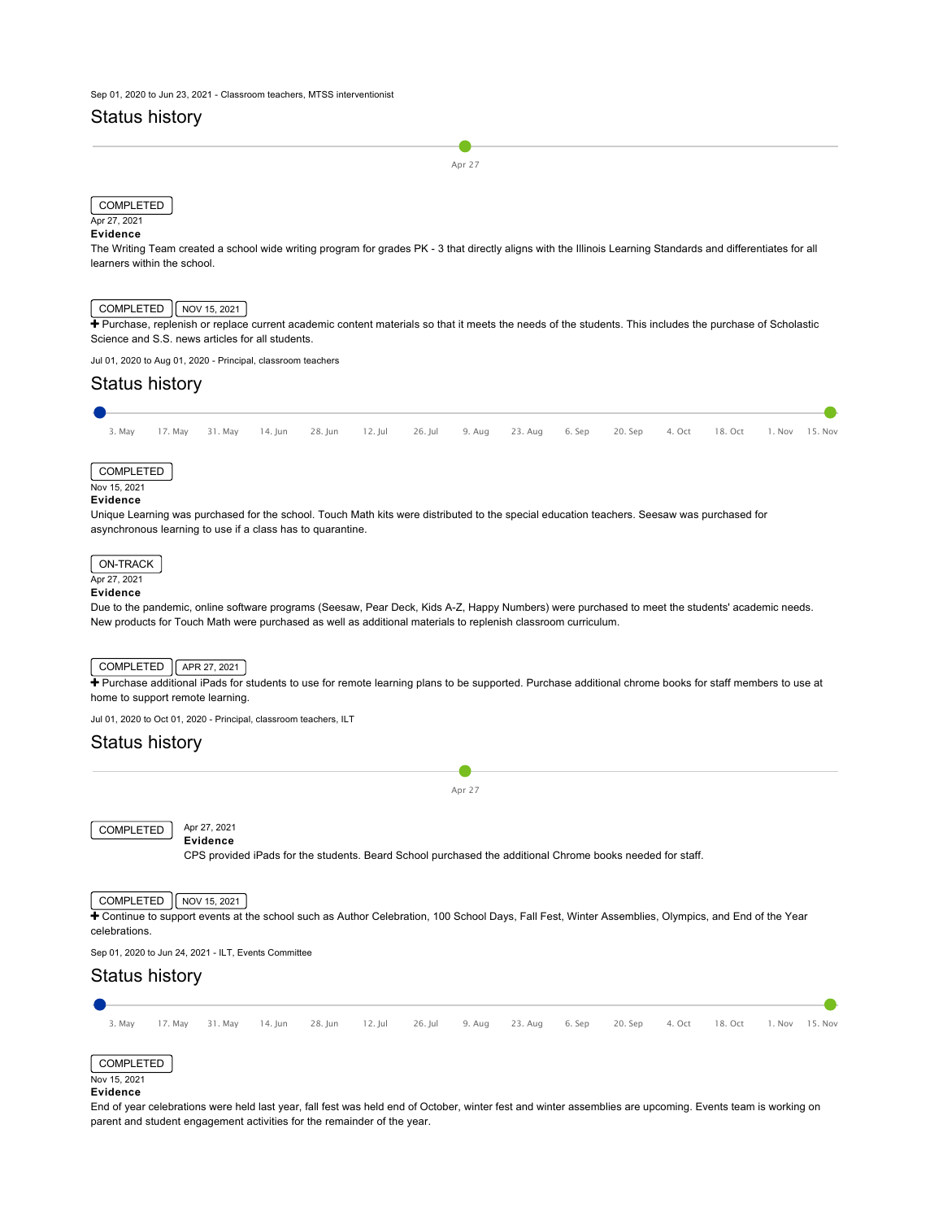Sep 01, 2020 to Jun 23, 2021 - Classroom teachers, MTSS interventionist

## Status history

Apr 27

COMPLETED
Apr 27, 2021
**Evidence**
The Writing Team created a school wide writing program for grades PK - 3 that directly aligns with the Illinois Learning Standards and differentiates for all learners within the school.

COMPLETED NOV 15, 2021

✚ Purchase, replenish or replace current academic content materials so that it meets the needs of the students. This includes the purchase of Scholastic Science and S.S. news articles for all students.

Jul 01, 2020 to Aug 01, 2020 - Principal, classroom teachers

## Status history

3. May 17. May 31. May 14. Jun 28. Jun 12. Jul 26. Jul 9. Aug 23. Aug 6. Sep 20. Sep 4. Oct 18. Oct 1. Nov 15. Nov

COMPLETED
Nov 15, 2021
**Evidence**
Unique Learning was purchased for the school. Touch Math kits were distributed to the special education teachers. Seesaw was purchased for asynchronous learning to use if a class has to quarantine.

ON-TRACK
Apr 27, 2021
**Evidence**
Due to the pandemic, online software programs (Seesaw, Pear Deck, Kids A-Z, Happy Numbers) were purchased to meet the students' academic needs. New products for Touch Math were purchased as well as additional materials to replenish classroom curriculum.

COMPLETED APR 27, 2021

✚ Purchase additional iPads for students to use for remote learning plans to be supported. Purchase additional chrome books for staff members to use at home to support remote learning.

Jul 01, 2020 to Oct 01, 2020 - Principal, classroom teachers, ILT

## Status history

Apr 27

COMPLETED
Apr 27, 2021
**Evidence**
CPS provided iPads for the students. Beard School purchased the additional Chrome books needed for staff.

COMPLETED NOV 15, 2021

✚ Continue to support events at the school such as Author Celebration, 100 School Days, Fall Fest, Winter Assemblies, Olympics, and End of the Year celebrations.

Sep 01, 2020 to Jun 24, 2021 - ILT, Events Committee

## Status history

3. May 17. May 31. May 14. Jun 28. Jun 12. Jul 26. Jul 9. Aug 23. Aug 6. Sep 20. Sep 4. Oct 18. Oct 1. Nov 15. Nov

COMPLETED
Nov 15, 2021
**Evidence**
End of year celebrations were held last year, fall fest was held end of October, winter fest and winter assemblies are upcoming. Events team is working on parent and student engagement activities for the remainder of the year.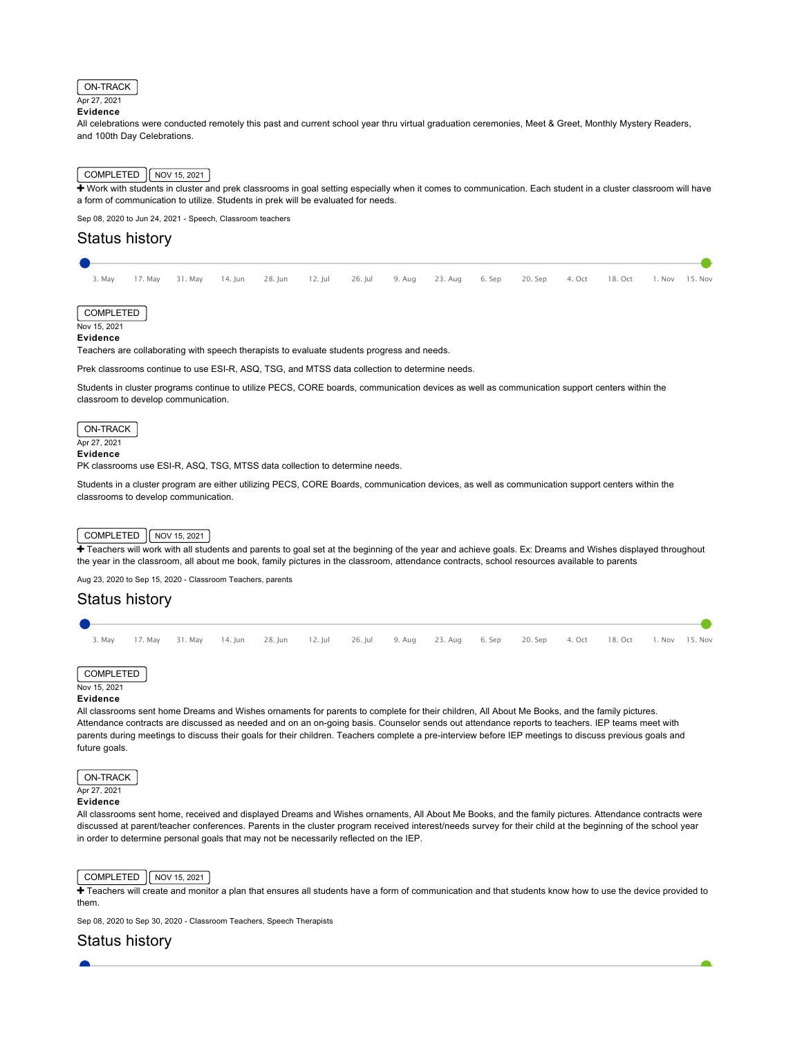ON-TRACK

Apr 27, 2021

**Evidence**

All celebrations were conducted remotely this past and current school year thru virtual graduation ceremonies, Meet & Greet, Monthly Mystery Readers, and 100th Day Celebrations.

COMPLETED | NOV 15, 2021

✚ Work with students in cluster and prek classrooms in goal setting especially when it comes to communication. Each student in a cluster classroom will have a form of communication to utilize. Students in prek will be evaluated for needs.

Sep 08, 2020 to Jun 24, 2021 - Speech, Classroom teachers

## Status history

3. May | 17. May | 31. May | 14. Jun | 28. Jun | 12. Jul | 26. Jul | 9. Aug | 23. Aug | 6. Sep | 20. Sep | 4. Oct | 18. Oct | 1. Nov | 15. Nov

COMPLETED

Nov 15, 2021

**Evidence**

Teachers are collaborating with speech therapists to evaluate students progress and needs.

Prek classrooms continue to use ESI-R, ASQ, TSG, and MTSS data collection to determine needs.

Students in cluster programs continue to utilize PECS, CORE boards, communication devices as well as communication support centers within the classroom to develop communication.

ON-TRACK

Apr 27, 2021

**Evidence**

PK classrooms use ESI-R, ASQ, TSG, MTSS data collection to determine needs.

Students in a cluster program are either utilizing PECS, CORE Boards, communication devices, as well as communication support centers within the classrooms to develop communication.

COMPLETED | NOV 15, 2021

✚ Teachers will work with all students and parents to goal set at the beginning of the year and achieve goals. Ex: Dreams and Wishes displayed throughout the year in the classroom, all about me book, family pictures in the classroom, attendance contracts, school resources available to parents

Aug 23, 2020 to Sep 15, 2020 - Classroom Teachers, parents

## Status history

3. May | 17. May | 31. May | 14. Jun | 28. Jun | 12. Jul | 26. Jul | 9. Aug | 23. Aug | 6. Sep | 20. Sep | 4. Oct | 18. Oct | 1. Nov | 15. Nov

COMPLETED

Nov 15, 2021

**Evidence**

All classrooms sent home Dreams and Wishes ornaments for parents to complete for their children, All About Me Books, and the family pictures. Attendance contracts are discussed as needed and on an on-going basis. Counselor sends out attendance reports to teachers. IEP teams meet with parents during meetings to discuss their goals for their children. Teachers complete a pre-interview before IEP meetings to discuss previous goals and future goals.

ON-TRACK

Apr 27, 2021

**Evidence**

All classrooms sent home, received and displayed Dreams and Wishes ornaments, All About Me Books, and the family pictures. Attendance contracts were discussed at parent/teacher conferences. Parents in the cluster program received interest/needs survey for their child at the beginning of the school year in order to determine personal goals that may not be necessarily reflected on the IEP.

COMPLETED | NOV 15, 2021

✚ Teachers will create and monitor a plan that ensures all students have a form of communication and that students know how to use the device provided to them.

Sep 08, 2020 to Sep 30, 2020 - Classroom Teachers, Speech Therapists

## Status history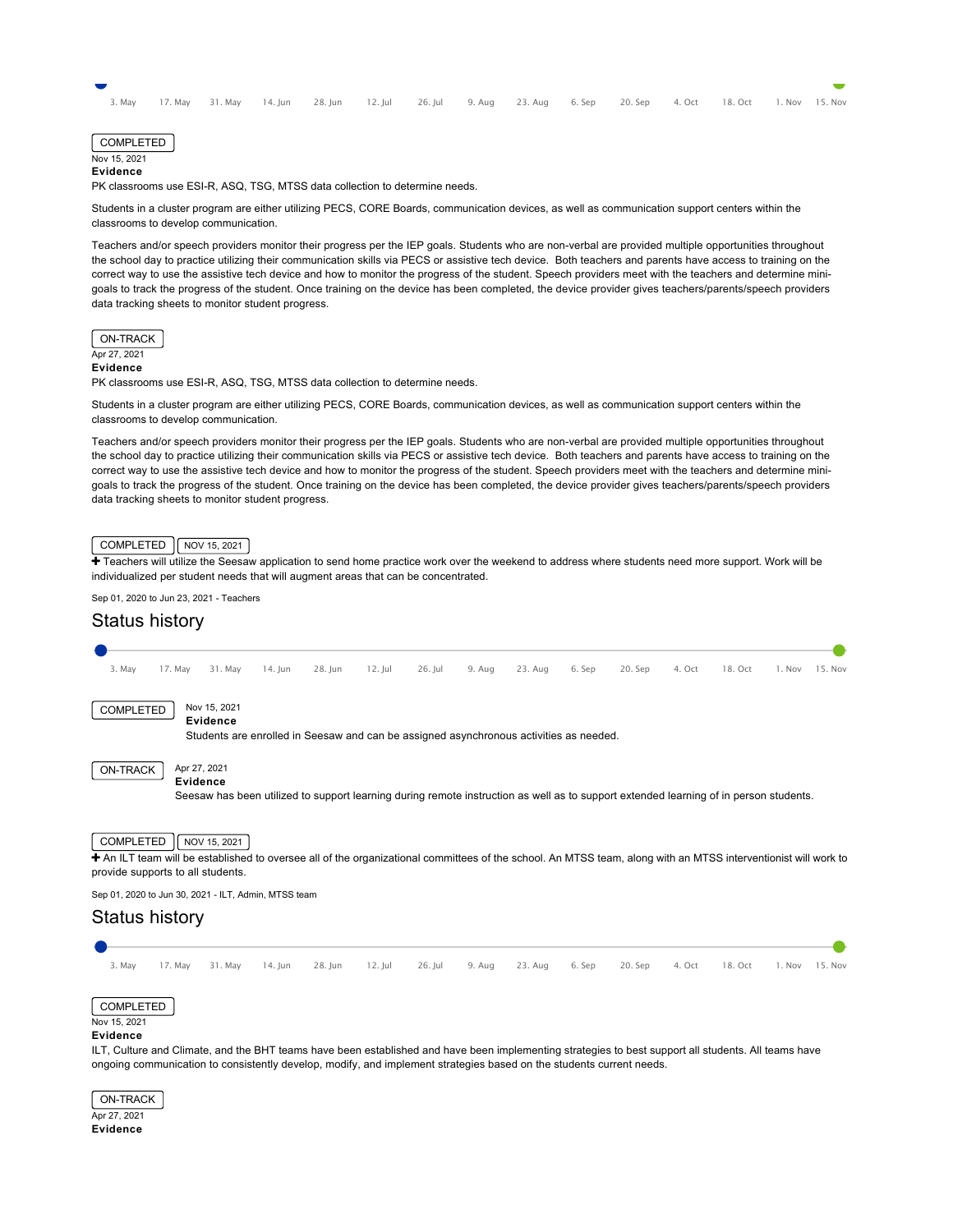3. May 17. May 31. May 14. Jun 28. Jun 12. Jul 26. Jul 9. Aug 23. Aug 6. Sep 20. Sep 4. Oct 18. Oct 1. Nov 15. Nov

COMPLETED

Nov 15, 2021

**Evidence**

PK classrooms use ESI-R, ASQ, TSG, MTSS data collection to determine needs.

Students in a cluster program are either utilizing PECS, CORE Boards, communication devices, as well as communication support centers within the classrooms to develop communication.

Teachers and/or speech providers monitor their progress per the IEP goals. Students who are non-verbal are provided multiple opportunities throughout the school day to practice utilizing their communication skills via PECS or assistive tech device. Both teachers and parents have access to training on the correct way to use the assistive tech device and how to monitor the progress of the student. Speech providers meet with the teachers and determine mini-goals to track the progress of the student. Once training on the device has been completed, the device provider gives teachers/parents/speech providers data tracking sheets to monitor student progress.

ON-TRACK

Apr 27, 2021

**Evidence**

PK classrooms use ESI-R, ASQ, TSG, MTSS data collection to determine needs.

Students in a cluster program are either utilizing PECS, CORE Boards, communication devices, as well as communication support centers within the classrooms to develop communication.

Teachers and/or speech providers monitor their progress per the IEP goals. Students who are non-verbal are provided multiple opportunities throughout the school day to practice utilizing their communication skills via PECS or assistive tech device. Both teachers and parents have access to training on the correct way to use the assistive tech device and how to monitor the progress of the student. Speech providers meet with the teachers and determine mini-goals to track the progress of the student. Once training on the device has been completed, the device provider gives teachers/parents/speech providers data tracking sheets to monitor student progress.

COMPLETED NOV 15, 2021

+ Teachers will utilize the Seesaw application to send home practice work over the weekend to address where students need more support. Work will be individualized per student needs that will augment areas that can be concentrated.

Sep 01, 2020 to Jun 23, 2021 - Teachers

## Status history

3. May 17. May 31. May 14. Jun 28. Jun 12. Jul 26. Jul 9. Aug 23. Aug 6. Sep 20. Sep 4. Oct 18. Oct 1. Nov 15. Nov

COMPLETED

Nov 15, 2021

**Evidence**

Students are enrolled in Seesaw and can be assigned asynchronous activities as needed.

ON-TRACK

Apr 27, 2021

**Evidence**

Seesaw has been utilized to support learning during remote instruction as well as to support extended learning of in person students.

COMPLETED NOV 15, 2021

+ An ILT team will be established to oversee all of the organizational committees of the school. An MTSS team, along with an MTSS interventionist will work to provide supports to all students.

Sep 01, 2020 to Jun 30, 2021 - ILT, Admin, MTSS team

## Status history

3. May 17. May 31. May 14. Jun 28. Jun 12. Jul 26. Jul 9. Aug 23. Aug 6. Sep 20. Sep 4. Oct 18. Oct 1. Nov 15. Nov

COMPLETED

Nov 15, 2021

**Evidence**

ILT, Culture and Climate, and the BHT teams have been established and have been implementing strategies to best support all students. All teams have ongoing communication to consistently develop, modify, and implement strategies based on the students current needs.

ON-TRACK

Apr 27, 2021

**Evidence**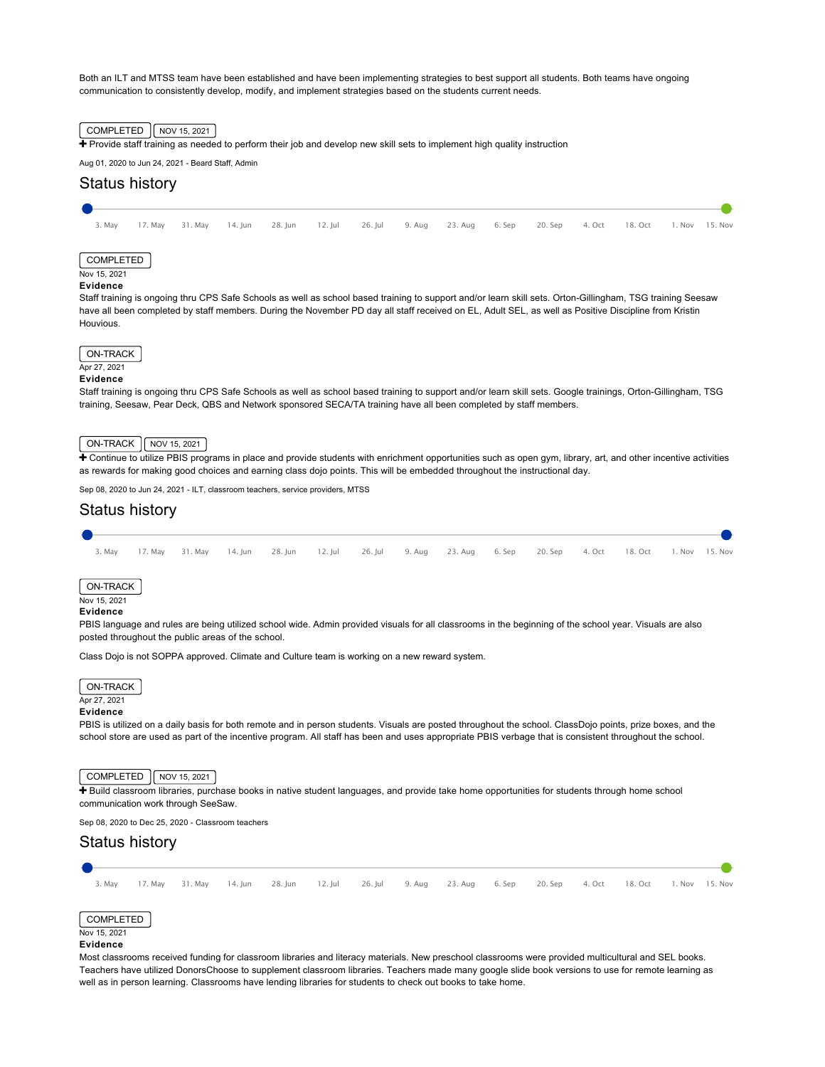Both an ILT and MTSS team have been established and have been implementing strategies to best support all students. Both teams have ongoing communication to consistently develop, modify, and implement strategies based on the students current needs.

COMPLETED NOV 15, 2021

✚ Provide staff training as needed to perform their job and develop new skill sets to implement high quality instruction

Aug 01, 2020 to Jun 24, 2021 - Beard Staff, Admin

## Status history

3. May 17. May 31. May 14. Jun 28. Jun 12. Jul 26. Jul 9. Aug 23. Aug 6. Sep 20. Sep 4. Oct 18. Oct 1. Nov 15. Nov

COMPLETED

Nov 15, 2021

**Evidence**

Staff training is ongoing thru CPS Safe Schools as well as school based training to support and/or learn skill sets. Orton-Gillingham, TSG training Seesaw have all been completed by staff members. During the November PD day all staff received on EL, Adult SEL, as well as Positive Discipline from Kristin Houvious.

ON-TRACK

Apr 27, 2021

**Evidence**

Staff training is ongoing thru CPS Safe Schools as well as school based training to support and/or learn skill sets. Google trainings, Orton-Gillingham, TSG training, Seesaw, Pear Deck, QBS and Network sponsored SECA/TA training have all been completed by staff members.

ON-TRACK NOV 15, 2021

✚ Continue to utilize PBIS programs in place and provide students with enrichment opportunities such as open gym, library, art, and other incentive activities as rewards for making good choices and earning class dojo points. This will be embedded throughout the instructional day.

Sep 08, 2020 to Jun 24, 2021 - ILT, classroom teachers, service providers, MTSS

## Status history

3. May 17. May 31. May 14. Jun 28. Jun 12. Jul 26. Jul 9. Aug 23. Aug 6. Sep 20. Sep 4. Oct 18. Oct 1. Nov 15. Nov

ON-TRACK

Nov 15, 2021

**Evidence**

PBIS language and rules are being utilized school wide. Admin provided visuals for all classrooms in the beginning of the school year. Visuals are also posted throughout the public areas of the school.

Class Dojo is not SOPPA approved. Climate and Culture team is working on a new reward system.

ON-TRACK

Apr 27, 2021

**Evidence**

PBIS is utilized on a daily basis for both remote and in person students. Visuals are posted throughout the school. ClassDojo points, prize boxes, and the school store are used as part of the incentive program. All staff has been and uses appropriate PBIS verbage that is consistent throughout the school.

COMPLETED NOV 15, 2021

✚ Build classroom libraries, purchase books in native student languages, and provide take home opportunities for students through home school communication work through SeeSaw.

Sep 08, 2020 to Dec 25, 2020 - Classroom teachers

## Status history

3. May 17. May 31. May 14. Jun 28. Jun 12. Jul 26. Jul 9. Aug 23. Aug 6. Sep 20. Sep 4. Oct 18. Oct 1. Nov 15. Nov

COMPLETED

Nov 15, 2021

**Evidence**

Most classrooms received funding for classroom libraries and literacy materials. New preschool classrooms were provided multicultural and SEL books. Teachers have utilized DonorsChoose to supplement classroom libraries. Teachers made many google slide book versions to use for remote learning as well as in person learning. Classrooms have lending libraries for students to check out books to take home.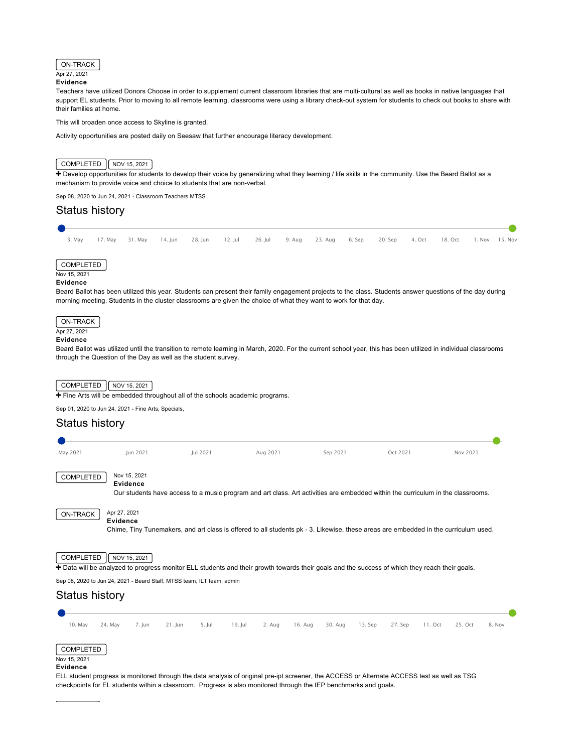ON-TRACK

Apr 27, 2021

**Evidence**

Teachers have utilized Donors Choose in order to supplement current classroom libraries that are multi-cultural as well as books in native languages that support EL students. Prior to moving to all remote learning, classrooms were using a library check-out system for students to check out books to share with their families at home.

This will broaden once access to Skyline is granted.

Activity opportunities are posted daily on Seesaw that further encourage literacy development.

COMPLETED | NOV 15, 2021

✚ Develop opportunities for students to develop their voice by generalizing what they learning / life skills in the community. Use the Beard Ballot as a mechanism to provide voice and choice to students that are non-verbal.

Sep 08, 2020 to Jun 24, 2021 - Classroom Teachers MTSS

## Status history

3. May | 17. May | 31. May | 14. Jun | 28. Jun | 12. Jul | 26. Jul | 9. Aug | 23. Aug | 6. Sep | 20. Sep | 4. Oct | 18. Oct | 1. Nov | 15. Nov

COMPLETED

Nov 15, 2021

**Evidence**

Beard Ballot has been utilized this year. Students can present their family engagement projects to the class. Students answer questions of the day during morning meeting. Students in the cluster classrooms are given the choice of what they want to work for that day.

ON-TRACK

Apr 27, 2021

**Evidence**

Beard Ballot was utilized until the transition to remote learning in March, 2020. For the current school year, this has been utilized in individual classrooms through the Question of the Day as well as the student survey.

COMPLETED | NOV 15, 2021

✚ Fine Arts will be embedded throughout all of the schools academic programs.

Sep 01, 2020 to Jun 24, 2021 - Fine Arts, Specials,

## Status history

May 2021 | Jun 2021 | Jul 2021 | Aug 2021 | Sep 2021 | Oct 2021 | Nov 2021

COMPLETED

Nov 15, 2021

**Evidence**

Our students have access to a music program and art class. Art activities are embedded within the curriculum in the classrooms.

ON-TRACK

Apr 27, 2021

**Evidence**

Chime, Tiny Tunemakers, and art class is offered to all students pk - 3. Likewise, these areas are embedded in the curriculum used.

COMPLETED | NOV 15, 2021

✚ Data will be analyzed to progress monitor ELL students and their growth towards their goals and the success of which they reach their goals.

Sep 08, 2020 to Jun 24, 2021 - Beard Staff, MTSS team, ILT team, admin

## Status history

10. May | 24. May | 7. Jun | 21. Jun | 5. Jul | 19. Jul | 2. Aug | 16. Aug | 30. Aug | 13. Sep | 27. Sep | 11. Oct | 25. Oct | 8. Nov

COMPLETED

Nov 15, 2021

**Evidence**

ELL student progress is monitored through the data analysis of original pre-ipt screener, the ACCESS or Alternate ACCESS test as well as TSG checkpoints for EL students within a classroom. Progress is also monitored through the IEP benchmarks and goals.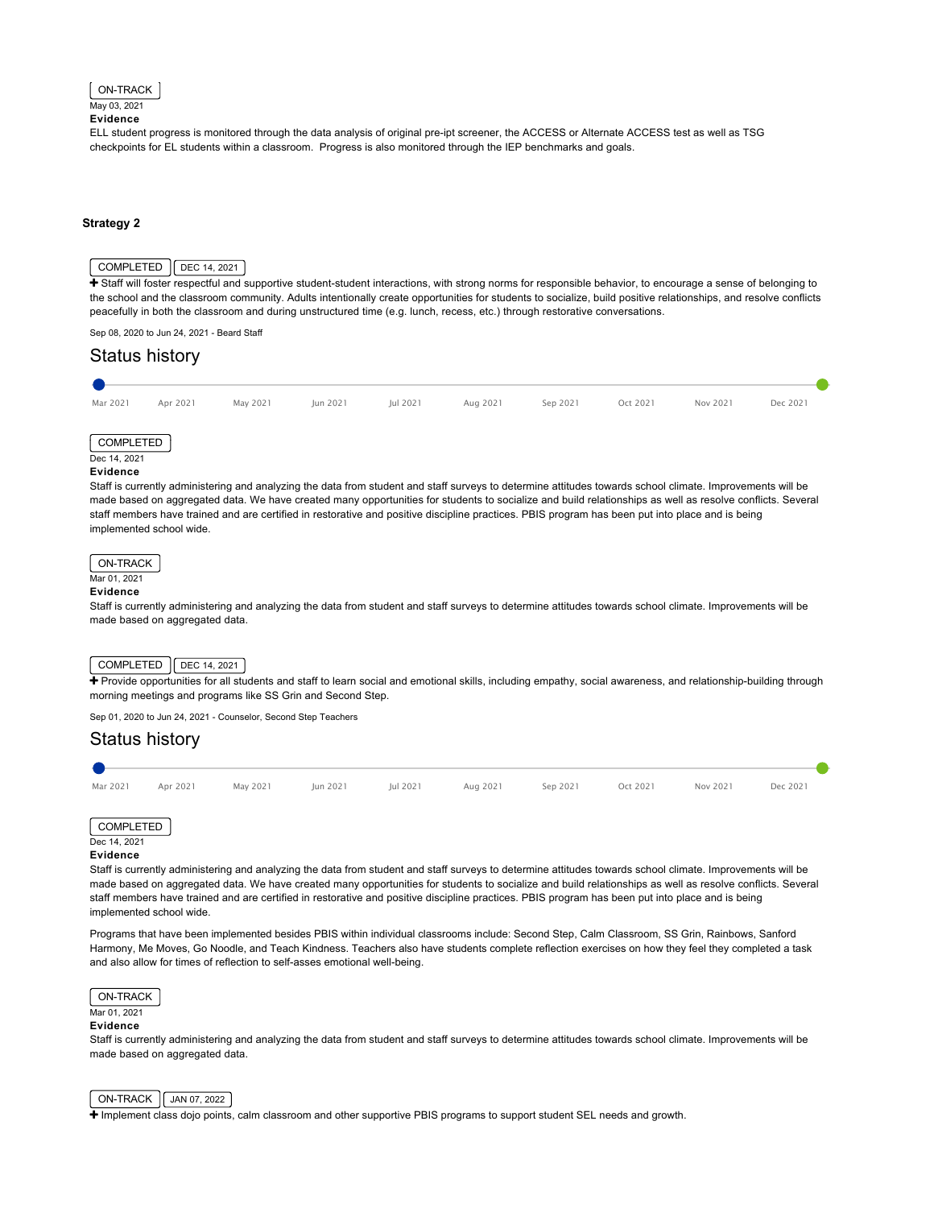ON-TRACK
May 03, 2021
**Evidence**
ELL student progress is monitored through the data analysis of original pre-ipt screener, the ACCESS or Alternate ACCESS test as well as TSG checkpoints for EL students within a classroom. Progress is also monitored through the IEP benchmarks and goals.

### Strategy 2

COMPLETED | DEC 14, 2021

✚ Staff will foster respectful and supportive student-student interactions, with strong norms for responsible behavior, to encourage a sense of belonging to the school and the classroom community. Adults intentionally create opportunities for students to socialize, build positive relationships, and resolve conflicts peacefully in both the classroom and during unstructured time (e.g. lunch, recess, etc.) through restorative conversations.

Sep 08, 2020 to Jun 24, 2021 - Beard Staff

## Status history

Mar 2021 | Apr 2021 | May 2021 | Jun 2021 | Jul 2021 | Aug 2021 | Sep 2021 | Oct 2021 | Nov 2021 | Dec 2021

COMPLETED
Dec 14, 2021
**Evidence**
Staff is currently administering and analyzing the data from student and staff surveys to determine attitudes towards school climate. Improvements will be made based on aggregated data. We have created many opportunities for students to socialize and build relationships as well as resolve conflicts. Several staff members have trained and are certified in restorative and positive discipline practices. PBIS program has been put into place and is being implemented school wide.

ON-TRACK
Mar 01, 2021
**Evidence**
Staff is currently administering and analyzing the data from student and staff surveys to determine attitudes towards school climate. Improvements will be made based on aggregated data.

COMPLETED | DEC 14, 2021

✚ Provide opportunities for all students and staff to learn social and emotional skills, including empathy, social awareness, and relationship-building through morning meetings and programs like SS Grin and Second Step.

Sep 01, 2020 to Jun 24, 2021 - Counselor, Second Step Teachers

## Status history

Mar 2021 | Apr 2021 | May 2021 | Jun 2021 | Jul 2021 | Aug 2021 | Sep 2021 | Oct 2021 | Nov 2021 | Dec 2021

COMPLETED
Dec 14, 2021
**Evidence**
Staff is currently administering and analyzing the data from student and staff surveys to determine attitudes towards school climate. Improvements will be made based on aggregated data. We have created many opportunities for students to socialize and build relationships as well as resolve conflicts. Several staff members have trained and are certified in restorative and positive discipline practices. PBIS program has been put into place and is being implemented school wide.

Programs that have been implemented besides PBIS within individual classrooms include: Second Step, Calm Classroom, SS Grin, Rainbows, Sanford Harmony, Me Moves, Go Noodle, and Teach Kindness. Teachers also have students complete reflection exercises on how they feel they completed a task and also allow for times of reflection to self-asses emotional well-being.

ON-TRACK
Mar 01, 2021
**Evidence**
Staff is currently administering and analyzing the data from student and staff surveys to determine attitudes towards school climate. Improvements will be made based on aggregated data.

ON-TRACK | JAN 07, 2022

✚ Implement class dojo points, calm classroom and other supportive PBIS programs to support student SEL needs and growth.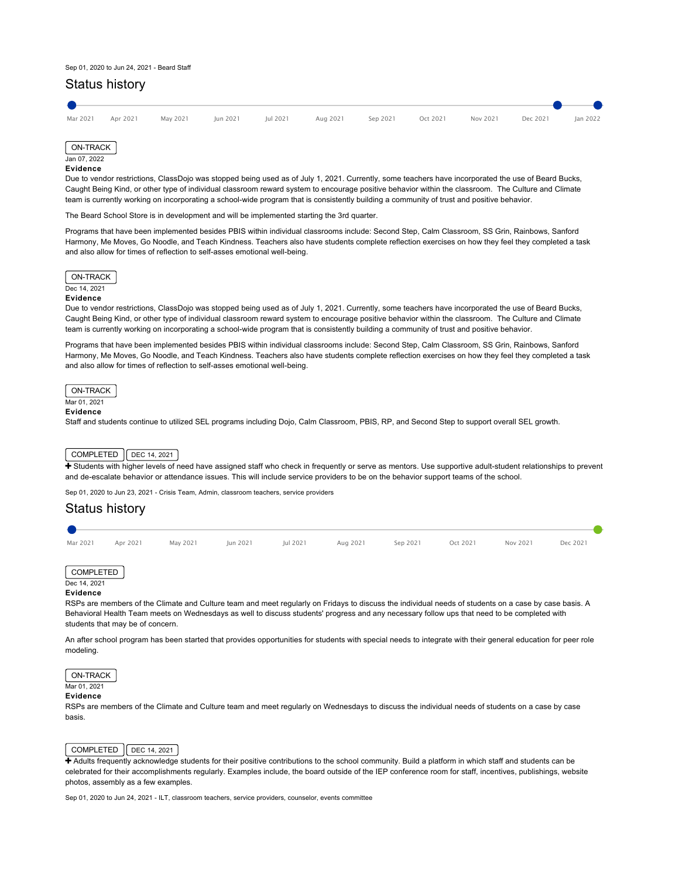Sep 01, 2020 to Jun 24, 2021 - Beard Staff

## Status history

Mar 2021 | Apr 2021 | May 2021 | Jun 2021 | Jul 2021 | Aug 2021 | Sep 2021 | Oct 2021 | Nov 2021 | Dec 2021 | Jan 2022

ON-TRACK

Jan 07, 2022

**Evidence**

Due to vendor restrictions, ClassDojo was stopped being used as of July 1, 2021. Currently, some teachers have incorporated the use of Beard Bucks, Caught Being Kind, or other type of individual classroom reward system to encourage positive behavior within the classroom. The Culture and Climate team is currently working on incorporating a school-wide program that is consistently building a community of trust and positive behavior.

The Beard School Store is in development and will be implemented starting the 3rd quarter.

Programs that have been implemented besides PBIS within individual classrooms include: Second Step, Calm Classroom, SS Grin, Rainbows, Sanford Harmony, Me Moves, Go Noodle, and Teach Kindness. Teachers also have students complete reflection exercises on how they feel they completed a task and also allow for times of reflection to self-asses emotional well-being.

ON-TRACK

Dec 14, 2021

**Evidence**

Due to vendor restrictions, ClassDojo was stopped being used as of July 1, 2021. Currently, some teachers have incorporated the use of Beard Bucks, Caught Being Kind, or other type of individual classroom reward system to encourage positive behavior within the classroom. The Culture and Climate team is currently working on incorporating a school-wide program that is consistently building a community of trust and positive behavior.

Programs that have been implemented besides PBIS within individual classrooms include: Second Step, Calm Classroom, SS Grin, Rainbows, Sanford Harmony, Me Moves, Go Noodle, and Teach Kindness. Teachers also have students complete reflection exercises on how they feel they completed a task and also allow for times of reflection to self-asses emotional well-being.

ON-TRACK

Mar 01, 2021

**Evidence**

Staff and students continue to utilized SEL programs including Dojo, Calm Classroom, PBIS, RP, and Second Step to support overall SEL growth.

COMPLETED | DEC 14, 2021

✚ Students with higher levels of need have assigned staff who check in frequently or serve as mentors. Use supportive adult-student relationships to prevent and de-escalate behavior or attendance issues. This will include service providers to be on the behavior support teams of the school.

Sep 01, 2020 to Jun 23, 2021 - Crisis Team, Admin, classroom teachers, service providers

## Status history

Mar 2021 | Apr 2021 | May 2021 | Jun 2021 | Jul 2021 | Aug 2021 | Sep 2021 | Oct 2021 | Nov 2021 | Dec 2021

COMPLETED

Dec 14, 2021

**Evidence**

RSPs are members of the Climate and Culture team and meet regularly on Fridays to discuss the individual needs of students on a case by case basis. A Behavioral Health Team meets on Wednesdays as well to discuss students' progress and any necessary follow ups that need to be completed with students that may be of concern.

An after school program has been started that provides opportunities for students with special needs to integrate with their general education for peer role modeling.

ON-TRACK

Mar 01, 2021

**Evidence**

RSPs are members of the Climate and Culture team and meet regularly on Wednesdays to discuss the individual needs of students on a case by case basis.

COMPLETED | DEC 14, 2021

✚ Adults frequently acknowledge students for their positive contributions to the school community. Build a platform in which staff and students can be celebrated for their accomplishments regularly. Examples include, the board outside of the IEP conference room for staff, incentives, publishings, website photos, assembly as a few examples.

Sep 01, 2020 to Jun 24, 2021 - ILT, classroom teachers, service providers, counselor, events committee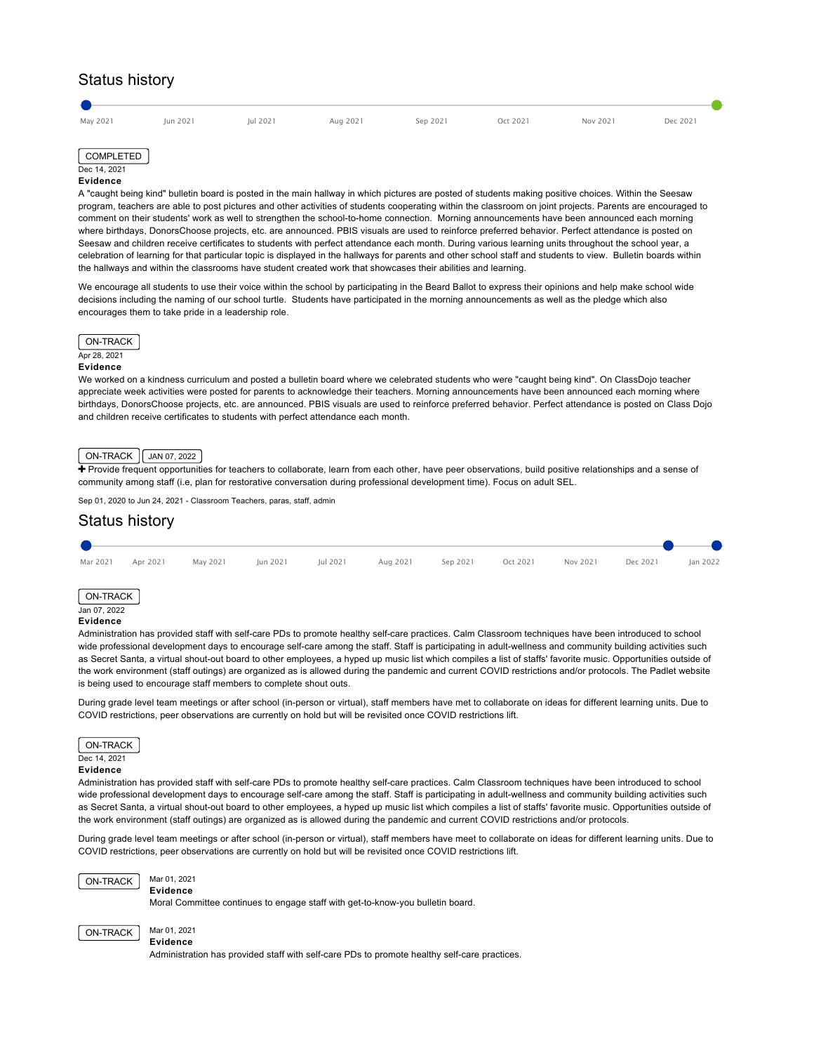## Status history

May 2021 | Jun 2021 | Jul 2021 | Aug 2021 | Sep 2021 | Oct 2021 | Nov 2021 | Dec 2021

COMPLETED
Dec 14, 2021
**Evidence**
A "caught being kind" bulletin board is posted in the main hallway in which pictures are posted of students making positive choices. Within the Seesaw program, teachers are able to post pictures and other activities of students cooperating within the classroom on joint projects. Parents are encouraged to comment on their students' work as well to strengthen the school-to-home connection. Morning announcements have been announced each morning where birthdays, DonorsChoose projects, etc. are announced. PBIS visuals are used to reinforce preferred behavior. Perfect attendance is posted on Seesaw and children receive certificates to students with perfect attendance each month. During various learning units throughout the school year, a celebration of learning for that particular topic is displayed in the hallways for parents and other school staff and students to view. Bulletin boards within the hallways and within the classrooms have student created work that showcases their abilities and learning.

We encourage all students to use their voice within the school by participating in the Beard Ballot to express their opinions and help make school wide decisions including the naming of our school turtle. Students have participated in the morning announcements as well as the pledge which also encourages them to take pride in a leadership role.

ON-TRACK
Apr 28, 2021
**Evidence**
We worked on a kindness curriculum and posted a bulletin board where we celebrated students who were "caught being kind". On ClassDojo teacher appreciate week activities were posted for parents to acknowledge their teachers. Morning announcements have been announced each morning where birthdays, DonorsChoose projects, etc. are announced. PBIS visuals are used to reinforce preferred behavior. Perfect attendance is posted on Class Dojo and children receive certificates to students with perfect attendance each month.

ON-TRACK | JAN 07, 2022

✚ Provide frequent opportunities for teachers to collaborate, learn from each other, have peer observations, build positive relationships and a sense of community among staff (i.e, plan for restorative conversation during professional development time). Focus on adult SEL.

Sep 01, 2020 to Jun 24, 2021 - Classroom Teachers, paras, staff, admin

## Status history

Mar 2021 | Apr 2021 | May 2021 | Jun 2021 | Jul 2021 | Aug 2021 | Sep 2021 | Oct 2021 | Nov 2021 | Dec 2021 | Jan 2022

ON-TRACK
Jan 07, 2022
**Evidence**
Administration has provided staff with self-care PDs to promote healthy self-care practices. Calm Classroom techniques have been introduced to school wide professional development days to encourage self-care among the staff. Staff is participating in adult-wellness and community building activities such as Secret Santa, a virtual shout-out board to other employees, a hyped up music list which compiles a list of staffs' favorite music. Opportunities outside of the work environment (staff outings) are organized as is allowed during the pandemic and current COVID restrictions and/or protocols. The Padlet website is being used to encourage staff members to complete shout outs.

During grade level team meetings or after school (in-person or virtual), staff members have met to collaborate on ideas for different learning units. Due to COVID restrictions, peer observations are currently on hold but will be revisited once COVID restrictions lift.

ON-TRACK
Dec 14, 2021
**Evidence**
Administration has provided staff with self-care PDs to promote healthy self-care practices. Calm Classroom techniques have been introduced to school wide professional development days to encourage self-care among the staff. Staff is participating in adult-wellness and community building activities such as Secret Santa, a virtual shout-out board to other employees, a hyped up music list which compiles a list of staffs' favorite music. Opportunities outside of the work environment (staff outings) are organized as is allowed during the pandemic and current COVID restrictions and/or protocols.

During grade level team meetings or after school (in-person or virtual), staff members have meet to collaborate on ideas for different learning units. Due to COVID restrictions, peer observations are currently on hold but will be revisited once COVID restrictions lift.

ON-TRACK
Mar 01, 2021
**Evidence**
Moral Committee continues to engage staff with get-to-know-you bulletin board.

ON-TRACK
Mar 01, 2021
**Evidence**
Administration has provided staff with self-care PDs to promote healthy self-care practices.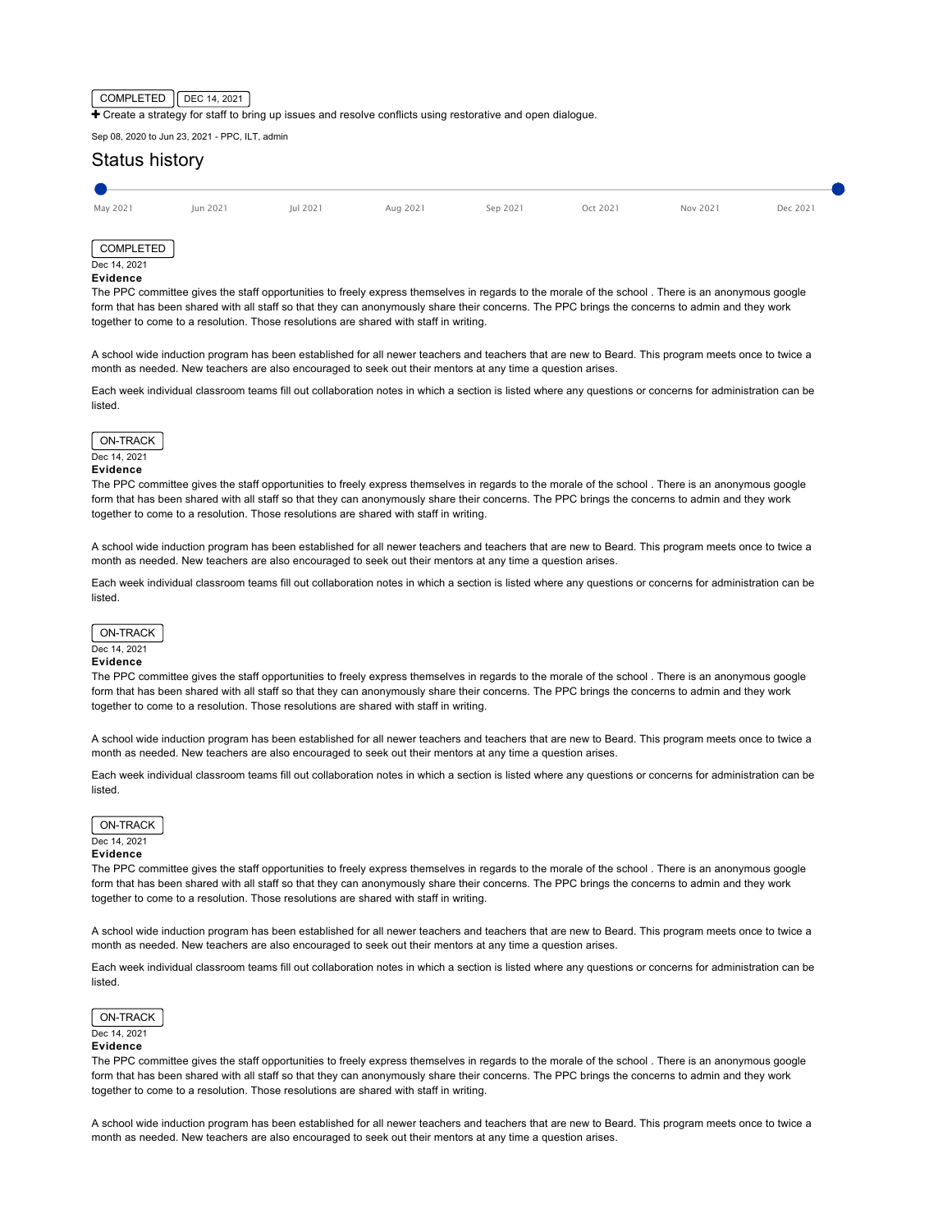COMPLETED | DEC 14, 2021

✚ Create a strategy for staff to bring up issues and resolve conflicts using restorative and open dialogue.

Sep 08, 2020 to Jun 23, 2021 - PPC, ILT, admin

## Status history

May 2021 | Jun 2021 | Jul 2021 | Aug 2021 | Sep 2021 | Oct 2021 | Nov 2021 | Dec 2021

COMPLETED

Dec 14, 2021

**Evidence**

The PPC committee gives the staff opportunities to freely express themselves in regards to the morale of the school . There is an anonymous google form that has been shared with all staff so that they can anonymously share their concerns. The PPC brings the concerns to admin and they work together to come to a resolution. Those resolutions are shared with staff in writing.

A school wide induction program has been established for all newer teachers and teachers that are new to Beard. This program meets once to twice a month as needed. New teachers are also encouraged to seek out their mentors at any time a question arises.

Each week individual classroom teams fill out collaboration notes in which a section is listed where any questions or concerns for administration can be listed.

ON-TRACK

Dec 14, 2021

**Evidence**

The PPC committee gives the staff opportunities to freely express themselves in regards to the morale of the school . There is an anonymous google form that has been shared with all staff so that they can anonymously share their concerns. The PPC brings the concerns to admin and they work together to come to a resolution. Those resolutions are shared with staff in writing.

A school wide induction program has been established for all newer teachers and teachers that are new to Beard. This program meets once to twice a month as needed. New teachers are also encouraged to seek out their mentors at any time a question arises.

Each week individual classroom teams fill out collaboration notes in which a section is listed where any questions or concerns for administration can be listed.

ON-TRACK

Dec 14, 2021

**Evidence**

The PPC committee gives the staff opportunities to freely express themselves in regards to the morale of the school . There is an anonymous google form that has been shared with all staff so that they can anonymously share their concerns. The PPC brings the concerns to admin and they work together to come to a resolution. Those resolutions are shared with staff in writing.

A school wide induction program has been established for all newer teachers and teachers that are new to Beard. This program meets once to twice a month as needed. New teachers are also encouraged to seek out their mentors at any time a question arises.

Each week individual classroom teams fill out collaboration notes in which a section is listed where any questions or concerns for administration can be listed.

ON-TRACK

Dec 14, 2021

**Evidence**

The PPC committee gives the staff opportunities to freely express themselves in regards to the morale of the school . There is an anonymous google form that has been shared with all staff so that they can anonymously share their concerns. The PPC brings the concerns to admin and they work together to come to a resolution. Those resolutions are shared with staff in writing.

A school wide induction program has been established for all newer teachers and teachers that are new to Beard. This program meets once to twice a month as needed. New teachers are also encouraged to seek out their mentors at any time a question arises.

Each week individual classroom teams fill out collaboration notes in which a section is listed where any questions or concerns for administration can be listed.

ON-TRACK

Dec 14, 2021

**Evidence**

The PPC committee gives the staff opportunities to freely express themselves in regards to the morale of the school . There is an anonymous google form that has been shared with all staff so that they can anonymously share their concerns. The PPC brings the concerns to admin and they work together to come to a resolution. Those resolutions are shared with staff in writing.

A school wide induction program has been established for all newer teachers and teachers that are new to Beard. This program meets once to twice a month as needed. New teachers are also encouraged to seek out their mentors at any time a question arises.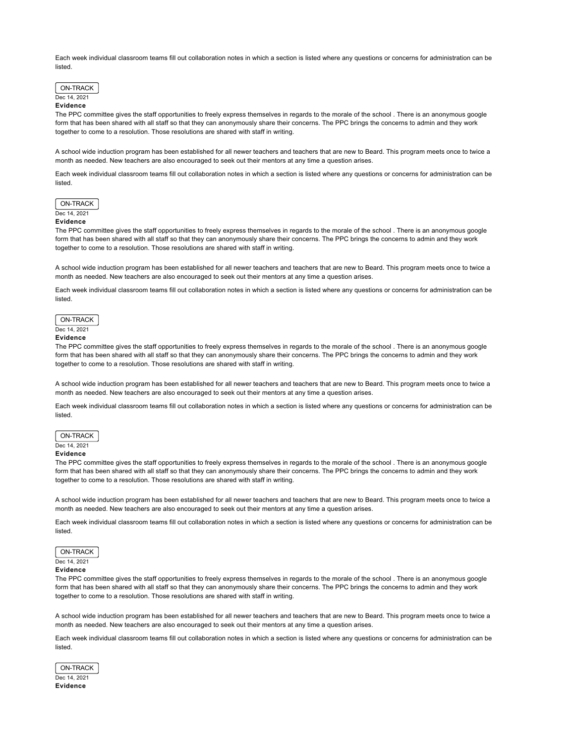Each week individual classroom teams fill out collaboration notes in which a section is listed where any questions or concerns for administration can be listed.

ON-TRACK

Dec 14, 2021

**Evidence**

The PPC committee gives the staff opportunities to freely express themselves in regards to the morale of the school . There is an anonymous google form that has been shared with all staff so that they can anonymously share their concerns. The PPC brings the concerns to admin and they work together to come to a resolution. Those resolutions are shared with staff in writing.

A school wide induction program has been established for all newer teachers and teachers that are new to Beard. This program meets once to twice a month as needed. New teachers are also encouraged to seek out their mentors at any time a question arises.

Each week individual classroom teams fill out collaboration notes in which a section is listed where any questions or concerns for administration can be listed.

ON-TRACK

Dec 14, 2021

**Evidence**

The PPC committee gives the staff opportunities to freely express themselves in regards to the morale of the school . There is an anonymous google form that has been shared with all staff so that they can anonymously share their concerns. The PPC brings the concerns to admin and they work together to come to a resolution. Those resolutions are shared with staff in writing.

A school wide induction program has been established for all newer teachers and teachers that are new to Beard. This program meets once to twice a month as needed. New teachers are also encouraged to seek out their mentors at any time a question arises.

Each week individual classroom teams fill out collaboration notes in which a section is listed where any questions or concerns for administration can be listed.

ON-TRACK

Dec 14, 2021

**Evidence**

The PPC committee gives the staff opportunities to freely express themselves in regards to the morale of the school . There is an anonymous google form that has been shared with all staff so that they can anonymously share their concerns. The PPC brings the concerns to admin and they work together to come to a resolution. Those resolutions are shared with staff in writing.

A school wide induction program has been established for all newer teachers and teachers that are new to Beard. This program meets once to twice a month as needed. New teachers are also encouraged to seek out their mentors at any time a question arises.

Each week individual classroom teams fill out collaboration notes in which a section is listed where any questions or concerns for administration can be listed.

ON-TRACK

Dec 14, 2021

**Evidence**

The PPC committee gives the staff opportunities to freely express themselves in regards to the morale of the school . There is an anonymous google form that has been shared with all staff so that they can anonymously share their concerns. The PPC brings the concerns to admin and they work together to come to a resolution. Those resolutions are shared with staff in writing.

A school wide induction program has been established for all newer teachers and teachers that are new to Beard. This program meets once to twice a month as needed. New teachers are also encouraged to seek out their mentors at any time a question arises.

Each week individual classroom teams fill out collaboration notes in which a section is listed where any questions or concerns for administration can be listed.

ON-TRACK

Dec 14, 2021

**Evidence**

The PPC committee gives the staff opportunities to freely express themselves in regards to the morale of the school . There is an anonymous google form that has been shared with all staff so that they can anonymously share their concerns. The PPC brings the concerns to admin and they work together to come to a resolution. Those resolutions are shared with staff in writing.

A school wide induction program has been established for all newer teachers and teachers that are new to Beard. This program meets once to twice a month as needed. New teachers are also encouraged to seek out their mentors at any time a question arises.

Each week individual classroom teams fill out collaboration notes in which a section is listed where any questions or concerns for administration can be listed.

ON-TRACK

Dec 14, 2021

**Evidence**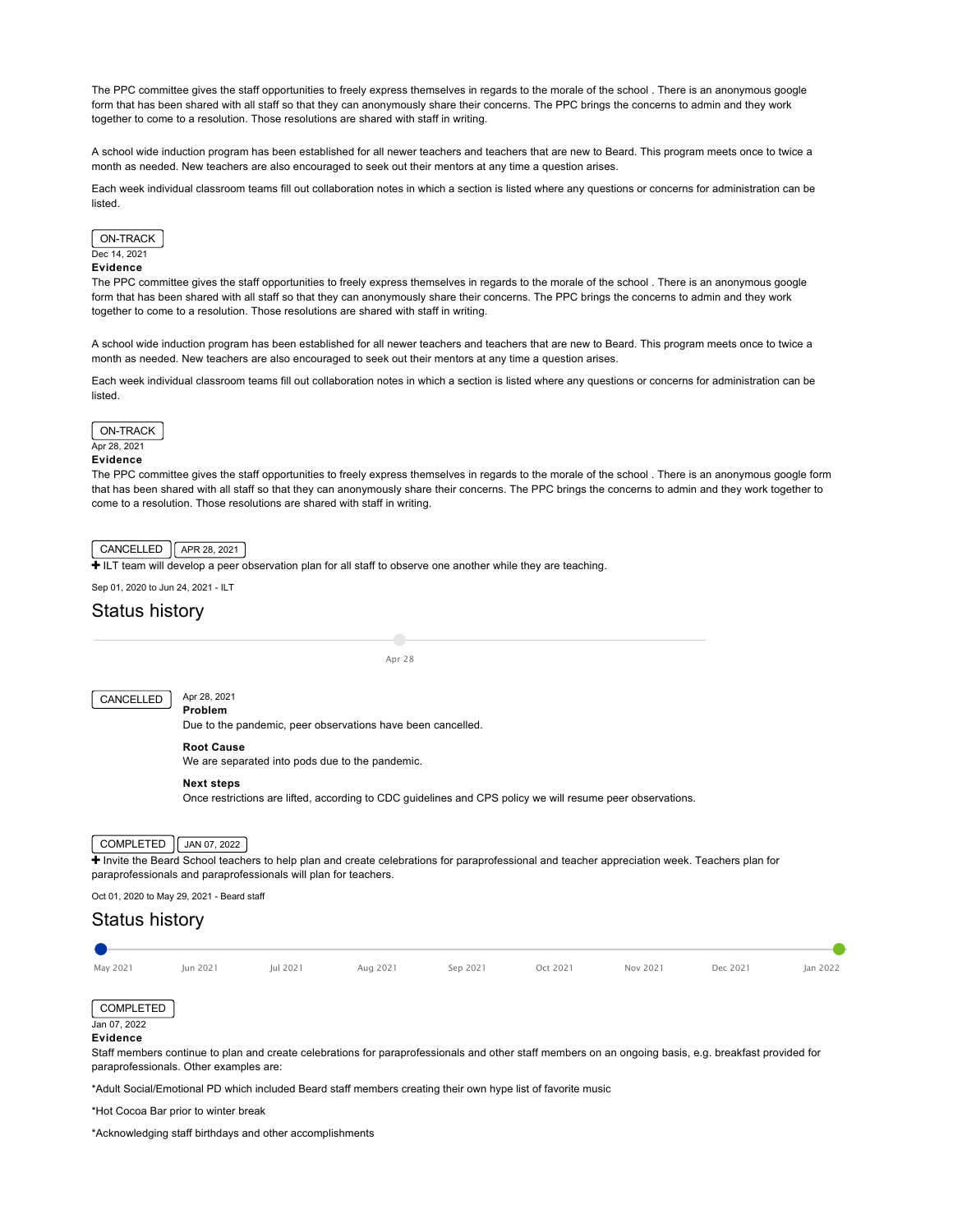The PPC committee gives the staff opportunities to freely express themselves in regards to the morale of the school . There is an anonymous google form that has been shared with all staff so that they can anonymously share their concerns. The PPC brings the concerns to admin and they work together to come to a resolution. Those resolutions are shared with staff in writing.

A school wide induction program has been established for all newer teachers and teachers that are new to Beard. This program meets once to twice a month as needed. New teachers are also encouraged to seek out their mentors at any time a question arises.

Each week individual classroom teams fill out collaboration notes in which a section is listed where any questions or concerns for administration can be listed.

ON-TRACK

Dec 14, 2021

**Evidence**

The PPC committee gives the staff opportunities to freely express themselves in regards to the morale of the school . There is an anonymous google form that has been shared with all staff so that they can anonymously share their concerns. The PPC brings the concerns to admin and they work together to come to a resolution. Those resolutions are shared with staff in writing.

A school wide induction program has been established for all newer teachers and teachers that are new to Beard. This program meets once to twice a month as needed. New teachers are also encouraged to seek out their mentors at any time a question arises.

Each week individual classroom teams fill out collaboration notes in which a section is listed where any questions or concerns for administration can be listed.

ON-TRACK

Apr 28, 2021

**Evidence**

The PPC committee gives the staff opportunities to freely express themselves in regards to the morale of the school . There is an anonymous google form that has been shared with all staff so that they can anonymously share their concerns. The PPC brings the concerns to admin and they work together to come to a resolution. Those resolutions are shared with staff in writing.

CANCELLED | APR 28, 2021

+ ILT team will develop a peer observation plan for all staff to observe one another while they are teaching.

Sep 01, 2020 to Jun 24, 2021 - ILT

## Status history

Apr 28

CANCELLED

Apr 28, 2021

**Problem**

Due to the pandemic, peer observations have been cancelled.

**Root Cause**

We are separated into pods due to the pandemic.

**Next steps**

Once restrictions are lifted, according to CDC guidelines and CPS policy we will resume peer observations.

COMPLETED | JAN 07, 2022

+ Invite the Beard School teachers to help plan and create celebrations for paraprofessional and teacher appreciation week. Teachers plan for paraprofessionals and paraprofessionals will plan for teachers.

Oct 01, 2020 to May 29, 2021 - Beard staff

## Status history

May 2021 | Jun 2021 | Jul 2021 | Aug 2021 | Sep 2021 | Oct 2021 | Nov 2021 | Dec 2021 | Jan 2022

COMPLETED

Jan 07, 2022

**Evidence**

Staff members continue to plan and create celebrations for paraprofessionals and other staff members on an ongoing basis, e.g. breakfast provided for paraprofessionals. Other examples are:

*Adult Social/Emotional PD which included Beard staff members creating their own hype list of favorite music

*Hot Cocoa Bar prior to winter break

*Acknowledging staff birthdays and other accomplishments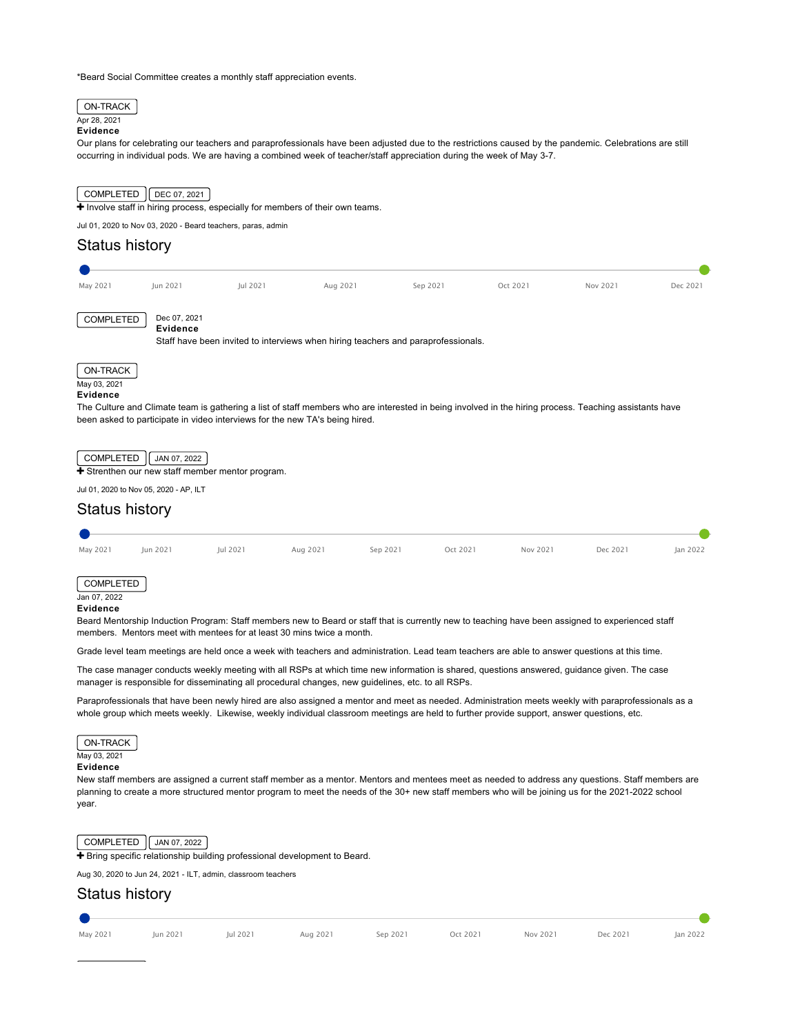*Beard Social Committee creates a monthly staff appreciation events.

ON-TRACK
Apr 28, 2021
**Evidence**
Our plans for celebrating our teachers and paraprofessionals have been adjusted due to the restrictions caused by the pandemic. Celebrations are still occurring in individual pods. We are having a combined week of teacher/staff appreciation during the week of May 3-7.

COMPLETED | DEC 07, 2021

✚ Involve staff in hiring process, especially for members of their own teams.

Jul 01, 2020 to Nov 03, 2020 - Beard teachers, paras, admin

## Status history

May 2021 | Jun 2021 | Jul 2021 | Aug 2021 | Sep 2021 | Oct 2021 | Nov 2021 | Dec 2021

COMPLETED
Dec 07, 2021
**Evidence**
Staff have been invited to interviews when hiring teachers and paraprofessionals.

ON-TRACK
May 03, 2021
**Evidence**
The Culture and Climate team is gathering a list of staff members who are interested in being involved in the hiring process. Teaching assistants have been asked to participate in video interviews for the new TA's being hired.

COMPLETED | JAN 07, 2022

✚ Strenthen our new staff member mentor program.

Jul 01, 2020 to Nov 05, 2020 - AP, ILT

## Status history

May 2021 | Jun 2021 | Jul 2021 | Aug 2021 | Sep 2021 | Oct 2021 | Nov 2021 | Dec 2021 | Jan 2022

COMPLETED
Jan 07, 2022
**Evidence**
Beard Mentorship Induction Program: Staff members new to Beard or staff that is currently new to teaching have been assigned to experienced staff members. Mentors meet with mentees for at least 30 mins twice a month.

Grade level team meetings are held once a week with teachers and administration. Lead team teachers are able to answer questions at this time.

The case manager conducts weekly meeting with all RSPs at which time new information is shared, questions answered, guidance given. The case manager is responsible for disseminating all procedural changes, new guidelines, etc. to all RSPs.

Paraprofessionals that have been newly hired are also assigned a mentor and meet as needed. Administration meets weekly with paraprofessionals as a whole group which meets weekly. Likewise, weekly individual classroom meetings are held to further provide support, answer questions, etc.

ON-TRACK
May 03, 2021
**Evidence**
New staff members are assigned a current staff member as a mentor. Mentors and mentees meet as needed to address any questions. Staff members are planning to create a more structured mentor program to meet the needs of the 30+ new staff members who will be joining us for the 2021-2022 school year.

COMPLETED | JAN 07, 2022

✚ Bring specific relationship building professional development to Beard.

Aug 30, 2020 to Jun 24, 2021 - ILT, admin, classroom teachers

## Status history

May 2021 | Jun 2021 | Jul 2021 | Aug 2021 | Sep 2021 | Oct 2021 | Nov 2021 | Dec 2021 | Jan 2022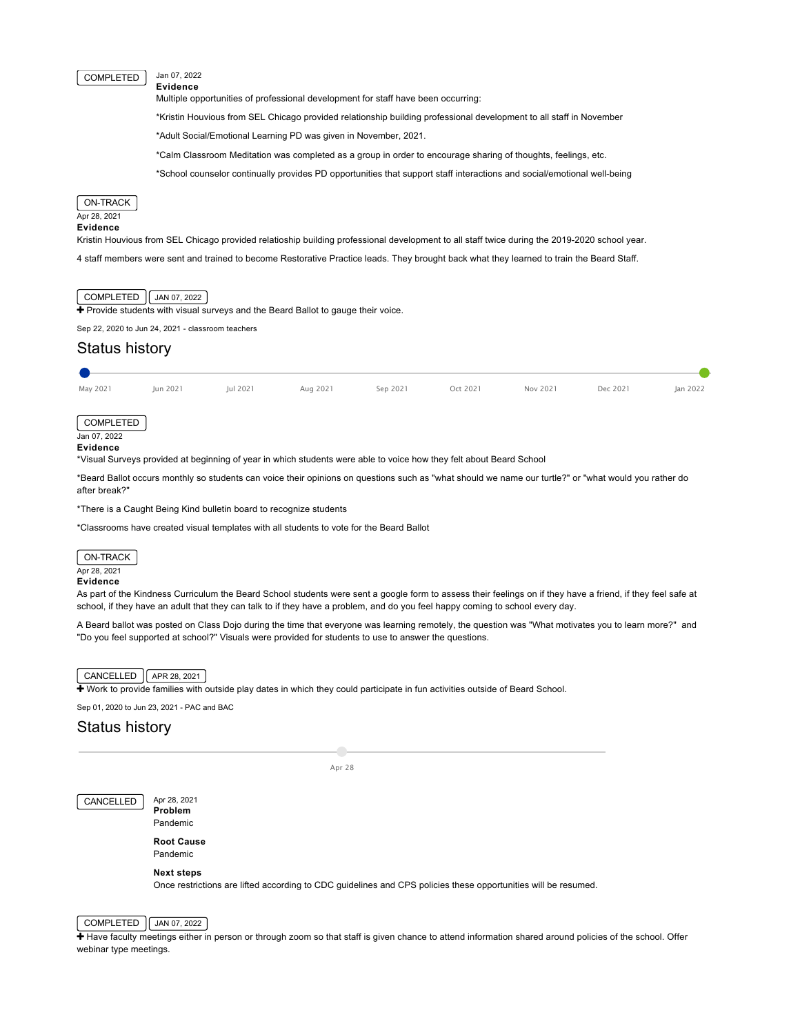COMPLETED

Jan 07, 2022

**Evidence**

Multiple opportunities of professional development for staff have been occurring:

*Kristin Houvious from SEL Chicago provided relationship building professional development to all staff in November

*Adult Social/Emotional Learning PD was given in November, 2021.

*Calm Classroom Meditation was completed as a group in order to encourage sharing of thoughts, feelings, etc.

*School counselor continually provides PD opportunities that support staff interactions and social/emotional well-being

ON-TRACK

Apr 28, 2021

**Evidence**

Kristin Houvious from SEL Chicago provided relatioship building professional development to all staff twice during the 2019-2020 school year.

4 staff members were sent and trained to become Restorative Practice leads. They brought back what they learned to train the Beard Staff.

COMPLETED | JAN 07, 2022

+ Provide students with visual surveys and the Beard Ballot to gauge their voice.

Sep 22, 2020 to Jun 24, 2021 - classroom teachers

## Status history

May 2021 | Jun 2021 | Jul 2021 | Aug 2021 | Sep 2021 | Oct 2021 | Nov 2021 | Dec 2021 | Jan 2022

COMPLETED

Jan 07, 2022

**Evidence**

*Visual Surveys provided at beginning of year in which students were able to voice how they felt about Beard School

*Beard Ballot occurs monthly so students can voice their opinions on questions such as "what should we name our turtle?" or "what would you rather do after break?"

*There is a Caught Being Kind bulletin board to recognize students

*Classrooms have created visual templates with all students to vote for the Beard Ballot

ON-TRACK

Apr 28, 2021

**Evidence**

As part of the Kindness Curriculum the Beard School students were sent a google form to assess their feelings on if they have a friend, if they feel safe at school, if they have an adult that they can talk to if they have a problem, and do you feel happy coming to school every day.

A Beard ballot was posted on Class Dojo during the time that everyone was learning remotely, the question was "What motivates you to learn more?" and "Do you feel supported at school?" Visuals were provided for students to use to answer the questions.

CANCELLED | APR 28, 2021

+ Work to provide families with outside play dates in which they could participate in fun activities outside of Beard School.

Sep 01, 2020 to Jun 23, 2021 - PAC and BAC

## Status history

Apr 28

CANCELLED

Apr 28, 2021

**Problem**

Pandemic

**Root Cause**

Pandemic

**Next steps**

Once restrictions are lifted according to CDC guidelines and CPS policies these opportunities will be resumed.

COMPLETED | JAN 07, 2022

+ Have faculty meetings either in person or through zoom so that staff is given chance to attend information shared around policies of the school. Offer webinar type meetings.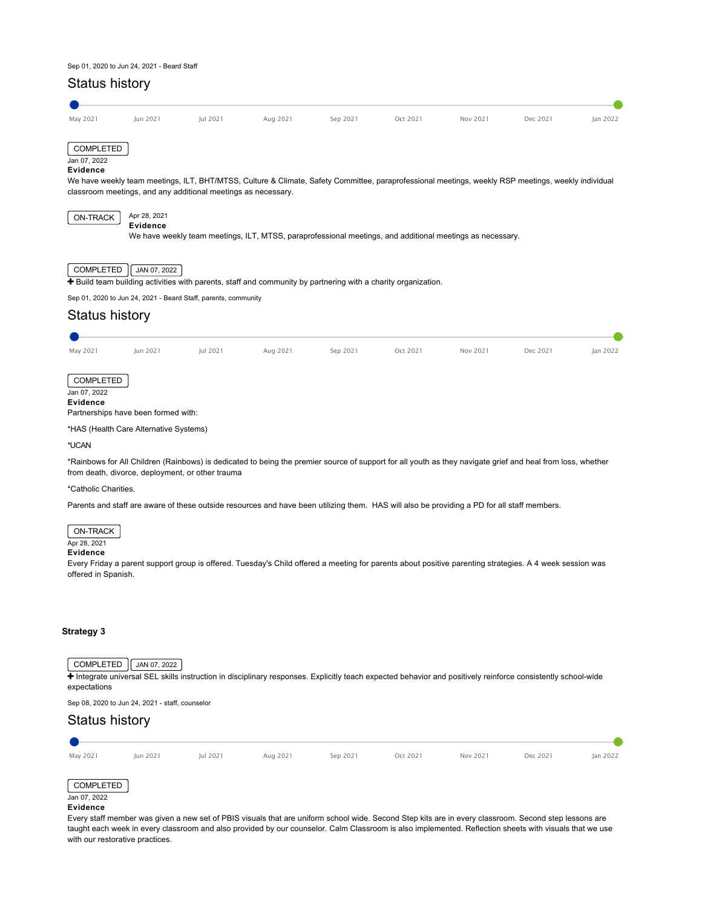Sep 01, 2020 to Jun 24, 2021 - Beard Staff

## Status history

May 2021 | Jun 2021 | Jul 2021 | Aug 2021 | Sep 2021 | Oct 2021 | Nov 2021 | Dec 2021 | Jan 2022

COMPLETED
Jan 07, 2022
**Evidence**
We have weekly team meetings, ILT, BHT/MTSS, Culture & Climate, Safety Committee, paraprofessional meetings, weekly RSP meetings, weekly individual classroom meetings, and any additional meetings as necessary.

ON-TRACK
Apr 28, 2021
**Evidence**
We have weekly team meetings, ILT, MTSS, paraprofessional meetings, and additional meetings as necessary.

COMPLETED | JAN 07, 2022

✚ Build team building activities with parents, staff and community by partnering with a charity organization.

Sep 01, 2020 to Jun 24, 2021 - Beard Staff, parents, community

## Status history

May 2021 | Jun 2021 | Jul 2021 | Aug 2021 | Sep 2021 | Oct 2021 | Nov 2021 | Dec 2021 | Jan 2022

COMPLETED
Jan 07, 2022
**Evidence**
Partnerships have been formed with:

*HAS (Health Care Alternative Systems)

*UCAN

*Rainbows for All Children (Rainbows) is dedicated to being the premier source of support for all youth as they navigate grief and heal from loss, whether from death, divorce, deployment, or other trauma

*Catholic Charities.

Parents and staff are aware of these outside resources and have been utilizing them. HAS will also be providing a PD for all staff members.

ON-TRACK
Apr 28, 2021
**Evidence**
Every Friday a parent support group is offered. Tuesday's Child offered a meeting for parents about positive parenting strategies. A 4 week session was offered in Spanish.

### Strategy 3

COMPLETED | JAN 07, 2022

✚ Integrate universal SEL skills instruction in disciplinary responses. Explicitly teach expected behavior and positively reinforce consistently school-wide expectations

Sep 08, 2020 to Jun 24, 2021 - staff, counselor

## Status history

May 2021 | Jun 2021 | Jul 2021 | Aug 2021 | Sep 2021 | Oct 2021 | Nov 2021 | Dec 2021 | Jan 2022

COMPLETED
Jan 07, 2022
**Evidence**
Every staff member was given a new set of PBIS visuals that are uniform school wide. Second Step kits are in every classroom. Second step lessons are taught each week in every classroom and also provided by our counselor. Calm Classroom is also implemented. Reflection sheets with visuals that we use with our restorative practices.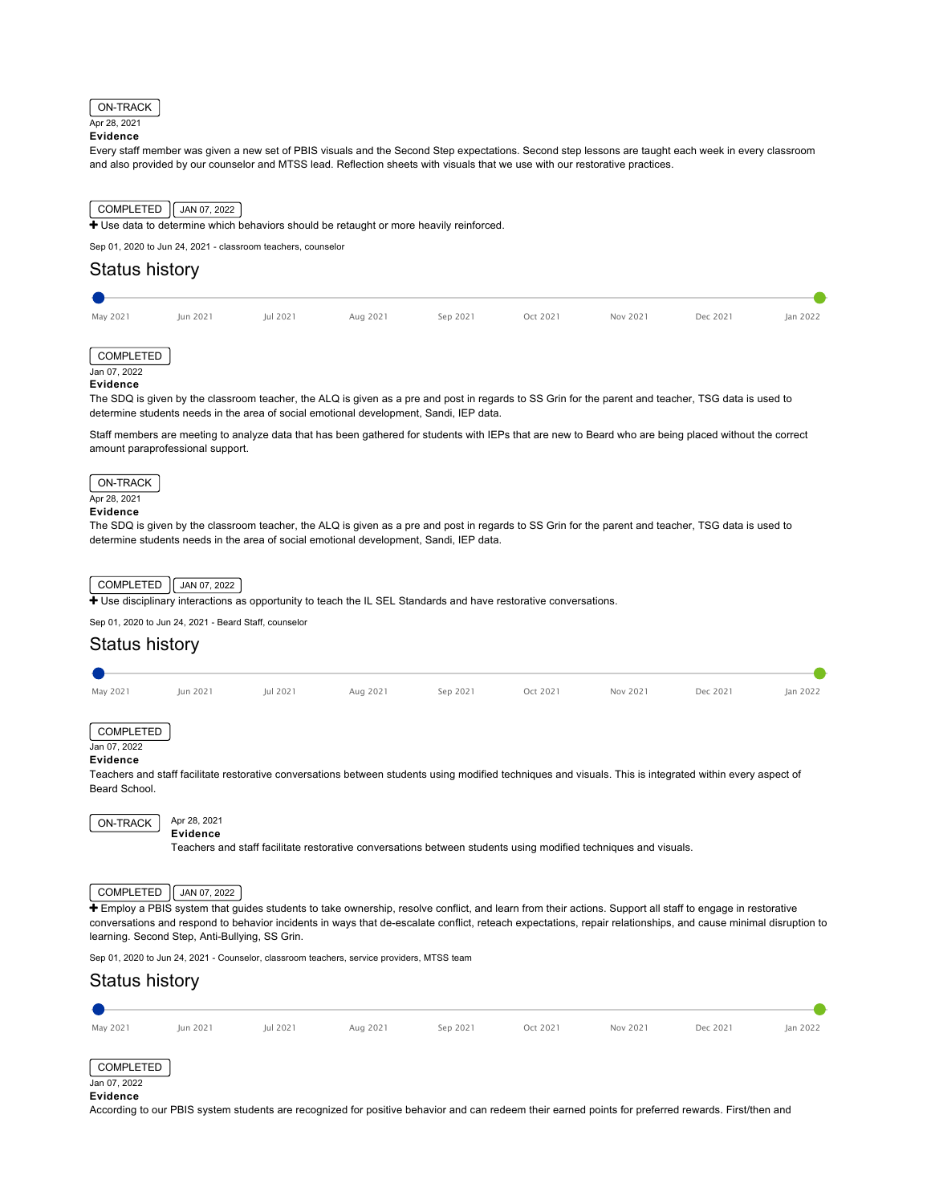ON-TRACK

Apr 28, 2021

**Evidence**

Every staff member was given a new set of PBIS visuals and the Second Step expectations. Second step lessons are taught each week in every classroom and also provided by our counselor and MTSS lead. Reflection sheets with visuals that we use with our restorative practices.

COMPLETED JAN 07, 2022

✚ Use data to determine which behaviors should be retaught or more heavily reinforced.

Sep 01, 2020 to Jun 24, 2021 - classroom teachers, counselor

## Status history

May 2021 Jun 2021 Jul 2021 Aug 2021 Sep 2021 Oct 2021 Nov 2021 Dec 2021 Jan 2022

COMPLETED

Jan 07, 2022

**Evidence**

The SDQ is given by the classroom teacher, the ALQ is given as a pre and post in regards to SS Grin for the parent and teacher, TSG data is used to determine students needs in the area of social emotional development, Sandi, IEP data.

Staff members are meeting to analyze data that has been gathered for students with IEPs that are new to Beard who are being placed without the correct amount paraprofessional support.

ON-TRACK

Apr 28, 2021

**Evidence**

The SDQ is given by the classroom teacher, the ALQ is given as a pre and post in regards to SS Grin for the parent and teacher, TSG data is used to determine students needs in the area of social emotional development, Sandi, IEP data.

COMPLETED JAN 07, 2022

✚ Use disciplinary interactions as opportunity to teach the IL SEL Standards and have restorative conversations.

Sep 01, 2020 to Jun 24, 2021 - Beard Staff, counselor

## Status history

May 2021 Jun 2021 Jul 2021 Aug 2021 Sep 2021 Oct 2021 Nov 2021 Dec 2021 Jan 2022

COMPLETED

Jan 07, 2022

**Evidence**

Teachers and staff facilitate restorative conversations between students using modified techniques and visuals. This is integrated within every aspect of Beard School.

ON-TRACK

Apr 28, 2021

**Evidence**

Teachers and staff facilitate restorative conversations between students using modified techniques and visuals.

COMPLETED JAN 07, 2022

✚ Employ a PBIS system that guides students to take ownership, resolve conflict, and learn from their actions. Support all staff to engage in restorative conversations and respond to behavior incidents in ways that de-escalate conflict, reteach expectations, repair relationships, and cause minimal disruption to learning. Second Step, Anti-Bullying, SS Grin.

Sep 01, 2020 to Jun 24, 2021 - Counselor, classroom teachers, service providers, MTSS team

## Status history

May 2021 Jun 2021 Jul 2021 Aug 2021 Sep 2021 Oct 2021 Nov 2021 Dec 2021 Jan 2022

COMPLETED

Jan 07, 2022

**Evidence**

According to our PBIS system students are recognized for positive behavior and can redeem their earned points for preferred rewards. First/then and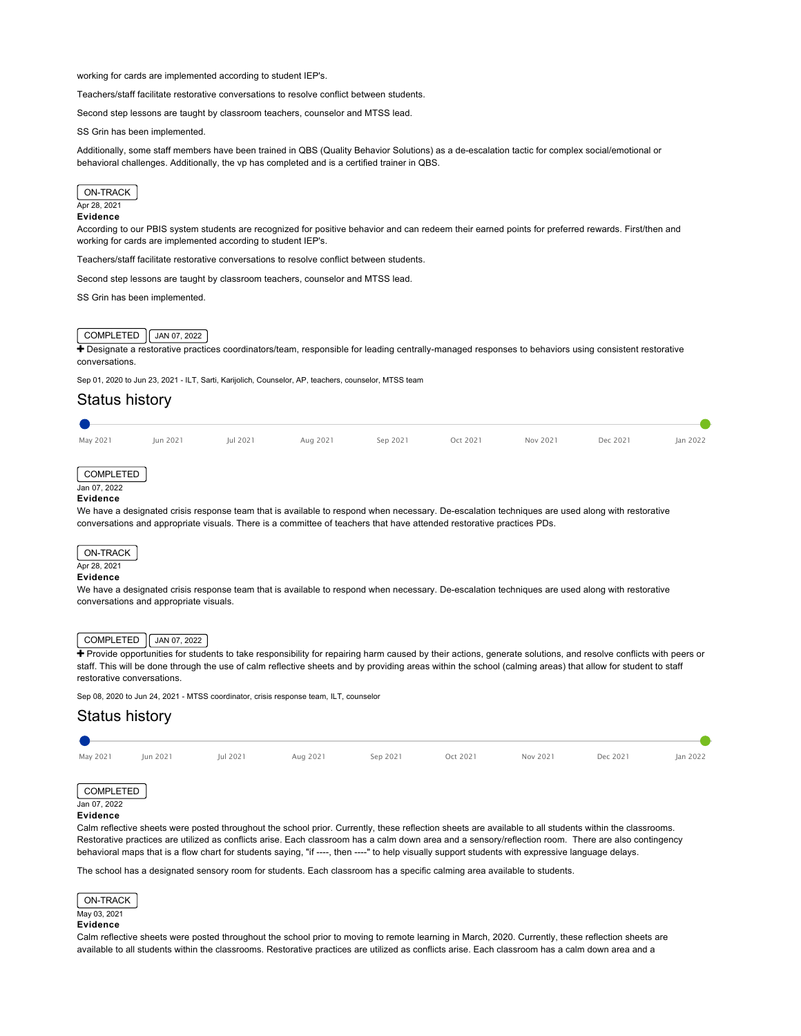working for cards are implemented according to student IEP's.

Teachers/staff facilitate restorative conversations to resolve conflict between students.

Second step lessons are taught by classroom teachers, counselor and MTSS lead.

SS Grin has been implemented.

Additionally, some staff members have been trained in QBS (Quality Behavior Solutions) as a de-escalation tactic for complex social/emotional or behavioral challenges. Additionally, the vp has completed and is a certified trainer in QBS.

ON-TRACK
Apr 28, 2021
**Evidence**
According to our PBIS system students are recognized for positive behavior and can redeem their earned points for preferred rewards. First/then and working for cards are implemented according to student IEP's.

Teachers/staff facilitate restorative conversations to resolve conflict between students.

Second step lessons are taught by classroom teachers, counselor and MTSS lead.

SS Grin has been implemented.

COMPLETED | JAN 07, 2022

✚ Designate a restorative practices coordinators/team, responsible for leading centrally-managed responses to behaviors using consistent restorative conversations.

Sep 01, 2020 to Jun 23, 2021 - ILT, Sarti, Karijolich, Counselor, AP, teachers, counselor, MTSS team

## Status history

May 2021 | Jun 2021 | Jul 2021 | Aug 2021 | Sep 2021 | Oct 2021 | Nov 2021 | Dec 2021 | Jan 2022

COMPLETED
Jan 07, 2022
**Evidence**
We have a designated crisis response team that is available to respond when necessary. De-escalation techniques are used along with restorative conversations and appropriate visuals. There is a committee of teachers that have attended restorative practices PDs.

ON-TRACK
Apr 28, 2021
**Evidence**
We have a designated crisis response team that is available to respond when necessary. De-escalation techniques are used along with restorative conversations and appropriate visuals.

COMPLETED | JAN 07, 2022

✚ Provide opportunities for students to take responsibility for repairing harm caused by their actions, generate solutions, and resolve conflicts with peers or staff. This will be done through the use of calm reflective sheets and by providing areas within the school (calming areas) that allow for student to staff restorative conversations.

Sep 08, 2020 to Jun 24, 2021 - MTSS coordinator, crisis response team, ILT, counselor

## Status history

May 2021 | Jun 2021 | Jul 2021 | Aug 2021 | Sep 2021 | Oct 2021 | Nov 2021 | Dec 2021 | Jan 2022

COMPLETED
Jan 07, 2022
**Evidence**
Calm reflective sheets were posted throughout the school prior. Currently, these reflection sheets are available to all students within the classrooms. Restorative practices are utilized as conflicts arise. Each classroom has a calm down area and a sensory/reflection room. There are also contingency behavioral maps that is a flow chart for students saying, "if ----, then ----" to help visually support students with expressive language delays.

The school has a designated sensory room for students. Each classroom has a specific calming area available to students.

ON-TRACK
May 03, 2021
**Evidence**
Calm reflective sheets were posted throughout the school prior to moving to remote learning in March, 2020. Currently, these reflection sheets are available to all students within the classrooms. Restorative practices are utilized as conflicts arise. Each classroom has a calm down area and a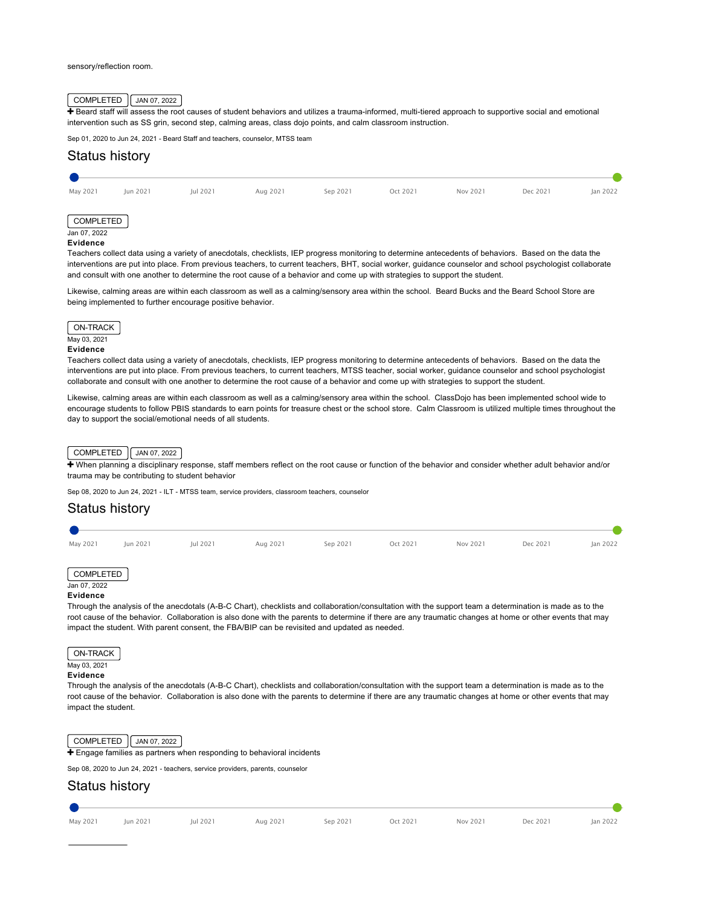sensory/reflection room.

COMPLETED JAN 07, 2022

✚ Beard staff will assess the root causes of student behaviors and utilizes a trauma-informed, multi-tiered approach to supportive social and emotional intervention such as SS grin, second step, calming areas, class dojo points, and calm classroom instruction.

Sep 01, 2020 to Jun 24, 2021 - Beard Staff and teachers, counselor, MTSS team

## Status history

May 2021 | Jun 2021 | Jul 2021 | Aug 2021 | Sep 2021 | Oct 2021 | Nov 2021 | Dec 2021 | Jan 2022

COMPLETED

Jan 07, 2022

**Evidence**

Teachers collect data using a variety of anecdotals, checklists, IEP progress monitoring to determine antecedents of behaviors. Based on the data the interventions are put into place. From previous teachers, to current teachers, BHT, social worker, guidance counselor and school psychologist collaborate and consult with one another to determine the root cause of a behavior and come up with strategies to support the student.

Likewise, calming areas are within each classroom as well as a calming/sensory area within the school. Beard Bucks and the Beard School Store are being implemented to further encourage positive behavior.

ON-TRACK

May 03, 2021

**Evidence**

Teachers collect data using a variety of anecdotals, checklists, IEP progress monitoring to determine antecedents of behaviors. Based on the data the interventions are put into place. From previous teachers, to current teachers, MTSS teacher, social worker, guidance counselor and school psychologist collaborate and consult with one another to determine the root cause of a behavior and come up with strategies to support the student.

Likewise, calming areas are within each classroom as well as a calming/sensory area within the school. ClassDojo has been implemented school wide to encourage students to follow PBIS standards to earn points for treasure chest or the school store. Calm Classroom is utilized multiple times throughout the day to support the social/emotional needs of all students.

COMPLETED JAN 07, 2022

✚ When planning a disciplinary response, staff members reflect on the root cause or function of the behavior and consider whether adult behavior and/or trauma may be contributing to student behavior

Sep 08, 2020 to Jun 24, 2021 - ILT - MTSS team, service providers, classroom teachers, counselor

## Status history

May 2021 | Jun 2021 | Jul 2021 | Aug 2021 | Sep 2021 | Oct 2021 | Nov 2021 | Dec 2021 | Jan 2022

COMPLETED

Jan 07, 2022

**Evidence**

Through the analysis of the anecdotals (A-B-C Chart), checklists and collaboration/consultation with the support team a determination is made as to the root cause of the behavior. Collaboration is also done with the parents to determine if there are any traumatic changes at home or other events that may impact the student. With parent consent, the FBA/BIP can be revisited and updated as needed.

ON-TRACK

May 03, 2021

**Evidence**

Through the analysis of the anecdotals (A-B-C Chart), checklists and collaboration/consultation with the support team a determination is made as to the root cause of the behavior. Collaboration is also done with the parents to determine if there are any traumatic changes at home or other events that may impact the student.

COMPLETED JAN 07, 2022

✚ Engage families as partners when responding to behavioral incidents

Sep 08, 2020 to Jun 24, 2021 - teachers, service providers, parents, counselor

## Status history

May 2021 | Jun 2021 | Jul 2021 | Aug 2021 | Sep 2021 | Oct 2021 | Nov 2021 | Dec 2021 | Jan 2022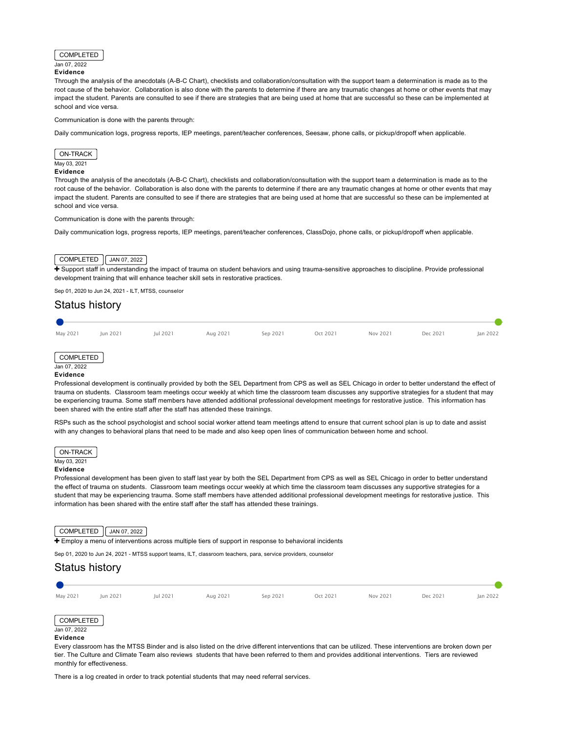COMPLETED

Jan 07, 2022

**Evidence**

Through the analysis of the anecdotals (A-B-C Chart), checklists and collaboration/consultation with the support team a determination is made as to the root cause of the behavior. Collaboration is also done with the parents to determine if there are any traumatic changes at home or other events that may impact the student. Parents are consulted to see if there are strategies that are being used at home that are successful so these can be implemented at school and vice versa.

Communication is done with the parents through:

Daily communication logs, progress reports, IEP meetings, parent/teacher conferences, Seesaw, phone calls, or pickup/dropoff when applicable.

ON-TRACK

May 03, 2021

**Evidence**

Through the analysis of the anecdotals (A-B-C Chart), checklists and collaboration/consultation with the support team a determination is made as to the root cause of the behavior. Collaboration is also done with the parents to determine if there are any traumatic changes at home or other events that may impact the student. Parents are consulted to see if there are strategies that are being used at home that are successful so these can be implemented at school and vice versa.

Communication is done with the parents through:

Daily communication logs, progress reports, IEP meetings, parent/teacher conferences, ClassDojo, phone calls, or pickup/dropoff when applicable.

COMPLETED | JAN 07, 2022

➕ Support staff in understanding the impact of trauma on student behaviors and using trauma-sensitive approaches to discipline. Provide professional development training that will enhance teacher skill sets in restorative practices.

Sep 01, 2020 to Jun 24, 2021 - ILT, MTSS, counselor

## Status history

May 2021 | Jun 2021 | Jul 2021 | Aug 2021 | Sep 2021 | Oct 2021 | Nov 2021 | Dec 2021 | Jan 2022

COMPLETED

Jan 07, 2022

**Evidence**

Professional development is continually provided by both the SEL Department from CPS as well as SEL Chicago in order to better understand the effect of trauma on students. Classroom team meetings occur weekly at which time the classroom team discusses any supportive strategies for a student that may be experiencing trauma. Some staff members have attended additional professional development meetings for restorative justice. This information has been shared with the entire staff after the staff has attended these trainings.

RSPs such as the school psychologist and school social worker attend team meetings attend to ensure that current school plan is up to date and assist with any changes to behavioral plans that need to be made and also keep open lines of communication between home and school.

ON-TRACK

May 03, 2021

**Evidence**

Professional development has been given to staff last year by both the SEL Department from CPS as well as SEL Chicago in order to better understand the effect of trauma on students. Classroom team meetings occur weekly at which time the classroom team discusses any supportive strategies for a student that may be experiencing trauma. Some staff members have attended additional professional development meetings for restorative justice. This information has been shared with the entire staff after the staff has attended these trainings.

COMPLETED | JAN 07, 2022

➕ Employ a menu of interventions across multiple tiers of support in response to behavioral incidents

Sep 01, 2020 to Jun 24, 2021 - MTSS support teams, ILT, classroom teachers, para, service providers, counselor

## Status history

May 2021 | Jun 2021 | Jul 2021 | Aug 2021 | Sep 2021 | Oct 2021 | Nov 2021 | Dec 2021 | Jan 2022

COMPLETED

Jan 07, 2022

**Evidence**

Every classroom has the MTSS Binder and is also listed on the drive different interventions that can be utilized. These interventions are broken down per tier. The Culture and Climate Team also reviews students that have been referred to them and provides additional interventions. Tiers are reviewed monthly for effectiveness.

There is a log created in order to track potential students that may need referral services.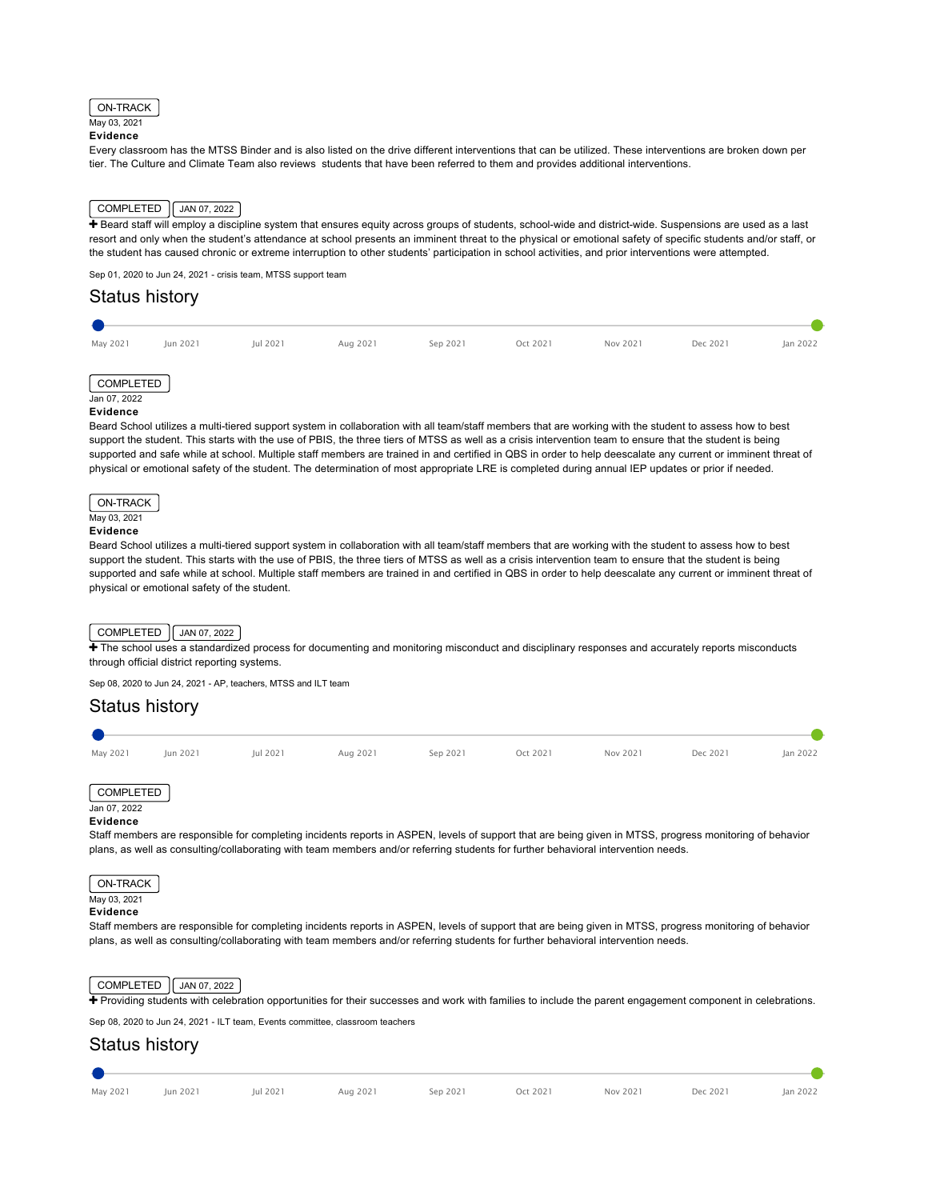ON-TRACK

May 03, 2021

**Evidence**

Every classroom has the MTSS Binder and is also listed on the drive different interventions that can be utilized. These interventions are broken down per tier. The Culture and Climate Team also reviews students that have been referred to them and provides additional interventions.

COMPLETED | JAN 07, 2022

✚ Beard staff will employ a discipline system that ensures equity across groups of students, school-wide and district-wide. Suspensions are used as a last resort and only when the student's attendance at school presents an imminent threat to the physical or emotional safety of specific students and/or staff, or the student has caused chronic or extreme interruption to other students' participation in school activities, and prior interventions were attempted.

Sep 01, 2020 to Jun 24, 2021 - crisis team, MTSS support team

## Status history

May 2021 | Jun 2021 | Jul 2021 | Aug 2021 | Sep 2021 | Oct 2021 | Nov 2021 | Dec 2021 | Jan 2022

COMPLETED

Jan 07, 2022

**Evidence**

Beard School utilizes a multi-tiered support system in collaboration with all team/staff members that are working with the student to assess how to best support the student. This starts with the use of PBIS, the three tiers of MTSS as well as a crisis intervention team to ensure that the student is being supported and safe while at school. Multiple staff members are trained in and certified in QBS in order to help deescalate any current or imminent threat of physical or emotional safety of the student. The determination of most appropriate LRE is completed during annual IEP updates or prior if needed.

ON-TRACK

May 03, 2021

**Evidence**

Beard School utilizes a multi-tiered support system in collaboration with all team/staff members that are working with the student to assess how to best support the student. This starts with the use of PBIS, the three tiers of MTSS as well as a crisis intervention team to ensure that the student is being supported and safe while at school. Multiple staff members are trained in and certified in QBS in order to help deescalate any current or imminent threat of physical or emotional safety of the student.

COMPLETED | JAN 07, 2022

✚ The school uses a standardized process for documenting and monitoring misconduct and disciplinary responses and accurately reports misconducts through official district reporting systems.

Sep 08, 2020 to Jun 24, 2021 - AP, teachers, MTSS and ILT team

## Status history

May 2021 | Jun 2021 | Jul 2021 | Aug 2021 | Sep 2021 | Oct 2021 | Nov 2021 | Dec 2021 | Jan 2022

COMPLETED

Jan 07, 2022

**Evidence**

Staff members are responsible for completing incidents reports in ASPEN, levels of support that are being given in MTSS, progress monitoring of behavior plans, as well as consulting/collaborating with team members and/or referring students for further behavioral intervention needs.

ON-TRACK

May 03, 2021

**Evidence**

Staff members are responsible for completing incidents reports in ASPEN, levels of support that are being given in MTSS, progress monitoring of behavior plans, as well as consulting/collaborating with team members and/or referring students for further behavioral intervention needs.

COMPLETED | JAN 07, 2022

✚ Providing students with celebration opportunities for their successes and work with families to include the parent engagement component in celebrations.

Sep 08, 2020 to Jun 24, 2021 - ILT team, Events committee, classroom teachers

## Status history

May 2021 | Jun 2021 | Jul 2021 | Aug 2021 | Sep 2021 | Oct 2021 | Nov 2021 | Dec 2021 | Jan 2022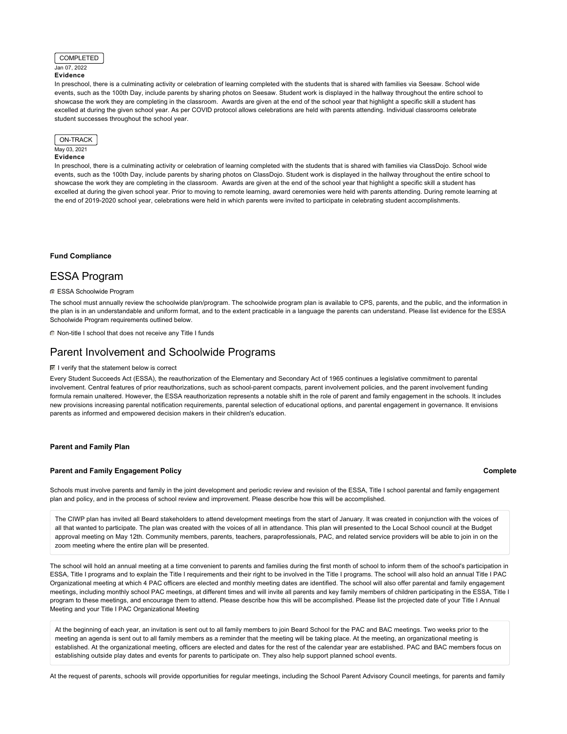COMPLETED

Jan 07, 2022

**Evidence**

In preschool, there is a culminating activity or celebration of learning completed with the students that is shared with families via Seesaw. School wide events, such as the 100th Day, include parents by sharing photos on Seesaw. Student work is displayed in the hallway throughout the entire school to showcase the work they are completing in the classroom. Awards are given at the end of the school year that highlight a specific skill a student has excelled at during the given school year. As per COVID protocol allows celebrations are held with parents attending. Individual classrooms celebrate student successes throughout the school year.

ON-TRACK

May 03, 2021

**Evidence**

In preschool, there is a culminating activity or celebration of learning completed with the students that is shared with families via ClassDojo. School wide events, such as the 100th Day, include parents by sharing photos on ClassDojo. Student work is displayed in the hallway throughout the entire school to showcase the work they are completing in the classroom. Awards are given at the end of the school year that highlight a specific skill a student has excelled at during the given school year. Prior to moving to remote learning, award ceremonies were held with parents attending. During remote learning at the end of 2019-2020 school year, celebrations were held in which parents were invited to participate in celebrating student accomplishments.

**Fund Compliance**

# ESSA Program

- [x] ESSA Schoolwide Program

The school must annually review the schoolwide plan/program. The schoolwide program plan is available to CPS, parents, and the public, and the information in the plan is in an understandable and uniform format, and to the extent practicable in a language the parents can understand. Please list evidence for the ESSA Schoolwide Program requirements outlined below.

- [ ] Non-title I school that does not receive any Title I funds

# Parent Involvement and Schoolwide Programs

- [x] I verify that the statement below is correct

Every Student Succeeds Act (ESSA), the reauthorization of the Elementary and Secondary Act of 1965 continues a legislative commitment to parental involvement. Central features of prior reauthorizations, such as school-parent compacts, parent involvement policies, and the parent involvement funding formula remain unaltered. However, the ESSA reauthorization represents a notable shift in the role of parent and family engagement in the schools. It includes new provisions increasing parental notification requirements, parental selection of educational options, and parental engagement in governance. It envisions parents as informed and empowered decision makers in their children's education.

**Parent and Family Plan**

**Parent and Family Engagement Policy** **Complete**

Schools must involve parents and family in the joint development and periodic review and revision of the ESSA, Title I school parental and family engagement plan and policy, and in the process of school review and improvement. Please describe how this will be accomplished.

> The CIWP plan has invited all Beard stakeholders to attend development meetings from the start of January. It was created in conjunction with the voices of all that wanted to participate. The plan was created with the voices of all in attendance. This plan will presented to the Local School council at the Budget approval meeting on May 12th. Community members, parents, teachers, paraprofessionals, PAC, and related service providers will be able to join in on the zoom meeting where the entire plan will be presented.

The school will hold an annual meeting at a time convenient to parents and families during the first month of school to inform them of the school's participation in ESSA, Title I programs and to explain the Title I requirements and their right to be involved in the Title I programs. The school will also hold an annual Title I PAC Organizational meeting at which 4 PAC officers are elected and monthly meeting dates are identified. The school will also offer parental and family engagement meetings, including monthly school PAC meetings, at different times and will invite all parents and key family members of children participating in the ESSA, Title I program to these meetings, and encourage them to attend. Please describe how this will be accomplished. Please list the projected date of your Title I Annual Meeting and your Title I PAC Organizational Meeting

> At the beginning of each year, an invitation is sent out to all family members to join Beard School for the PAC and BAC meetings. Two weeks prior to the meeting an agenda is sent out to all family members as a reminder that the meeting will be taking place. At the meeting, an organizational meeting is established. At the organizational meeting, officers are elected and dates for the rest of the calendar year are established. PAC and BAC members focus on establishing outside play dates and events for parents to participate on. They also help support planned school events.

At the request of parents, schools will provide opportunities for regular meetings, including the School Parent Advisory Council meetings, for parents and family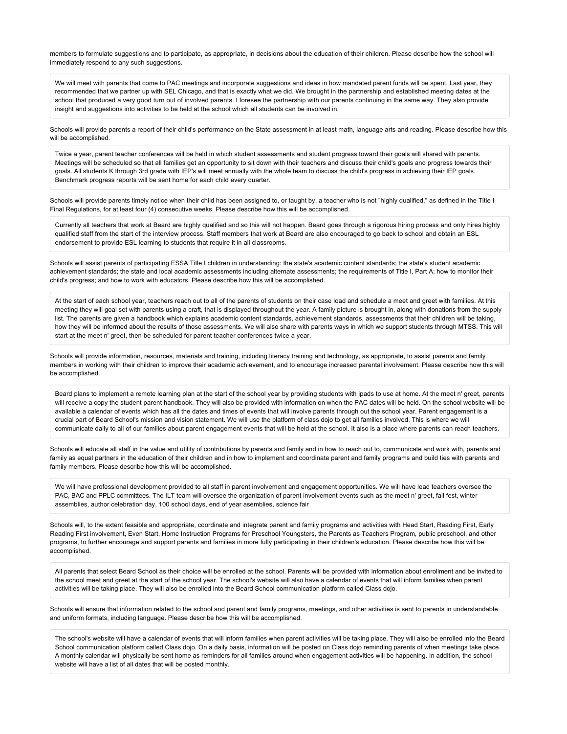members to formulate suggestions and to participate, as appropriate, in decisions about the education of their children. Please describe how the school will immediately respond to any such suggestions.

> We will meet with parents that come to PAC meetings and incorporate suggestions and ideas in how mandated parent funds will be spent. Last year, they recommended that we partner up with SEL Chicago, and that is exactly what we did. We brought in the partnership and established meeting dates at the school that produced a very good turn out of involved parents. I foresee the partnership with our parents continuing in the same way. They also provide insight and suggestions into activities to be held at the school which all students can be involved in.

Schools will provide parents a report of their child's performance on the State assessment in at least math, language arts and reading. Please describe how this will be accomplished.

> Twice a year, parent teacher conferences will be held in which student assessments and student progress toward their goals will shared with parents. Meetings will be scheduled so that all families get an opportunity to sit down with their teachers and discuss their child's goals and progress towards their goals. All students K through 3rd grade with IEP's will meet annually with the whole team to discuss the child's progress in achieving their IEP goals. Benchmark progress reports will be sent home for each child every quarter.

Schools will provide parents timely notice when their child has been assigned to, or taught by, a teacher who is not "highly qualified," as defined in the Title I Final Regulations, for at least four (4) consecutive weeks. Please describe how this will be accomplished.

> Currently all teachers that work at Beard are highly qualified and so this will not happen. Beard goes through a rigorous hiring process and only hires highly qualified staff from the start of the interview process. Staff members that work at Beard are also encouraged to go back to school and obtain an ESL endorsement to provide ESL learning to students that require it in all classrooms.

Schools will assist parents of participating ESSA Title I children in understanding: the state's academic content standards; the state's student academic achievement standards; the state and local academic assessments including alternate assessments; the requirements of Title I, Part A; how to monitor their child's progress; and how to work with educators. Please describe how this will be accomplished.

> At the start of each school year, teachers reach out to all of the parents of students on their case load and schedule a meet and greet with families. At this meeting they will goal set with parents using a craft, that is displayed throughout the year. A family picture is brought in, along with donations from the supply list. The parents are given a handbook which explains academic content standards, achievement standards, assessments that their children will be taking, how they will be informed about the results of those assessments. We will also share with parents ways in which we support students through MTSS. This will start at the meet n' greet, then be scheduled for parent teacher conferences twice a year.

Schools will provide information, resources, materials and training, including literacy training and technology, as appropriate, to assist parents and family members in working with their children to improve their academic achievement, and to encourage increased parental involvement. Please describe how this will be accomplished.

> Beard plans to implement a remote learning plan at the start of the school year by providing students with ipads to use at home. At the meet n' greet, parents will receive a copy the student parent handbook. They will also be provided with information on when the PAC dates will be held. On the school website will be available a calendar of events which has all the dates and times of events that will involve parents through out the school year. Parent engagement is a crucial part of Beard School's mission and vision statement. We will use the platform of class dojo to get all families involved. This is where we will communicate daily to all of our families about parent engagement events that will be held at the school. It also is a place where parents can reach teachers.

Schools will educate all staff in the value and utility of contributions by parents and family and in how to reach out to, communicate and work with, parents and family as equal partners in the education of their children and in how to implement and coordinate parent and family programs and build ties with parents and family members. Please describe how this will be accomplished.

> We will have professional development provided to all staff in parent involvement and engagement opportunities. We will have lead teachers oversee the PAC, BAC and PPLC committees. The ILT team will oversee the organization of parent involvement events such as the meet n' greet, fall fest, winter assemblies, author celebration day, 100 school days, end of year asemblies, science fair

Schools will, to the extent feasible and appropriate, coordinate and integrate parent and family programs and activities with Head Start, Reading First, Early Reading First involvement, Even Start, Home Instruction Programs for Preschool Youngsters, the Parents as Teachers Program, public preschool, and other programs, to further encourage and support parents and families in more fully participating in their children's education. Please describe how this will be accomplished.

> All parents that select Beard School as their choice will be enrolled at the school. Parents will be provided with information about enrollment and be invited to the school meet and greet at the start of the school year. The school's website will also have a calendar of events that will inform families when parent activities will be taking place. They will also be enrolled into the Beard School communication platform called Class dojo.

Schools will ensure that information related to the school and parent and family programs, meetings, and other activities is sent to parents in understandable and uniform formats, including language. Please describe how this will be accomplished.

> The school's website will have a calendar of events that will inform families when parent activities will be taking place. They will also be enrolled into the Beard School communication platform called Class dojo. On a daily basis, information will be posted on Class dojo reminding parents of when meetings take place. A monthly calendar will physically be sent home as reminders for all families around when engagement activities will be happening. In addition, the school website will have a list of all dates that will be posted monthly.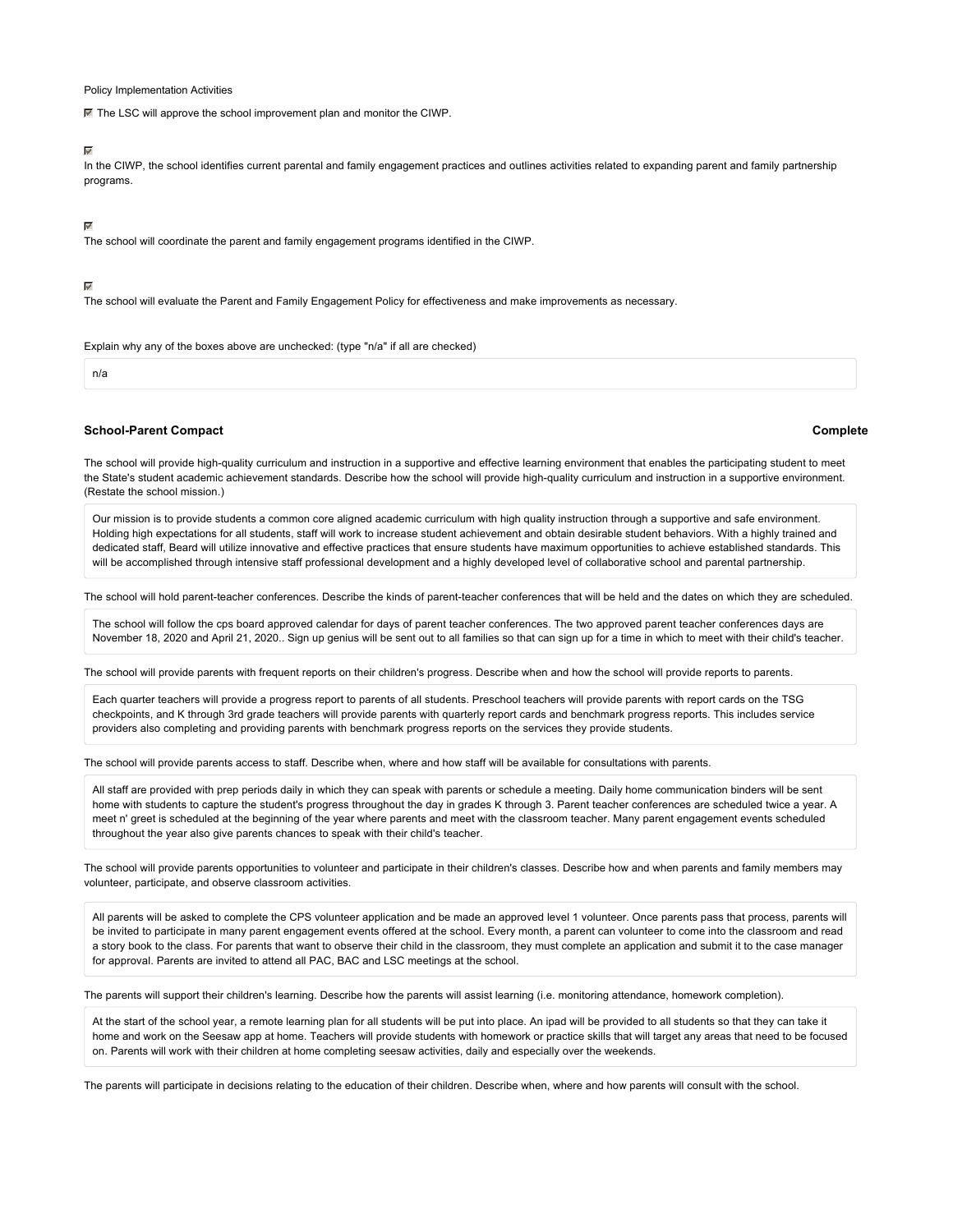Policy Implementation Activities

- [x] The LSC will approve the school improvement plan and monitor the CIWP.

- [x] In the CIWP, the school identifies current parental and family engagement practices and outlines activities related to expanding parent and family partnership programs.

- [x] The school will coordinate the parent and family engagement programs identified in the CIWP.

- [x] The school will evaluate the Parent and Family Engagement Policy for effectiveness and make improvements as necessary.

Explain why any of the boxes above are unchecked: (type "n/a" if all are checked)

n/a

**School-Parent Compact** **Complete**

The school will provide high-quality curriculum and instruction in a supportive and effective learning environment that enables the participating student to meet the State's student academic achievement standards. Describe how the school will provide high-quality curriculum and instruction in a supportive environment. (Restate the school mission.)

Our mission is to provide students a common core aligned academic curriculum with high quality instruction through a supportive and safe environment. Holding high expectations for all students, staff will work to increase student achievement and obtain desirable student behaviors. With a highly trained and dedicated staff, Beard will utilize innovative and effective practices that ensure students have maximum opportunities to achieve established standards. This will be accomplished through intensive staff professional development and a highly developed level of collaborative school and parental partnership.

The school will hold parent-teacher conferences. Describe the kinds of parent-teacher conferences that will be held and the dates on which they are scheduled.

The school will follow the cps board approved calendar for days of parent teacher conferences. The two approved parent teacher conferences days are November 18, 2020 and April 21, 2020.. Sign up genius will be sent out to all families so that can sign up for a time in which to meet with their child's teacher.

The school will provide parents with frequent reports on their children's progress. Describe when and how the school will provide reports to parents.

Each quarter teachers will provide a progress report to parents of all students. Preschool teachers will provide parents with report cards on the TSG checkpoints, and K through 3rd grade teachers will provide parents with quarterly report cards and benchmark progress reports. This includes service providers also completing and providing parents with benchmark progress reports on the services they provide students.

The school will provide parents access to staff. Describe when, where and how staff will be available for consultations with parents.

All staff are provided with prep periods daily in which they can speak with parents or schedule a meeting. Daily home communication binders will be sent home with students to capture the student's progress throughout the day in grades K through 3. Parent teacher conferences are scheduled twice a year. A meet n' greet is scheduled at the beginning of the year where parents and meet with the classroom teacher. Many parent engagement events scheduled throughout the year also give parents chances to speak with their child's teacher.

The school will provide parents opportunities to volunteer and participate in their children's classes. Describe how and when parents and family members may volunteer, participate, and observe classroom activities.

All parents will be asked to complete the CPS volunteer application and be made an approved level 1 volunteer. Once parents pass that process, parents will be invited to participate in many parent engagement events offered at the school. Every month, a parent can volunteer to come into the classroom and read a story book to the class. For parents that want to observe their child in the classroom, they must complete an application and submit it to the case manager for approval. Parents are invited to attend all PAC, BAC and LSC meetings at the school.

The parents will support their children's learning. Describe how the parents will assist learning (i.e. monitoring attendance, homework completion).

At the start of the school year, a remote learning plan for all students will be put into place. An ipad will be provided to all students so that they can take it home and work on the Seesaw app at home. Teachers will provide students with homework or practice skills that will target any areas that need to be focused on. Parents will work with their children at home completing seesaw activities, daily and especially over the weekends.

The parents will participate in decisions relating to the education of their children. Describe when, where and how parents will consult with the school.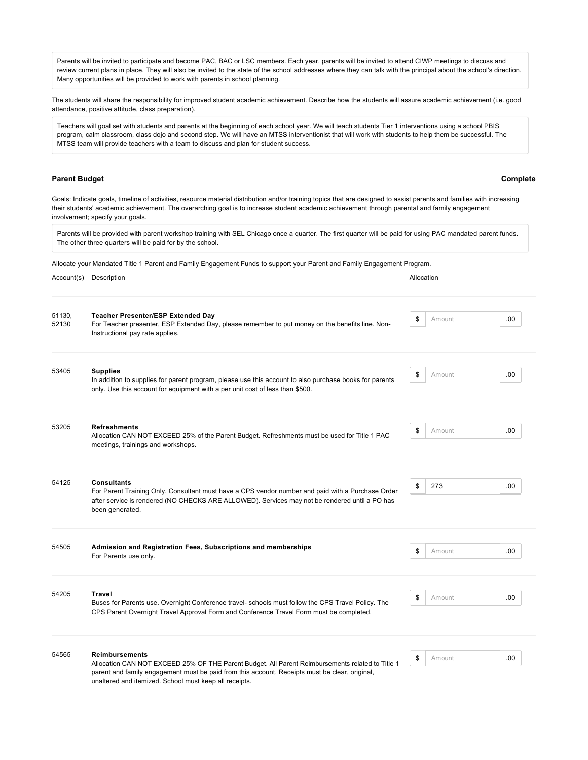Parents will be invited to participate and become PAC, BAC or LSC members. Each year, parents will be invited to attend CIWP meetings to discuss and review current plans in place. They will also be invited to the state of the school addresses where they can talk with the principal about the school's direction. Many opportunities will be provided to work with parents in school planning.

The students will share the responsibility for improved student academic achievement. Describe how the students will assure academic achievement (i.e. good attendance, positive attitude, class preparation).

Teachers will goal set with students and parents at the beginning of each school year. We will teach students Tier 1 interventions using a school PBIS program, calm classroom, class dojo and second step. We will have an MTSS interventionist that will work with students to help them be successful. The MTSS team will provide teachers with a team to discuss and plan for student success.

## Parent Budget

**Complete**

Goals: Indicate goals, timeline of activities, resource material distribution and/or training topics that are designed to assist parents and families with increasing their students' academic achievement. The overarching goal is to increase student academic achievement through parental and family engagement involvement; specify your goals.

Parents will be provided with parent workshop training with SEL Chicago once a quarter. The first quarter will be paid for using PAC mandated parent funds. The other three quarters will be paid for by the school.

Allocate your Mandated Title 1 Parent and Family Engagement Funds to support your Parent and Family Engagement Program.

| Account(s) | Description | Allocation |
|---|---|---|
| 51130, 52130 | **Teacher Presenter/ESP Extended Day**<br>For Teacher presenter, ESP Extended Day, please remember to put money on the benefits line. Non-Instructional pay rate applies. | $ Amount .00 |
| 53405 | **Supplies**<br>In addition to supplies for parent program, please use this account to also purchase books for parents only. Use this account for equipment with a per unit cost of less than $500. | $ Amount .00 |
| 53205 | **Refreshments**<br>Allocation CAN NOT EXCEED 25% of the Parent Budget. Refreshments must be used for Title 1 PAC meetings, trainings and workshops. | $ Amount .00 |
| 54125 | **Consultants**<br>For Parent Training Only. Consultant must have a CPS vendor number and paid with a Purchase Order after service is rendered (NO CHECKS ARE ALLOWED). Services may not be rendered until a PO has been generated. | $ 273 .00 |
| 54505 | **Admission and Registration Fees, Subscriptions and memberships**<br>For Parents use only. | $ Amount .00 |
| 54205 | **Travel**<br>Buses for Parents use. Overnight Conference travel- schools must follow the CPS Travel Policy. The CPS Parent Overnight Travel Approval Form and Conference Travel Form must be completed. | $ Amount .00 |
| 54565 | **Reimbursements**<br>Allocation CAN NOT EXCEED 25% OF THE Parent Budget. All Parent Reimbursements related to Title 1 parent and family engagement must be paid from this account. Receipts must be clear, original, unaltered and itemized. School must keep all receipts. | $ Amount .00 |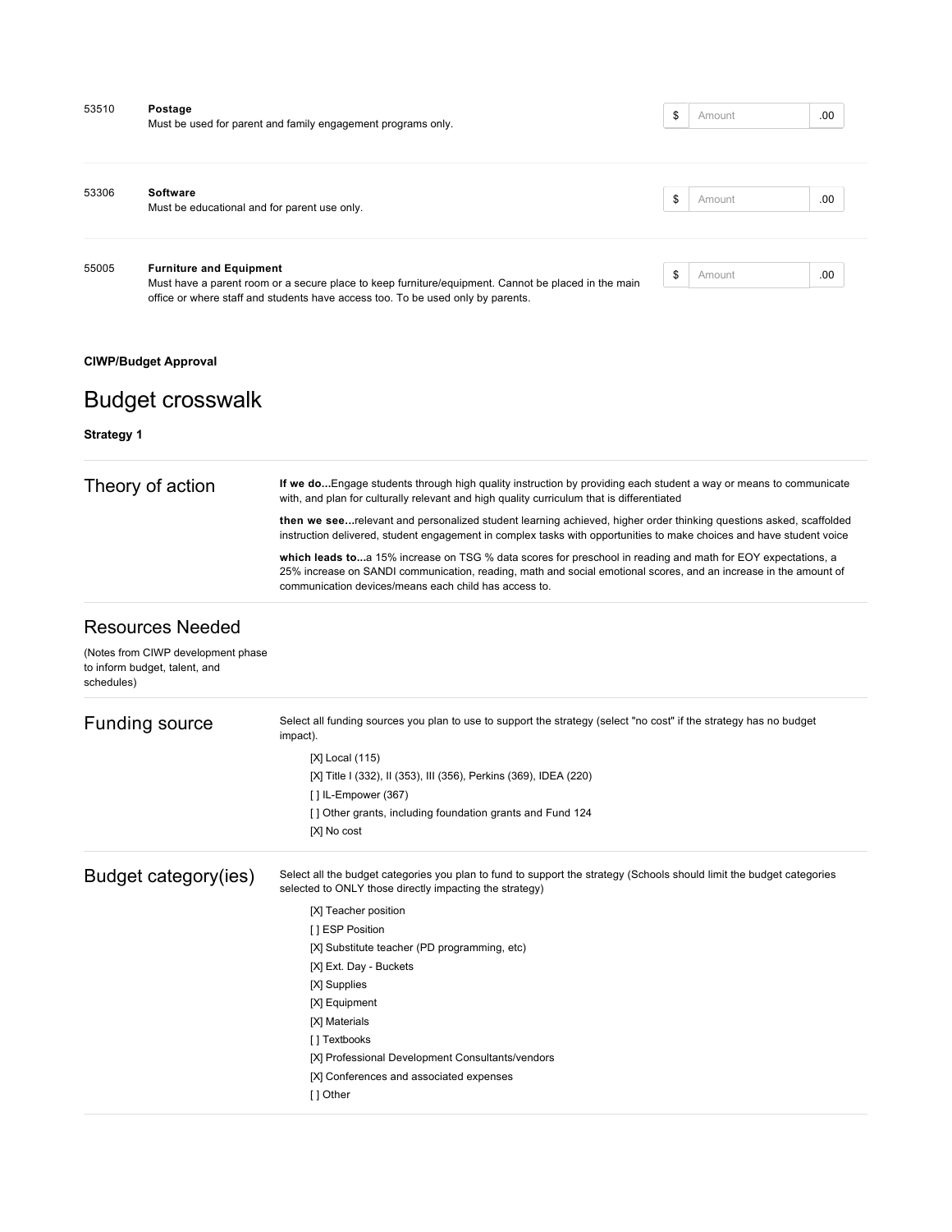| Code | Item | Amount |
|---|---|---|
| 53510 | **Postage**<br>Must be used for parent and family engagement programs only. | $ Amount .00 |
| 53306 | **Software**<br>Must be educational and for parent use only. | $ Amount .00 |
| 55005 | **Furniture and Equipment**<br>Must have a parent room or a secure place to keep furniture/equipment. Cannot be placed in the main office or where staff and students have access too. To be used only by parents. | $ Amount .00 |

**CIWP/Budget Approval**

# Budget crosswalk

**Strategy 1**

## Theory of action

**If we do...**Engage students through high quality instruction by providing each student a way or means to communicate with, and plan for culturally relevant and high quality curriculum that is differentiated

**then we see...**relevant and personalized student learning achieved, higher order thinking questions asked, scaffolded instruction delivered, student engagement in complex tasks with opportunities to make choices and have student voice

**which leads to...**a 15% increase on TSG % data scores for preschool in reading and math for EOY expectations, a 25% increase on SANDI communication, reading, math and social emotional scores, and an increase in the amount of communication devices/means each child has access to.

## Resources Needed

(Notes from CIWP development phase to inform budget, talent, and schedules)

## Funding source

Select all funding sources you plan to use to support the strategy (select "no cost" if the strategy has no budget impact).

- [X] Local (115)
- [X] Title I (332), II (353), III (356), Perkins (369), IDEA (220)
- [ ] IL-Empower (367)
- [ ] Other grants, including foundation grants and Fund 124
- [X] No cost

## Budget category(ies)

Select all the budget categories you plan to fund to support the strategy (Schools should limit the budget categories selected to ONLY those directly impacting the strategy)

- [X] Teacher position
- [ ] ESP Position
- [X] Substitute teacher (PD programming, etc)
- [X] Ext. Day - Buckets
- [X] Supplies
- [X] Equipment
- [X] Materials
- [ ] Textbooks
- [X] Professional Development Consultants/vendors
- [X] Conferences and associated expenses
- [ ] Other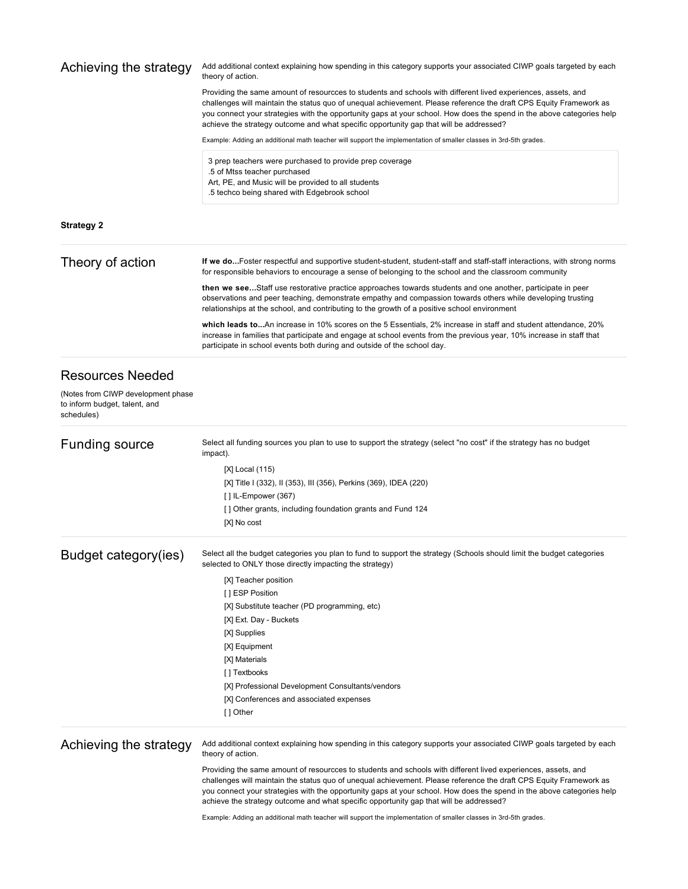## Achieving the strategy

Add additional context explaining how spending in this category supports your associated CIWP goals targeted by each theory of action.

Providing the same amount of resourcces to students and schools with different lived experiences, assets, and challenges will maintain the status quo of unequal achievement. Please reference the draft CPS Equity Framework as you connect your strategies with the opportunity gaps at your school. How does the spend in the above categories help achieve the strategy outcome and what specific opportunity gap that will be addressed?

Example: Adding an additional math teacher will support the implementation of smaller classes in 3rd-5th grades.

3 prep teachers were purchased to provide prep coverage
.5 of Mtss teacher purchased
Art, PE, and Music will be provided to all students
.5 techco being shared with Edgebrook school

### Strategy 2

## Theory of action

**If we do...**Foster respectful and supportive student-student, student-staff and staff-staff interactions, with strong norms for responsible behaviors to encourage a sense of belonging to the school and the classroom community

**then we see...**Staff use restorative practice approaches towards students and one another, participate in peer observations and peer teaching, demonstrate empathy and compassion towards others while developing trusting relationships at the school, and contributing to the growth of a positive school environment

**which leads to...**An increase in 10% scores on the 5 Essentials, 2% increase in staff and student attendance, 20% increase in families that participate and engage at school events from the previous year, 10% increase in staff that participate in school events both during and outside of the school day.

## Resources Needed

(Notes from CIWP development phase to inform budget, talent, and schedules)

## Funding source

Select all funding sources you plan to use to support the strategy (select "no cost" if the strategy has no budget impact).

- [X] Local (115)
- [X] Title I (332), II (353), III (356), Perkins (369), IDEA (220)
- [ ] IL-Empower (367)
- [ ] Other grants, including foundation grants and Fund 124
- [X] No cost

## Budget category(ies)

Select all the budget categories you plan to fund to support the strategy (Schools should limit the budget categories selected to ONLY those directly impacting the strategy)

- [X] Teacher position
- [ ] ESP Position
- [X] Substitute teacher (PD programming, etc)
- [X] Ext. Day - Buckets
- [X] Supplies
- [X] Equipment
- [X] Materials
- [ ] Textbooks
- [X] Professional Development Consultants/vendors
- [X] Conferences and associated expenses
- [ ] Other

## Achieving the strategy

Add additional context explaining how spending in this category supports your associated CIWP goals targeted by each theory of action.

Providing the same amount of resourcces to students and schools with different lived experiences, assets, and challenges will maintain the status quo of unequal achievement. Please reference the draft CPS Equity Framework as you connect your strategies with the opportunity gaps at your school. How does the spend in the above categories help achieve the strategy outcome and what specific opportunity gap that will be addressed?

Example: Adding an additional math teacher will support the implementation of smaller classes in 3rd-5th grades.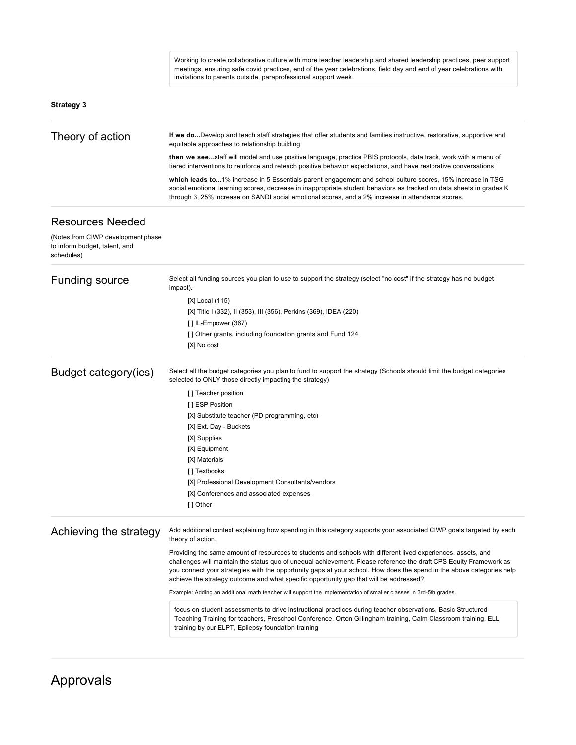Working to create collaborative culture with more teacher leadership and shared leadership practices, peer support meetings, ensuring safe covid practices, end of the year celebrations, field day and end of year celebrations with invitations to parents outside, paraprofessional support week

**Strategy 3**

## Theory of action

**If we do...**Develop and teach staff strategies that offer students and families instructive, restorative, supportive and equitable approaches to relationship building

**then we see...**staff will model and use positive language, practice PBIS protocols, data track, work with a menu of tiered interventions to reinforce and reteach positive behavior expectations, and have restorative conversations

**which leads to...**1% increase in 5 Essentials parent engagement and school culture scores, 15% increase in TSG social emotional learning scores, decrease in inappropriate student behaviors as tracked on data sheets in grades K through 3, 25% increase on SANDI social emotional scores, and a 2% increase in attendance scores.

## Resources Needed

(Notes from CIWP development phase to inform budget, talent, and schedules)

## Funding source

Select all funding sources you plan to use to support the strategy (select "no cost" if the strategy has no budget impact).

- [X] Local (115)
- [X] Title I (332), II (353), III (356), Perkins (369), IDEA (220)
- [ ] IL-Empower (367)
- [ ] Other grants, including foundation grants and Fund 124
- [X] No cost

## Budget category(ies)

Select all the budget categories you plan to fund to support the strategy (Schools should limit the budget categories selected to ONLY those directly impacting the strategy)

- [ ] Teacher position
- [ ] ESP Position
- [X] Substitute teacher (PD programming, etc)
- [X] Ext. Day - Buckets
- [X] Supplies
- [X] Equipment
- [X] Materials
- [ ] Textbooks
- [X] Professional Development Consultants/vendors
- [X] Conferences and associated expenses
- [ ] Other

## Achieving the strategy

Add additional context explaining how spending in this category supports your associated CIWP goals targeted by each theory of action.

Providing the same amount of resourcces to students and schools with different lived experiences, assets, and challenges will maintain the status quo of unequal achievement. Please reference the draft CPS Equity Framework as you connect your strategies with the opportunity gaps at your school. How does the spend in the above categories help achieve the strategy outcome and what specific opportunity gap that will be addressed?

Example: Adding an additional math teacher will support the implementation of smaller classes in 3rd-5th grades.

focus on student assessments to drive instructional practices during teacher observations, Basic Structured Teaching Training for teachers, Preschool Conference, Orton Gillingham training, Calm Classroom training, ELL training by our ELPT, Epilepsy foundation training

# Approvals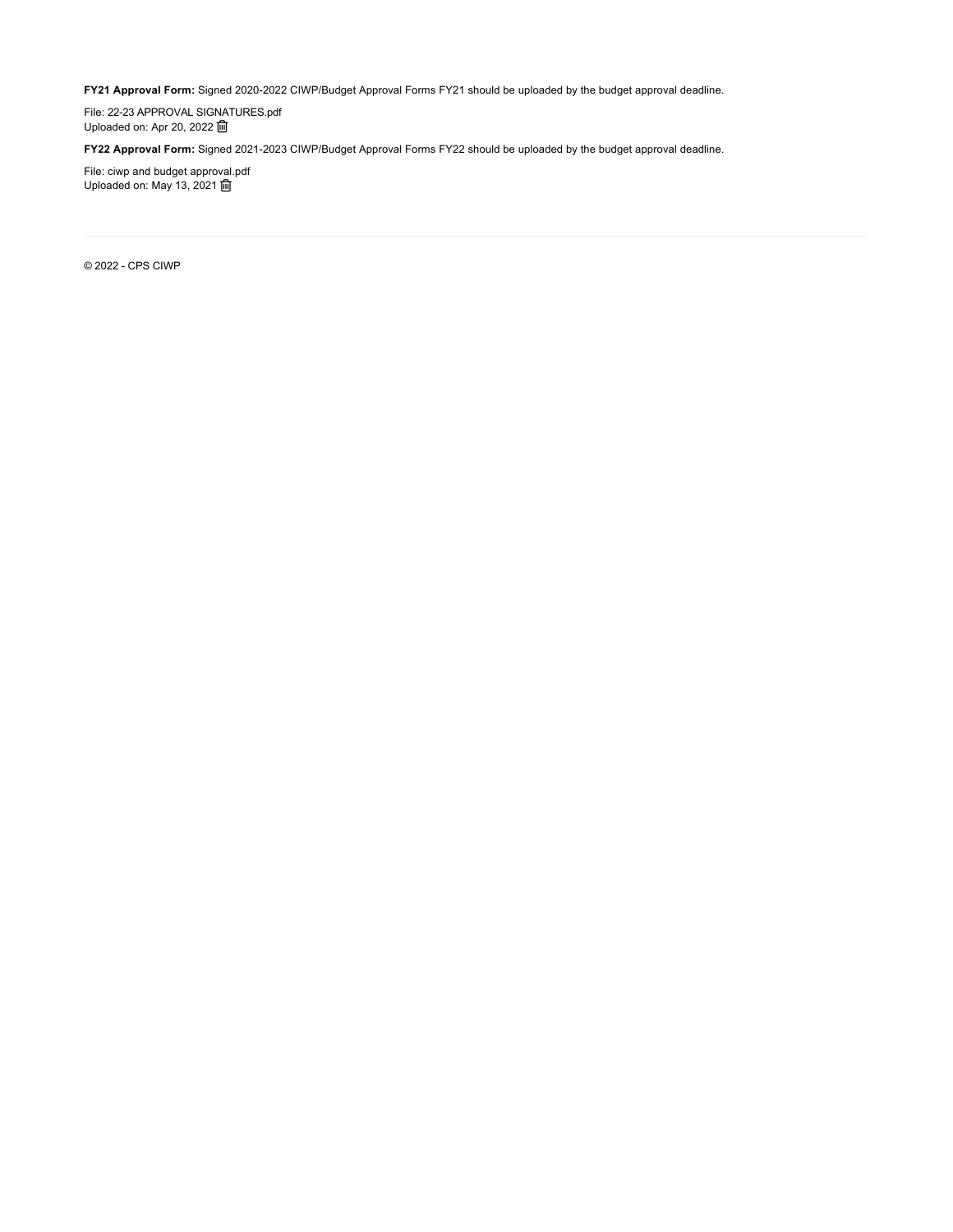**FY21 Approval Form:** Signed 2020-2022 CIWP/Budget Approval Forms FY21 should be uploaded by the budget approval deadline.

File: 22-23 APPROVAL SIGNATURES.pdf
Uploaded on: Apr 20, 2022

**FY22 Approval Form:** Signed 2021-2023 CIWP/Budget Approval Forms FY22 should be uploaded by the budget approval deadline.

File: ciwp and budget approval.pdf
Uploaded on: May 13, 2021

© 2022 - CPS CIWP